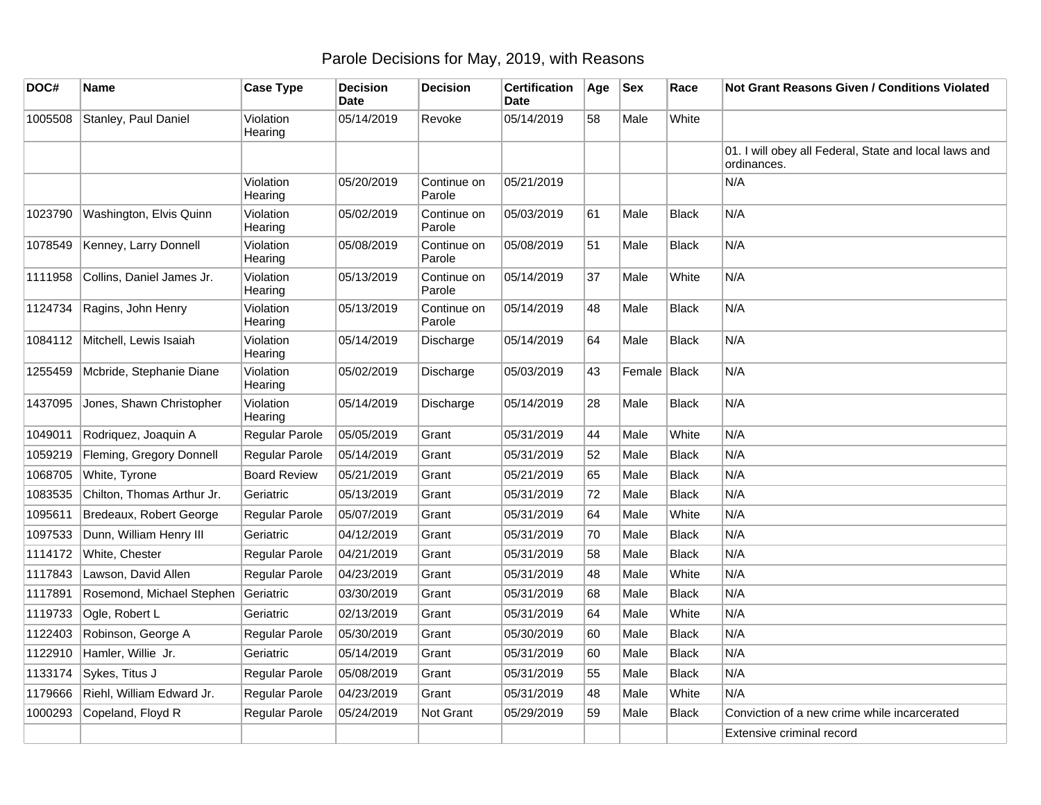# Parole Decisions for May, 2019, with Reasons

| DOC# | Name | Case Type | Decision Date | Decision | Certification Date | Age | Sex | Race | Not Grant Reasons Given / Conditions Violated |
|---|---|---|---|---|---|---|---|---|---|
| 1005508 | Stanley, Paul Daniel | Violation Hearing | 05/14/2019 | Revoke | 05/14/2019 | 58 | Male | White | |
| | | | | | | | | | 01. I will obey all Federal, State and local laws and ordinances. |
| | | Violation Hearing | 05/20/2019 | Continue on Parole | 05/21/2019 | | | | N/A |
| 1023790 | Washington, Elvis Quinn | Violation Hearing | 05/02/2019 | Continue on Parole | 05/03/2019 | 61 | Male | Black | N/A |
| 1078549 | Kenney, Larry Donnell | Violation Hearing | 05/08/2019 | Continue on Parole | 05/08/2019 | 51 | Male | Black | N/A |
| 1111958 | Collins, Daniel James Jr. | Violation Hearing | 05/13/2019 | Continue on Parole | 05/14/2019 | 37 | Male | White | N/A |
| 1124734 | Ragins, John Henry | Violation Hearing | 05/13/2019 | Continue on Parole | 05/14/2019 | 48 | Male | Black | N/A |
| 1084112 | Mitchell, Lewis Isaiah | Violation Hearing | 05/14/2019 | Discharge | 05/14/2019 | 64 | Male | Black | N/A |
| 1255459 | Mcbride, Stephanie Diane | Violation Hearing | 05/02/2019 | Discharge | 05/03/2019 | 43 | Female | Black | N/A |
| 1437095 | Jones, Shawn Christopher | Violation Hearing | 05/14/2019 | Discharge | 05/14/2019 | 28 | Male | Black | N/A |
| 1049011 | Rodriquez, Joaquin A | Regular Parole | 05/05/2019 | Grant | 05/31/2019 | 44 | Male | White | N/A |
| 1059219 | Fleming, Gregory Donnell | Regular Parole | 05/14/2019 | Grant | 05/31/2019 | 52 | Male | Black | N/A |
| 1068705 | White, Tyrone | Board Review | 05/21/2019 | Grant | 05/21/2019 | 65 | Male | Black | N/A |
| 1083535 | Chilton, Thomas Arthur Jr. | Geriatric | 05/13/2019 | Grant | 05/31/2019 | 72 | Male | Black | N/A |
| 1095611 | Bredeaux, Robert George | Regular Parole | 05/07/2019 | Grant | 05/31/2019 | 64 | Male | White | N/A |
| 1097533 | Dunn, William Henry III | Geriatric | 04/12/2019 | Grant | 05/31/2019 | 70 | Male | Black | N/A |
| 1114172 | White, Chester | Regular Parole | 04/21/2019 | Grant | 05/31/2019 | 58 | Male | Black | N/A |
| 1117843 | Lawson, David Allen | Regular Parole | 04/23/2019 | Grant | 05/31/2019 | 48 | Male | White | N/A |
| 1117891 | Rosemond, Michael Stephen | Geriatric | 03/30/2019 | Grant | 05/31/2019 | 68 | Male | Black | N/A |
| 1119733 | Ogle, Robert L | Geriatric | 02/13/2019 | Grant | 05/31/2019 | 64 | Male | White | N/A |
| 1122403 | Robinson, George A | Regular Parole | 05/30/2019 | Grant | 05/30/2019 | 60 | Male | Black | N/A |
| 1122910 | Hamler, Willie Jr. | Geriatric | 05/14/2019 | Grant | 05/31/2019 | 60 | Male | Black | N/A |
| 1133174 | Sykes, Titus J | Regular Parole | 05/08/2019 | Grant | 05/31/2019 | 55 | Male | Black | N/A |
| 1179666 | Riehl, William Edward Jr. | Regular Parole | 04/23/2019 | Grant | 05/31/2019 | 48 | Male | White | N/A |
| 1000293 | Copeland, Floyd R | Regular Parole | 05/24/2019 | Not Grant | 05/29/2019 | 59 | Male | Black | Conviction of a new crime while incarcerated |
| | | | | | | | | | Extensive criminal record |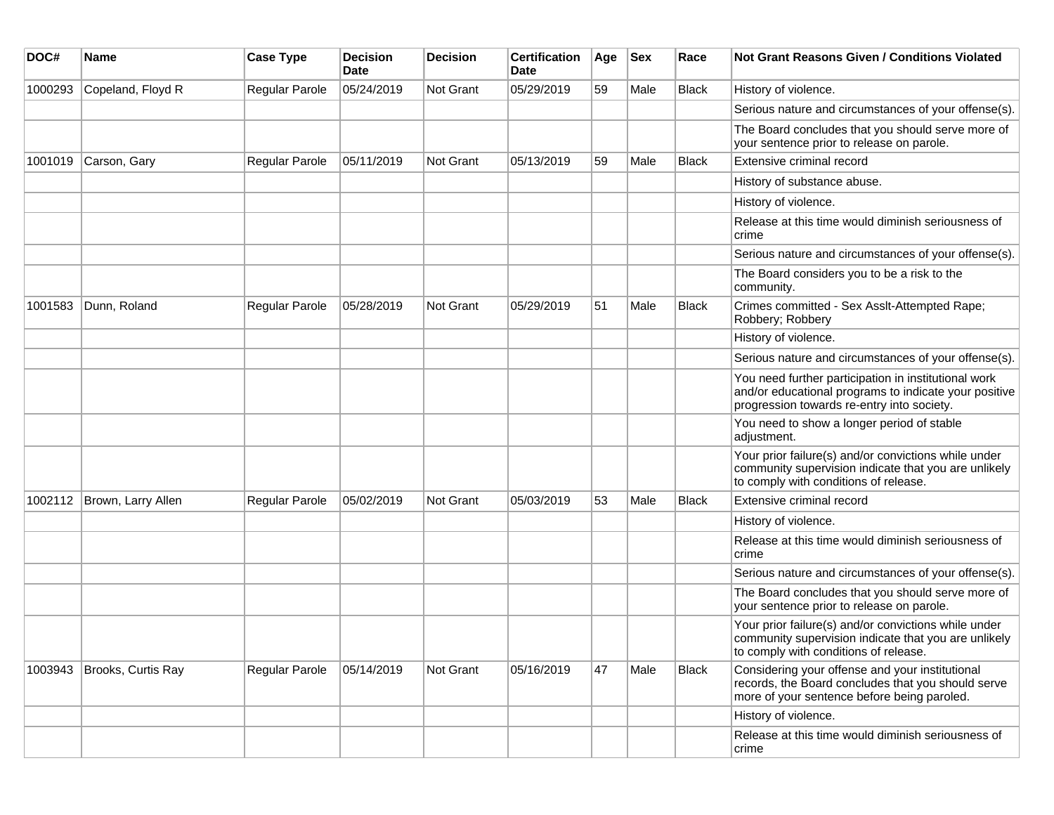| DOC# | Name | Case Type | Decision Date | Decision | Certification Date | Age | Sex | Race | Not Grant Reasons Given / Conditions Violated |
|---|---|---|---|---|---|---|---|---|---|
| 1000293 | Copeland, Floyd R | Regular Parole | 05/24/2019 | Not Grant | 05/29/2019 | 59 | Male | Black | History of violence. |
| | | | | | | | | | Serious nature and circumstances of your offense(s). |
| | | | | | | | | | The Board concludes that you should serve more of your sentence prior to release on parole. |
| 1001019 | Carson, Gary | Regular Parole | 05/11/2019 | Not Grant | 05/13/2019 | 59 | Male | Black | Extensive criminal record |
| | | | | | | | | | History of substance abuse. |
| | | | | | | | | | History of violence. |
| | | | | | | | | | Release at this time would diminish seriousness of crime |
| | | | | | | | | | Serious nature and circumstances of your offense(s). |
| | | | | | | | | | The Board considers you to be a risk to the community. |
| 1001583 | Dunn, Roland | Regular Parole | 05/28/2019 | Not Grant | 05/29/2019 | 51 | Male | Black | Crimes committed - Sex Asslt-Attempted Rape; Robbery; Robbery |
| | | | | | | | | | History of violence. |
| | | | | | | | | | Serious nature and circumstances of your offense(s). |
| | | | | | | | | | You need further participation in institutional work and/or educational programs to indicate your positive progression towards re-entry into society. |
| | | | | | | | | | You need to show a longer period of stable adjustment. |
| | | | | | | | | | Your prior failure(s) and/or convictions while under community supervision indicate that you are unlikely to comply with conditions of release. |
| 1002112 | Brown, Larry Allen | Regular Parole | 05/02/2019 | Not Grant | 05/03/2019 | 53 | Male | Black | Extensive criminal record |
| | | | | | | | | | History of violence. |
| | | | | | | | | | Release at this time would diminish seriousness of crime |
| | | | | | | | | | Serious nature and circumstances of your offense(s). |
| | | | | | | | | | The Board concludes that you should serve more of your sentence prior to release on parole. |
| | | | | | | | | | Your prior failure(s) and/or convictions while under community supervision indicate that you are unlikely to comply with conditions of release. |
| 1003943 | Brooks, Curtis Ray | Regular Parole | 05/14/2019 | Not Grant | 05/16/2019 | 47 | Male | Black | Considering your offense and your institutional records, the Board concludes that you should serve more of your sentence before being paroled. |
| | | | | | | | | | History of violence. |
| | | | | | | | | | Release at this time would diminish seriousness of crime |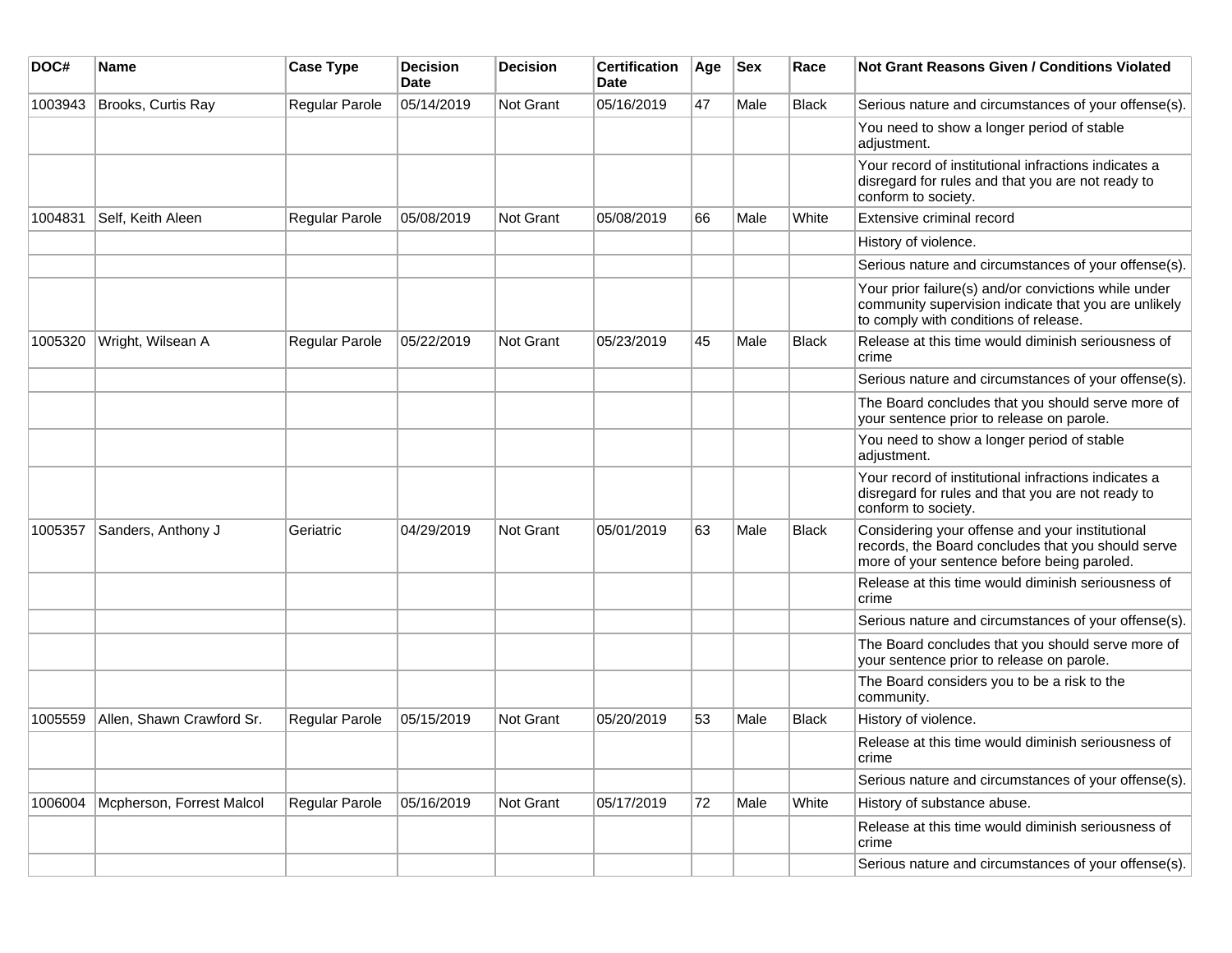| DOC# | Name | Case Type | Decision Date | Decision | Certification Date | Age | Sex | Race | Not Grant Reasons Given / Conditions Violated |
|---|---|---|---|---|---|---|---|---|---|
| 1003943 | Brooks, Curtis Ray | Regular Parole | 05/14/2019 | Not Grant | 05/16/2019 | 47 | Male | Black | Serious nature and circumstances of your offense(s). |
| | | | | | | | | | You need to show a longer period of stable adjustment. |
| | | | | | | | | | Your record of institutional infractions indicates a disregard for rules and that you are not ready to conform to society. |
| 1004831 | Self, Keith Aleen | Regular Parole | 05/08/2019 | Not Grant | 05/08/2019 | 66 | Male | White | Extensive criminal record |
| | | | | | | | | | History of violence. |
| | | | | | | | | | Serious nature and circumstances of your offense(s). |
| | | | | | | | | | Your prior failure(s) and/or convictions while under community supervision indicate that you are unlikely to comply with conditions of release. |
| 1005320 | Wright, Wilsean A | Regular Parole | 05/22/2019 | Not Grant | 05/23/2019 | 45 | Male | Black | Release at this time would diminish seriousness of crime |
| | | | | | | | | | Serious nature and circumstances of your offense(s). |
| | | | | | | | | | The Board concludes that you should serve more of your sentence prior to release on parole. |
| | | | | | | | | | You need to show a longer period of stable adjustment. |
| | | | | | | | | | Your record of institutional infractions indicates a disregard for rules and that you are not ready to conform to society. |
| 1005357 | Sanders, Anthony J | Geriatric | 04/29/2019 | Not Grant | 05/01/2019 | 63 | Male | Black | Considering your offense and your institutional records, the Board concludes that you should serve more of your sentence before being paroled. |
| | | | | | | | | | Release at this time would diminish seriousness of crime |
| | | | | | | | | | Serious nature and circumstances of your offense(s). |
| | | | | | | | | | The Board concludes that you should serve more of your sentence prior to release on parole. |
| | | | | | | | | | The Board considers you to be a risk to the community. |
| 1005559 | Allen, Shawn Crawford Sr. | Regular Parole | 05/15/2019 | Not Grant | 05/20/2019 | 53 | Male | Black | History of violence. |
| | | | | | | | | | Release at this time would diminish seriousness of crime |
| | | | | | | | | | Serious nature and circumstances of your offense(s). |
| 1006004 | Mcpherson, Forrest Malcol | Regular Parole | 05/16/2019 | Not Grant | 05/17/2019 | 72 | Male | White | History of substance abuse. |
| | | | | | | | | | Release at this time would diminish seriousness of crime |
| | | | | | | | | | Serious nature and circumstances of your offense(s). |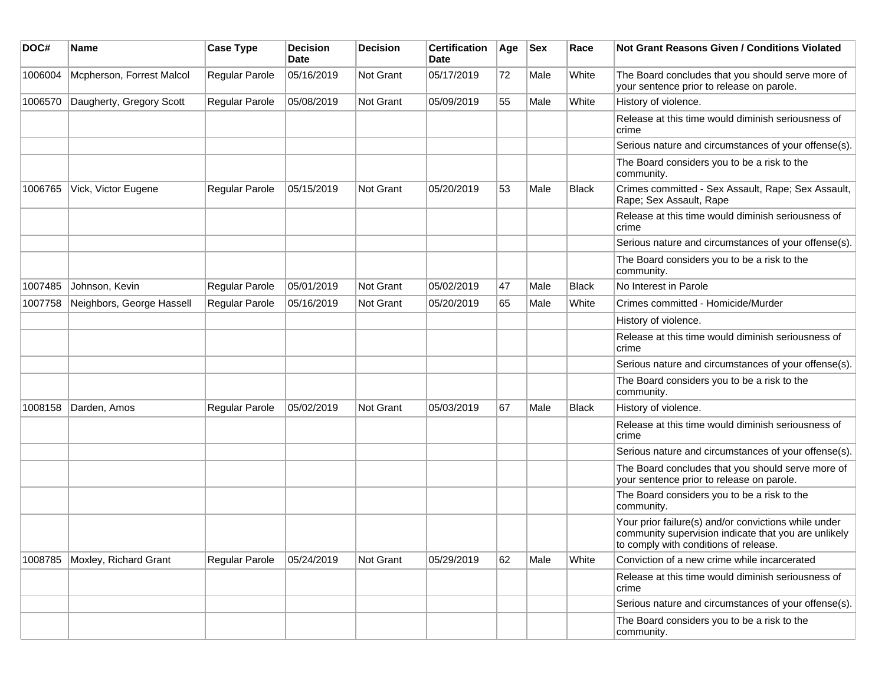| DOC# | Name | Case Type | Decision Date | Decision | Certification Date | Age | Sex | Race | Not Grant Reasons Given / Conditions Violated |
|---|---|---|---|---|---|---|---|---|---|
| 1006004 | Mcpherson, Forrest Malcol | Regular Parole | 05/16/2019 | Not Grant | 05/17/2019 | 72 | Male | White | The Board concludes that you should serve more of your sentence prior to release on parole. |
| 1006570 | Daugherty, Gregory Scott | Regular Parole | 05/08/2019 | Not Grant | 05/09/2019 | 55 | Male | White | History of violence. |
| | | | | | | | | | Release at this time would diminish seriousness of crime |
| | | | | | | | | | Serious nature and circumstances of your offense(s). |
| | | | | | | | | | The Board considers you to be a risk to the community. |
| 1006765 | Vick, Victor Eugene | Regular Parole | 05/15/2019 | Not Grant | 05/20/2019 | 53 | Male | Black | Crimes committed - Sex Assault, Rape; Sex Assault, Rape; Sex Assault, Rape |
| | | | | | | | | | Release at this time would diminish seriousness of crime |
| | | | | | | | | | Serious nature and circumstances of your offense(s). |
| | | | | | | | | | The Board considers you to be a risk to the community. |
| 1007485 | Johnson, Kevin | Regular Parole | 05/01/2019 | Not Grant | 05/02/2019 | 47 | Male | Black | No Interest in Parole |
| 1007758 | Neighbors, George Hassell | Regular Parole | 05/16/2019 | Not Grant | 05/20/2019 | 65 | Male | White | Crimes committed - Homicide/Murder |
| | | | | | | | | | History of violence. |
| | | | | | | | | | Release at this time would diminish seriousness of crime |
| | | | | | | | | | Serious nature and circumstances of your offense(s). |
| | | | | | | | | | The Board considers you to be a risk to the community. |
| 1008158 | Darden, Amos | Regular Parole | 05/02/2019 | Not Grant | 05/03/2019 | 67 | Male | Black | History of violence. |
| | | | | | | | | | Release at this time would diminish seriousness of crime |
| | | | | | | | | | Serious nature and circumstances of your offense(s). |
| | | | | | | | | | The Board concludes that you should serve more of your sentence prior to release on parole. |
| | | | | | | | | | The Board considers you to be a risk to the community. |
| | | | | | | | | | Your prior failure(s) and/or convictions while under community supervision indicate that you are unlikely to comply with conditions of release. |
| 1008785 | Moxley, Richard Grant | Regular Parole | 05/24/2019 | Not Grant | 05/29/2019 | 62 | Male | White | Conviction of a new crime while incarcerated |
| | | | | | | | | | Release at this time would diminish seriousness of crime |
| | | | | | | | | | Serious nature and circumstances of your offense(s). |
| | | | | | | | | | The Board considers you to be a risk to the community. |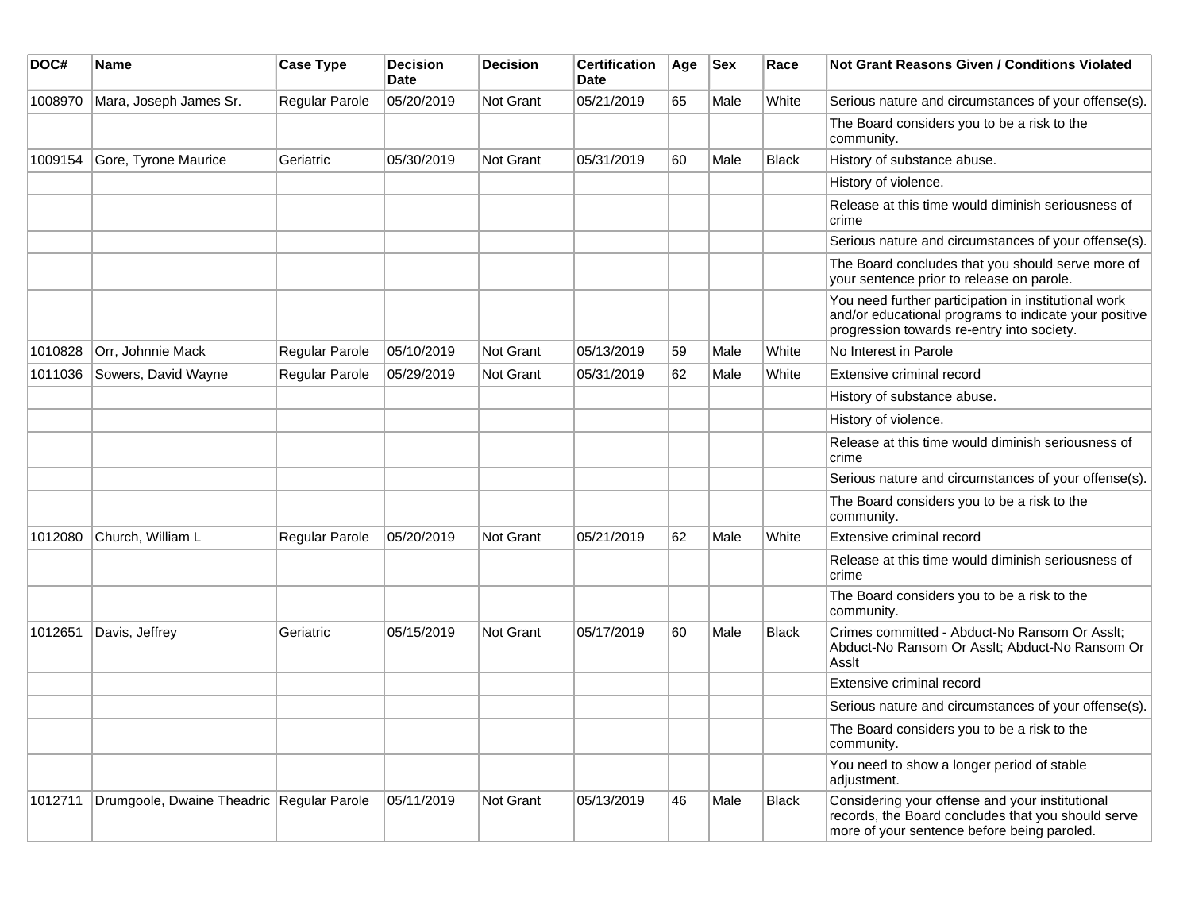| DOC# | Name | Case Type | Decision Date | Decision | Certification Date | Age | Sex | Race | Not Grant Reasons Given / Conditions Violated |
|---|---|---|---|---|---|---|---|---|---|
| 1008970 | Mara, Joseph James Sr. | Regular Parole | 05/20/2019 | Not Grant | 05/21/2019 | 65 | Male | White | Serious nature and circumstances of your offense(s). |
| | | | | | | | | | The Board considers you to be a risk to the community. |
| 1009154 | Gore, Tyrone Maurice | Geriatric | 05/30/2019 | Not Grant | 05/31/2019 | 60 | Male | Black | History of substance abuse. |
| | | | | | | | | | History of violence. |
| | | | | | | | | | Release at this time would diminish seriousness of crime |
| | | | | | | | | | Serious nature and circumstances of your offense(s). |
| | | | | | | | | | The Board concludes that you should serve more of your sentence prior to release on parole. |
| | | | | | | | | | You need further participation in institutional work and/or educational programs to indicate your positive progression towards re-entry into society. |
| 1010828 | Orr, Johnnie Mack | Regular Parole | 05/10/2019 | Not Grant | 05/13/2019 | 59 | Male | White | No Interest in Parole |
| 1011036 | Sowers, David Wayne | Regular Parole | 05/29/2019 | Not Grant | 05/31/2019 | 62 | Male | White | Extensive criminal record |
| | | | | | | | | | History of substance abuse. |
| | | | | | | | | | History of violence. |
| | | | | | | | | | Release at this time would diminish seriousness of crime |
| | | | | | | | | | Serious nature and circumstances of your offense(s). |
| | | | | | | | | | The Board considers you to be a risk to the community. |
| 1012080 | Church, William L | Regular Parole | 05/20/2019 | Not Grant | 05/21/2019 | 62 | Male | White | Extensive criminal record |
| | | | | | | | | | Release at this time would diminish seriousness of crime |
| | | | | | | | | | The Board considers you to be a risk to the community. |
| 1012651 | Davis, Jeffrey | Geriatric | 05/15/2019 | Not Grant | 05/17/2019 | 60 | Male | Black | Crimes committed - Abduct-No Ransom Or Asslt; Abduct-No Ransom Or Asslt; Abduct-No Ransom Or Asslt |
| | | | | | | | | | Extensive criminal record |
| | | | | | | | | | Serious nature and circumstances of your offense(s). |
| | | | | | | | | | The Board considers you to be a risk to the community. |
| | | | | | | | | | You need to show a longer period of stable adjustment. |
| 1012711 | Drumgoole, Dwaine Theadric | Regular Parole | 05/11/2019 | Not Grant | 05/13/2019 | 46 | Male | Black | Considering your offense and your institutional records, the Board concludes that you should serve more of your sentence before being paroled. |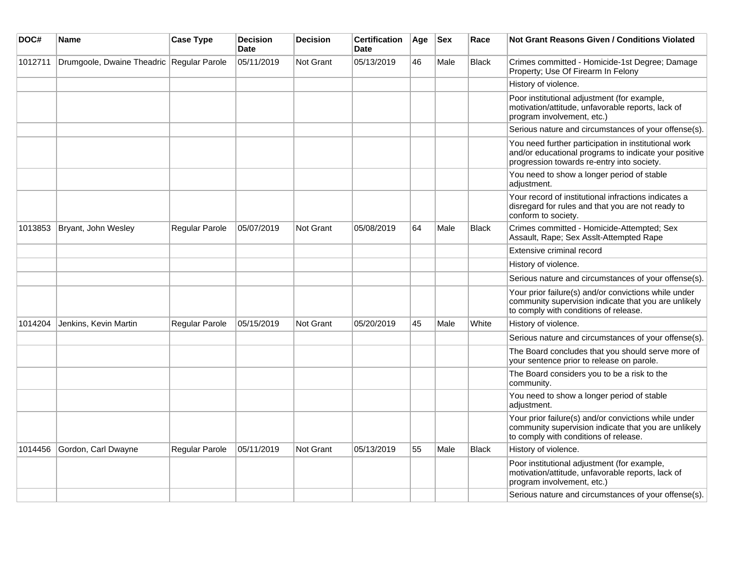| DOC# | Name | Case Type | Decision Date | Decision | Certification Date | Age | Sex | Race | Not Grant Reasons Given / Conditions Violated |
|---|---|---|---|---|---|---|---|---|---|
| 1012711 | Drumgoole, Dwaine Theadric | Regular Parole | 05/11/2019 | Not Grant | 05/13/2019 | 46 | Male | Black | Crimes committed - Homicide-1st Degree; Damage Property; Use Of Firearm In Felony |
| | | | | | | | | | History of violence. |
| | | | | | | | | | Poor institutional adjustment (for example, motivation/attitude, unfavorable reports, lack of program involvement, etc.) |
| | | | | | | | | | Serious nature and circumstances of your offense(s). |
| | | | | | | | | | You need further participation in institutional work and/or educational programs to indicate your positive progression towards re-entry into society. |
| | | | | | | | | | You need to show a longer period of stable adjustment. |
| | | | | | | | | | Your record of institutional infractions indicates a disregard for rules and that you are not ready to conform to society. |
| 1013853 | Bryant, John Wesley | Regular Parole | 05/07/2019 | Not Grant | 05/08/2019 | 64 | Male | Black | Crimes committed - Homicide-Attempted; Sex Assault, Rape; Sex Asslt-Attempted Rape |
| | | | | | | | | | Extensive criminal record |
| | | | | | | | | | History of violence. |
| | | | | | | | | | Serious nature and circumstances of your offense(s). |
| | | | | | | | | | Your prior failure(s) and/or convictions while under community supervision indicate that you are unlikely to comply with conditions of release. |
| 1014204 | Jenkins, Kevin Martin | Regular Parole | 05/15/2019 | Not Grant | 05/20/2019 | 45 | Male | White | History of violence. |
| | | | | | | | | | Serious nature and circumstances of your offense(s). |
| | | | | | | | | | The Board concludes that you should serve more of your sentence prior to release on parole. |
| | | | | | | | | | The Board considers you to be a risk to the community. |
| | | | | | | | | | You need to show a longer period of stable adjustment. |
| | | | | | | | | | Your prior failure(s) and/or convictions while under community supervision indicate that you are unlikely to comply with conditions of release. |
| 1014456 | Gordon, Carl Dwayne | Regular Parole | 05/11/2019 | Not Grant | 05/13/2019 | 55 | Male | Black | History of violence. |
| | | | | | | | | | Poor institutional adjustment (for example, motivation/attitude, unfavorable reports, lack of program involvement, etc.) |
| | | | | | | | | | Serious nature and circumstances of your offense(s). |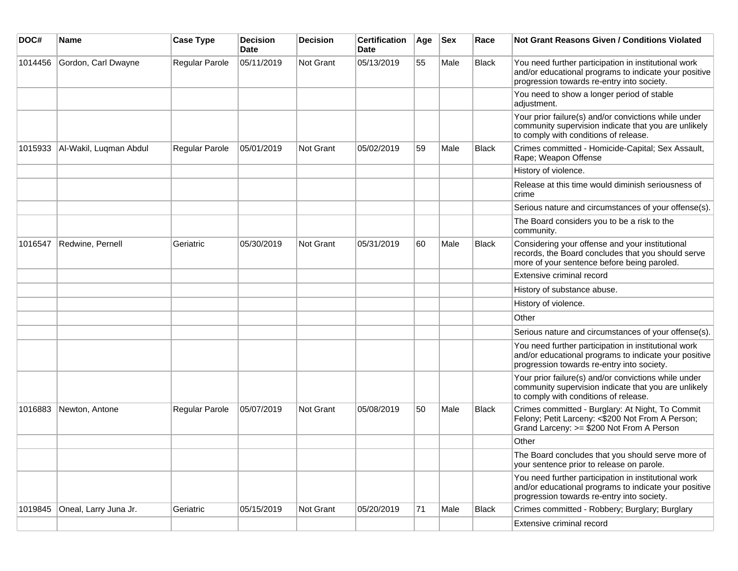| DOC# | Name | Case Type | Decision Date | Decision | Certification Date | Age | Sex | Race | Not Grant Reasons Given / Conditions Violated |
|---|---|---|---|---|---|---|---|---|---|
| 1014456 | Gordon, Carl Dwayne | Regular Parole | 05/11/2019 | Not Grant | 05/13/2019 | 55 | Male | Black | You need further participation in institutional work and/or educational programs to indicate your positive progression towards re-entry into society. |
| | | | | | | | | | You need to show a longer period of stable adjustment. |
| | | | | | | | | | Your prior failure(s) and/or convictions while under community supervision indicate that you are unlikely to comply with conditions of release. |
| 1015933 | Al-Wakil, Luqman Abdul | Regular Parole | 05/01/2019 | Not Grant | 05/02/2019 | 59 | Male | Black | Crimes committed - Homicide-Capital; Sex Assault, Rape; Weapon Offense |
| | | | | | | | | | History of violence. |
| | | | | | | | | | Release at this time would diminish seriousness of crime |
| | | | | | | | | | Serious nature and circumstances of your offense(s). |
| | | | | | | | | | The Board considers you to be a risk to the community. |
| 1016547 | Redwine, Pernell | Geriatric | 05/30/2019 | Not Grant | 05/31/2019 | 60 | Male | Black | Considering your offense and your institutional records, the Board concludes that you should serve more of your sentence before being paroled. |
| | | | | | | | | | Extensive criminal record |
| | | | | | | | | | History of substance abuse. |
| | | | | | | | | | History of violence. |
| | | | | | | | | | Other |
| | | | | | | | | | Serious nature and circumstances of your offense(s). |
| | | | | | | | | | You need further participation in institutional work and/or educational programs to indicate your positive progression towards re-entry into society. |
| | | | | | | | | | Your prior failure(s) and/or convictions while under community supervision indicate that you are unlikely to comply with conditions of release. |
| 1016883 | Newton, Antone | Regular Parole | 05/07/2019 | Not Grant | 05/08/2019 | 50 | Male | Black | Crimes committed - Burglary: At Night, To Commit Felony; Petit Larceny: <$200 Not From A Person; Grand Larceny: >= $200 Not From A Person |
| | | | | | | | | | Other |
| | | | | | | | | | The Board concludes that you should serve more of your sentence prior to release on parole. |
| | | | | | | | | | You need further participation in institutional work and/or educational programs to indicate your positive progression towards re-entry into society. |
| 1019845 | Oneal, Larry Juna Jr. | Geriatric | 05/15/2019 | Not Grant | 05/20/2019 | 71 | Male | Black | Crimes committed - Robbery; Burglary; Burglary |
| | | | | | | | | | Extensive criminal record |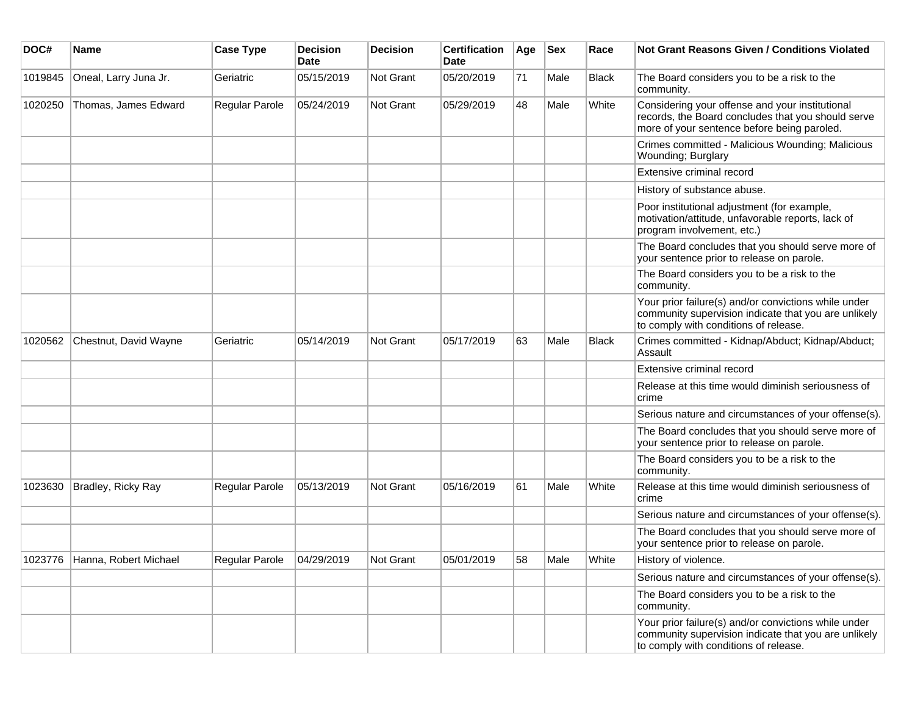| DOC# | Name | Case Type | Decision Date | Decision | Certification Date | Age | Sex | Race | Not Grant Reasons Given / Conditions Violated |
|---|---|---|---|---|---|---|---|---|---|
| 1019845 | Oneal, Larry Juna Jr. | Geriatric | 05/15/2019 | Not Grant | 05/20/2019 | 71 | Male | Black | The Board considers you to be a risk to the community. |
| 1020250 | Thomas, James Edward | Regular Parole | 05/24/2019 | Not Grant | 05/29/2019 | 48 | Male | White | Considering your offense and your institutional records, the Board concludes that you should serve more of your sentence before being paroled. |
| | | | | | | | | | Crimes committed - Malicious Wounding; Malicious Wounding; Burglary |
| | | | | | | | | | Extensive criminal record |
| | | | | | | | | | History of substance abuse. |
| | | | | | | | | | Poor institutional adjustment (for example, motivation/attitude, unfavorable reports, lack of program involvement, etc.) |
| | | | | | | | | | The Board concludes that you should serve more of your sentence prior to release on parole. |
| | | | | | | | | | The Board considers you to be a risk to the community. |
| | | | | | | | | | Your prior failure(s) and/or convictions while under community supervision indicate that you are unlikely to comply with conditions of release. |
| 1020562 | Chestnut, David Wayne | Geriatric | 05/14/2019 | Not Grant | 05/17/2019 | 63 | Male | Black | Crimes committed - Kidnap/Abduct; Kidnap/Abduct; Assault |
| | | | | | | | | | Extensive criminal record |
| | | | | | | | | | Release at this time would diminish seriousness of crime |
| | | | | | | | | | Serious nature and circumstances of your offense(s). |
| | | | | | | | | | The Board concludes that you should serve more of your sentence prior to release on parole. |
| | | | | | | | | | The Board considers you to be a risk to the community. |
| 1023630 | Bradley, Ricky Ray | Regular Parole | 05/13/2019 | Not Grant | 05/16/2019 | 61 | Male | White | Release at this time would diminish seriousness of crime |
| | | | | | | | | | Serious nature and circumstances of your offense(s). |
| | | | | | | | | | The Board concludes that you should serve more of your sentence prior to release on parole. |
| 1023776 | Hanna, Robert Michael | Regular Parole | 04/29/2019 | Not Grant | 05/01/2019 | 58 | Male | White | History of violence. |
| | | | | | | | | | Serious nature and circumstances of your offense(s). |
| | | | | | | | | | The Board considers you to be a risk to the community. |
| | | | | | | | | | Your prior failure(s) and/or convictions while under community supervision indicate that you are unlikely to comply with conditions of release. |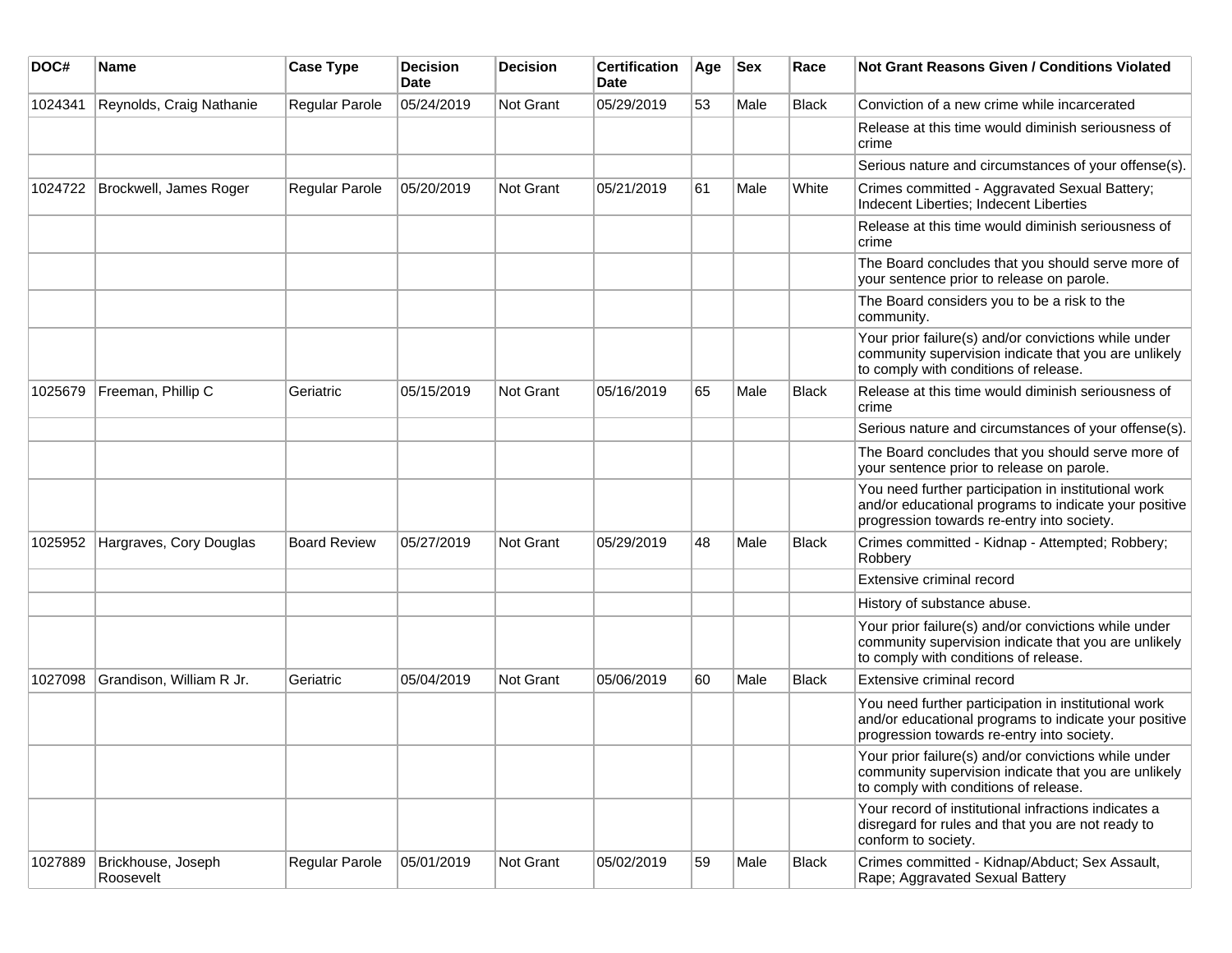| DOC# | Name | Case Type | Decision Date | Decision | Certification Date | Age | Sex | Race | Not Grant Reasons Given / Conditions Violated |
|---|---|---|---|---|---|---|---|---|---|
| 1024341 | Reynolds, Craig Nathanie | Regular Parole | 05/24/2019 | Not Grant | 05/29/2019 | 53 | Male | Black | Conviction of a new crime while incarcerated |
| | | | | | | | | | Release at this time would diminish seriousness of crime |
| | | | | | | | | | Serious nature and circumstances of your offense(s). |
| 1024722 | Brockwell, James Roger | Regular Parole | 05/20/2019 | Not Grant | 05/21/2019 | 61 | Male | White | Crimes committed - Aggravated Sexual Battery; Indecent Liberties; Indecent Liberties |
| | | | | | | | | | Release at this time would diminish seriousness of crime |
| | | | | | | | | | The Board concludes that you should serve more of your sentence prior to release on parole. |
| | | | | | | | | | The Board considers you to be a risk to the community. |
| | | | | | | | | | Your prior failure(s) and/or convictions while under community supervision indicate that you are unlikely to comply with conditions of release. |
| 1025679 | Freeman, Phillip C | Geriatric | 05/15/2019 | Not Grant | 05/16/2019 | 65 | Male | Black | Release at this time would diminish seriousness of crime |
| | | | | | | | | | Serious nature and circumstances of your offense(s). |
| | | | | | | | | | The Board concludes that you should serve more of your sentence prior to release on parole. |
| | | | | | | | | | You need further participation in institutional work and/or educational programs to indicate your positive progression towards re-entry into society. |
| 1025952 | Hargraves, Cory Douglas | Board Review | 05/27/2019 | Not Grant | 05/29/2019 | 48 | Male | Black | Crimes committed - Kidnap - Attempted; Robbery; Robbery |
| | | | | | | | | | Extensive criminal record |
| | | | | | | | | | History of substance abuse. |
| | | | | | | | | | Your prior failure(s) and/or convictions while under community supervision indicate that you are unlikely to comply with conditions of release. |
| 1027098 | Grandison, William R Jr. | Geriatric | 05/04/2019 | Not Grant | 05/06/2019 | 60 | Male | Black | Extensive criminal record |
| | | | | | | | | | You need further participation in institutional work and/or educational programs to indicate your positive progression towards re-entry into society. |
| | | | | | | | | | Your prior failure(s) and/or convictions while under community supervision indicate that you are unlikely to comply with conditions of release. |
| | | | | | | | | | Your record of institutional infractions indicates a disregard for rules and that you are not ready to conform to society. |
| 1027889 | Brickhouse, Joseph Roosevelt | Regular Parole | 05/01/2019 | Not Grant | 05/02/2019 | 59 | Male | Black | Crimes committed - Kidnap/Abduct; Sex Assault, Rape; Aggravated Sexual Battery |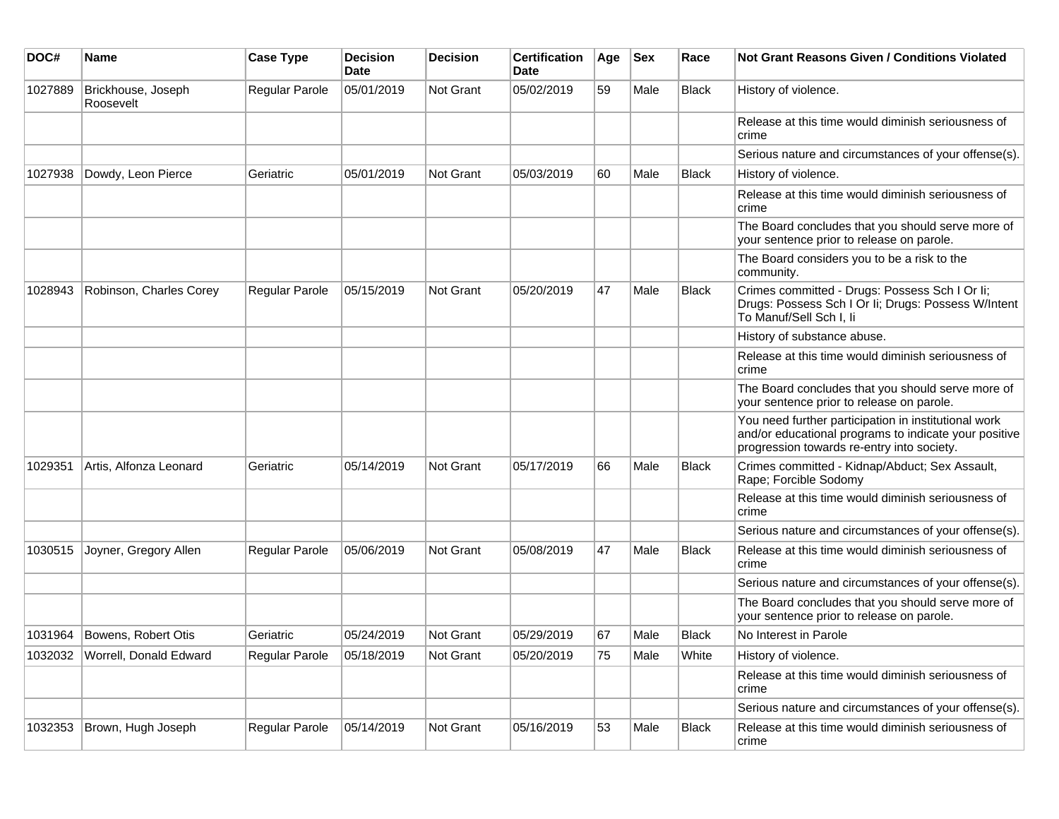| DOC# | Name | Case Type | Decision Date | Decision | Certification Date | Age | Sex | Race | Not Grant Reasons Given / Conditions Violated |
|---|---|---|---|---|---|---|---|---|---|
| 1027889 | Brickhouse, Joseph Roosevelt | Regular Parole | 05/01/2019 | Not Grant | 05/02/2019 | 59 | Male | Black | History of violence. |
| | | | | | | | | | Release at this time would diminish seriousness of crime |
| | | | | | | | | | Serious nature and circumstances of your offense(s). |
| 1027938 | Dowdy, Leon Pierce | Geriatric | 05/01/2019 | Not Grant | 05/03/2019 | 60 | Male | Black | History of violence. |
| | | | | | | | | | Release at this time would diminish seriousness of crime |
| | | | | | | | | | The Board concludes that you should serve more of your sentence prior to release on parole. |
| | | | | | | | | | The Board considers you to be a risk to the community. |
| 1028943 | Robinson, Charles Corey | Regular Parole | 05/15/2019 | Not Grant | 05/20/2019 | 47 | Male | Black | Crimes committed - Drugs: Possess Sch I Or Ii; Drugs: Possess Sch I Or Ii; Drugs: Possess W/Intent To Manuf/Sell Sch I, Ii |
| | | | | | | | | | History of substance abuse. |
| | | | | | | | | | Release at this time would diminish seriousness of crime |
| | | | | | | | | | The Board concludes that you should serve more of your sentence prior to release on parole. |
| | | | | | | | | | You need further participation in institutional work and/or educational programs to indicate your positive progression towards re-entry into society. |
| 1029351 | Artis, Alfonza Leonard | Geriatric | 05/14/2019 | Not Grant | 05/17/2019 | 66 | Male | Black | Crimes committed - Kidnap/Abduct; Sex Assault, Rape; Forcible Sodomy |
| | | | | | | | | | Release at this time would diminish seriousness of crime |
| | | | | | | | | | Serious nature and circumstances of your offense(s). |
| 1030515 | Joyner, Gregory Allen | Regular Parole | 05/06/2019 | Not Grant | 05/08/2019 | 47 | Male | Black | Release at this time would diminish seriousness of crime |
| | | | | | | | | | Serious nature and circumstances of your offense(s). |
| | | | | | | | | | The Board concludes that you should serve more of your sentence prior to release on parole. |
| 1031964 | Bowens, Robert Otis | Geriatric | 05/24/2019 | Not Grant | 05/29/2019 | 67 | Male | Black | No Interest in Parole |
| 1032032 | Worrell, Donald Edward | Regular Parole | 05/18/2019 | Not Grant | 05/20/2019 | 75 | Male | White | History of violence. |
| | | | | | | | | | Release at this time would diminish seriousness of crime |
| | | | | | | | | | Serious nature and circumstances of your offense(s). |
| 1032353 | Brown, Hugh Joseph | Regular Parole | 05/14/2019 | Not Grant | 05/16/2019 | 53 | Male | Black | Release at this time would diminish seriousness of crime |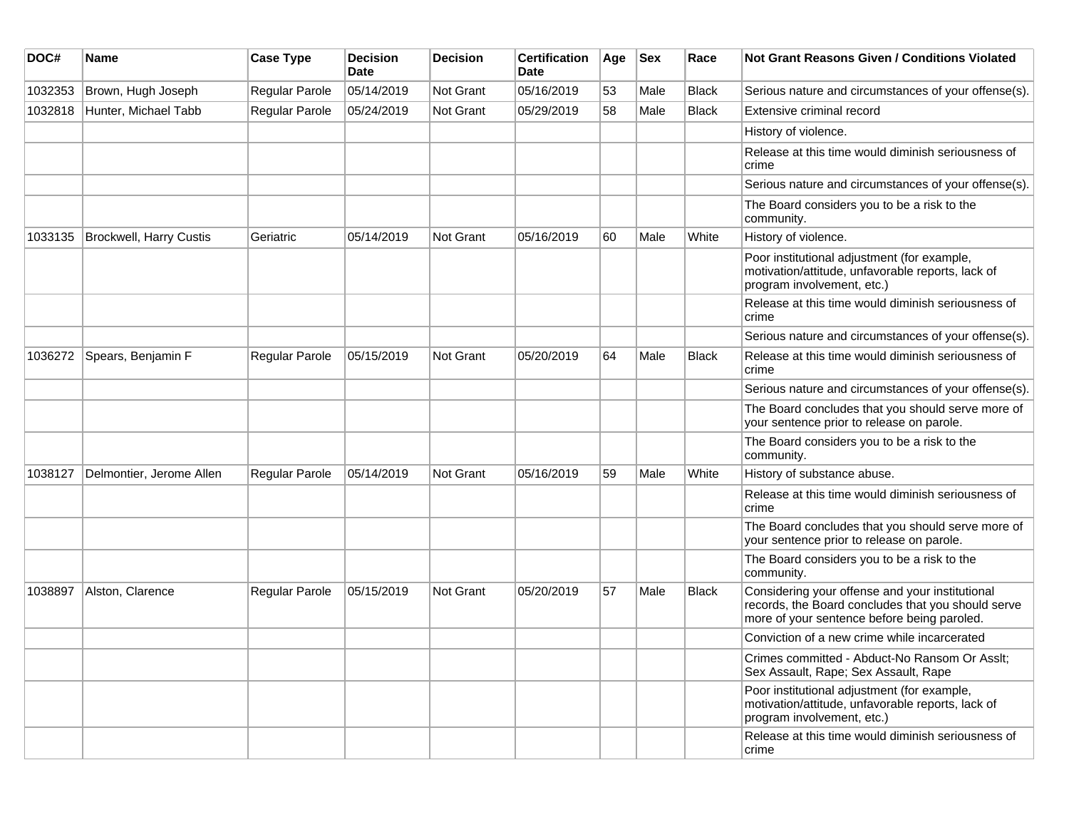| DOC# | Name | Case Type | Decision Date | Decision | Certification Date | Age | Sex | Race | Not Grant Reasons Given / Conditions Violated |
| --- | --- | --- | --- | --- | --- | --- | --- | --- | --- |
| 1032353 | Brown, Hugh Joseph | Regular Parole | 05/14/2019 | Not Grant | 05/16/2019 | 53 | Male | Black | Serious nature and circumstances of your offense(s). |
| 1032818 | Hunter, Michael Tabb | Regular Parole | 05/24/2019 | Not Grant | 05/29/2019 | 58 | Male | Black | Extensive criminal record |
| | | | | | | | | | History of violence. |
| | | | | | | | | | Release at this time would diminish seriousness of crime |
| | | | | | | | | | Serious nature and circumstances of your offense(s). |
| | | | | | | | | | The Board considers you to be a risk to the community. |
| 1033135 | Brockwell, Harry Custis | Geriatric | 05/14/2019 | Not Grant | 05/16/2019 | 60 | Male | White | History of violence. |
| | | | | | | | | | Poor institutional adjustment (for example, motivation/attitude, unfavorable reports, lack of program involvement, etc.) |
| | | | | | | | | | Release at this time would diminish seriousness of crime |
| | | | | | | | | | Serious nature and circumstances of your offense(s). |
| 1036272 | Spears, Benjamin F | Regular Parole | 05/15/2019 | Not Grant | 05/20/2019 | 64 | Male | Black | Release at this time would diminish seriousness of crime |
| | | | | | | | | | Serious nature and circumstances of your offense(s). |
| | | | | | | | | | The Board concludes that you should serve more of your sentence prior to release on parole. |
| | | | | | | | | | The Board considers you to be a risk to the community. |
| 1038127 | Delmontier, Jerome Allen | Regular Parole | 05/14/2019 | Not Grant | 05/16/2019 | 59 | Male | White | History of substance abuse. |
| | | | | | | | | | Release at this time would diminish seriousness of crime |
| | | | | | | | | | The Board concludes that you should serve more of your sentence prior to release on parole. |
| | | | | | | | | | The Board considers you to be a risk to the community. |
| 1038897 | Alston, Clarence | Regular Parole | 05/15/2019 | Not Grant | 05/20/2019 | 57 | Male | Black | Considering your offense and your institutional records, the Board concludes that you should serve more of your sentence before being paroled. |
| | | | | | | | | | Conviction of a new crime while incarcerated |
| | | | | | | | | | Crimes committed - Abduct-No Ransom Or Asslt; Sex Assault, Rape; Sex Assault, Rape |
| | | | | | | | | | Poor institutional adjustment (for example, motivation/attitude, unfavorable reports, lack of program involvement, etc.) |
| | | | | | | | | | Release at this time would diminish seriousness of crime |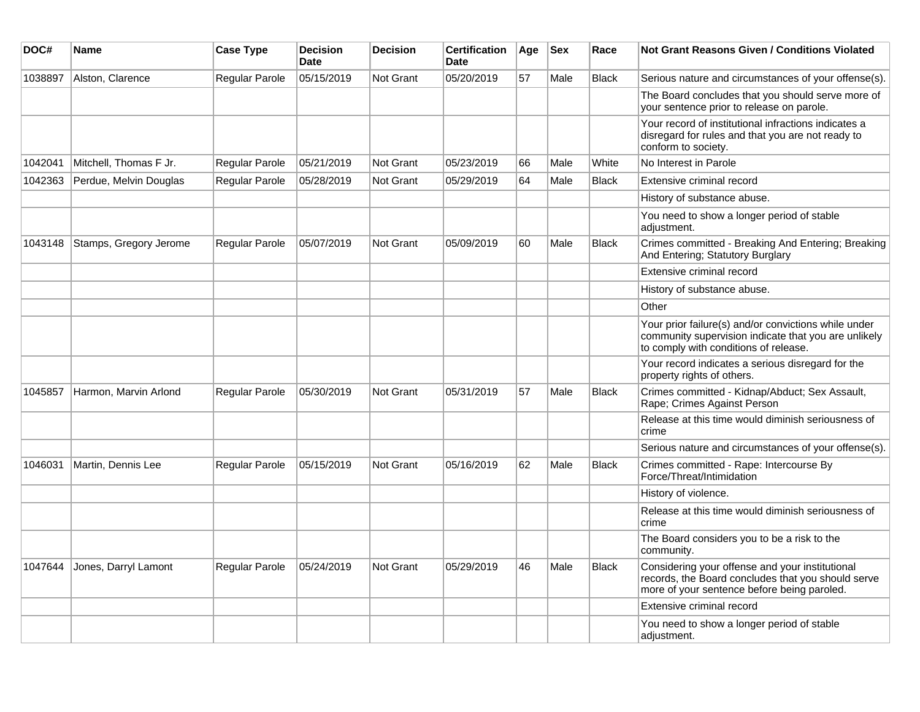| DOC# | Name | Case Type | Decision Date | Decision | Certification Date | Age | Sex | Race | Not Grant Reasons Given / Conditions Violated |
|---|---|---|---|---|---|---|---|---|---|
| 1038897 | Alston, Clarence | Regular Parole | 05/15/2019 | Not Grant | 05/20/2019 | 57 | Male | Black | Serious nature and circumstances of your offense(s). |
| | | | | | | | | | The Board concludes that you should serve more of your sentence prior to release on parole. |
| | | | | | | | | | Your record of institutional infractions indicates a disregard for rules and that you are not ready to conform to society. |
| 1042041 | Mitchell, Thomas F Jr. | Regular Parole | 05/21/2019 | Not Grant | 05/23/2019 | 66 | Male | White | No Interest in Parole |
| 1042363 | Perdue, Melvin Douglas | Regular Parole | 05/28/2019 | Not Grant | 05/29/2019 | 64 | Male | Black | Extensive criminal record |
| | | | | | | | | | History of substance abuse. |
| | | | | | | | | | You need to show a longer period of stable adjustment. |
| 1043148 | Stamps, Gregory Jerome | Regular Parole | 05/07/2019 | Not Grant | 05/09/2019 | 60 | Male | Black | Crimes committed - Breaking And Entering; Breaking And Entering; Statutory Burglary |
| | | | | | | | | | Extensive criminal record |
| | | | | | | | | | History of substance abuse. |
| | | | | | | | | | Other |
| | | | | | | | | | Your prior failure(s) and/or convictions while under community supervision indicate that you are unlikely to comply with conditions of release. |
| | | | | | | | | | Your record indicates a serious disregard for the property rights of others. |
| 1045857 | Harmon, Marvin Arlond | Regular Parole | 05/30/2019 | Not Grant | 05/31/2019 | 57 | Male | Black | Crimes committed - Kidnap/Abduct; Sex Assault, Rape; Crimes Against Person |
| | | | | | | | | | Release at this time would diminish seriousness of crime |
| | | | | | | | | | Serious nature and circumstances of your offense(s). |
| 1046031 | Martin, Dennis Lee | Regular Parole | 05/15/2019 | Not Grant | 05/16/2019 | 62 | Male | Black | Crimes committed - Rape: Intercourse By Force/Threat/Intimidation |
| | | | | | | | | | History of violence. |
| | | | | | | | | | Release at this time would diminish seriousness of crime |
| | | | | | | | | | The Board considers you to be a risk to the community. |
| 1047644 | Jones, Darryl Lamont | Regular Parole | 05/24/2019 | Not Grant | 05/29/2019 | 46 | Male | Black | Considering your offense and your institutional records, the Board concludes that you should serve more of your sentence before being paroled. |
| | | | | | | | | | Extensive criminal record |
| | | | | | | | | | You need to show a longer period of stable adjustment. |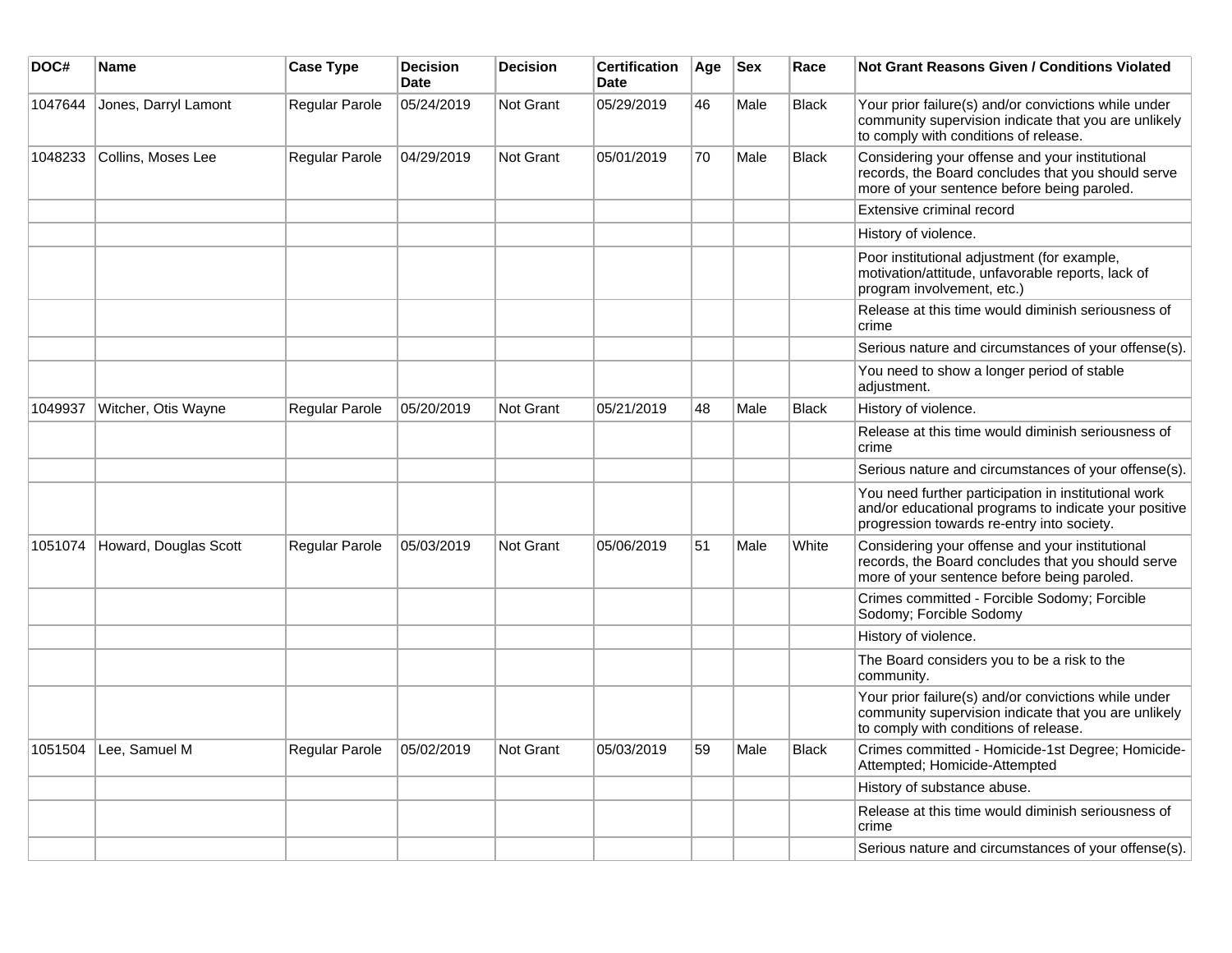| DOC# | Name | Case Type | Decision Date | Decision | Certification Date | Age | Sex | Race | Not Grant Reasons Given / Conditions Violated |
|---|---|---|---|---|---|---|---|---|---|
| 1047644 | Jones, Darryl Lamont | Regular Parole | 05/24/2019 | Not Grant | 05/29/2019 | 46 | Male | Black | Your prior failure(s) and/or convictions while under community supervision indicate that you are unlikely to comply with conditions of release. |
| 1048233 | Collins, Moses Lee | Regular Parole | 04/29/2019 | Not Grant | 05/01/2019 | 70 | Male | Black | Considering your offense and your institutional records, the Board concludes that you should serve more of your sentence before being paroled. |
| | | | | | | | | | Extensive criminal record |
| | | | | | | | | | History of violence. |
| | | | | | | | | | Poor institutional adjustment (for example, motivation/attitude, unfavorable reports, lack of program involvement, etc.) |
| | | | | | | | | | Release at this time would diminish seriousness of crime |
| | | | | | | | | | Serious nature and circumstances of your offense(s). |
| | | | | | | | | | You need to show a longer period of stable adjustment. |
| 1049937 | Witcher, Otis Wayne | Regular Parole | 05/20/2019 | Not Grant | 05/21/2019 | 48 | Male | Black | History of violence. |
| | | | | | | | | | Release at this time would diminish seriousness of crime |
| | | | | | | | | | Serious nature and circumstances of your offense(s). |
| | | | | | | | | | You need further participation in institutional work and/or educational programs to indicate your positive progression towards re-entry into society. |
| 1051074 | Howard, Douglas Scott | Regular Parole | 05/03/2019 | Not Grant | 05/06/2019 | 51 | Male | White | Considering your offense and your institutional records, the Board concludes that you should serve more of your sentence before being paroled. |
| | | | | | | | | | Crimes committed - Forcible Sodomy; Forcible Sodomy; Forcible Sodomy |
| | | | | | | | | | History of violence. |
| | | | | | | | | | The Board considers you to be a risk to the community. |
| | | | | | | | | | Your prior failure(s) and/or convictions while under community supervision indicate that you are unlikely to comply with conditions of release. |
| 1051504 | Lee, Samuel M | Regular Parole | 05/02/2019 | Not Grant | 05/03/2019 | 59 | Male | Black | Crimes committed - Homicide-1st Degree; Homicide-Attempted; Homicide-Attempted |
| | | | | | | | | | History of substance abuse. |
| | | | | | | | | | Release at this time would diminish seriousness of crime |
| | | | | | | | | | Serious nature and circumstances of your offense(s). |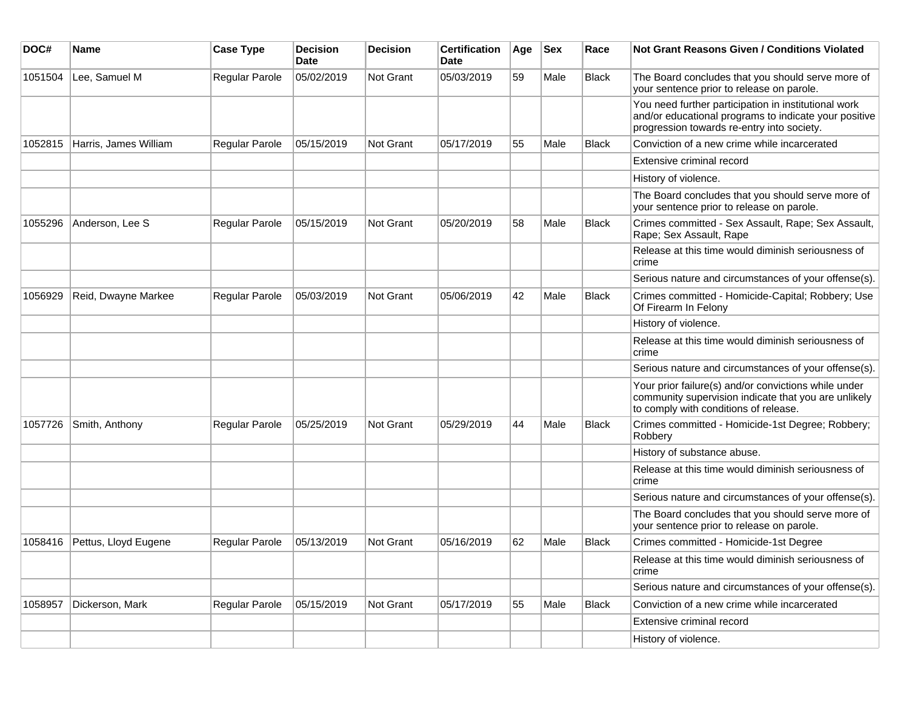| DOC# | Name | Case Type | Decision Date | Decision | Certification Date | Age | Sex | Race | Not Grant Reasons Given / Conditions Violated |
|---|---|---|---|---|---|---|---|---|---|
| 1051504 | Lee, Samuel M | Regular Parole | 05/02/2019 | Not Grant | 05/03/2019 | 59 | Male | Black | The Board concludes that you should serve more of your sentence prior to release on parole. |
| | | | | | | | | | You need further participation in institutional work and/or educational programs to indicate your positive progression towards re-entry into society. |
| 1052815 | Harris, James William | Regular Parole | 05/15/2019 | Not Grant | 05/17/2019 | 55 | Male | Black | Conviction of a new crime while incarcerated |
| | | | | | | | | | Extensive criminal record |
| | | | | | | | | | History of violence. |
| | | | | | | | | | The Board concludes that you should serve more of your sentence prior to release on parole. |
| 1055296 | Anderson, Lee S | Regular Parole | 05/15/2019 | Not Grant | 05/20/2019 | 58 | Male | Black | Crimes committed - Sex Assault, Rape; Sex Assault, Rape; Sex Assault, Rape |
| | | | | | | | | | Release at this time would diminish seriousness of crime |
| | | | | | | | | | Serious nature and circumstances of your offense(s). |
| 1056929 | Reid, Dwayne Markee | Regular Parole | 05/03/2019 | Not Grant | 05/06/2019 | 42 | Male | Black | Crimes committed - Homicide-Capital; Robbery; Use Of Firearm In Felony |
| | | | | | | | | | History of violence. |
| | | | | | | | | | Release at this time would diminish seriousness of crime |
| | | | | | | | | | Serious nature and circumstances of your offense(s). |
| | | | | | | | | | Your prior failure(s) and/or convictions while under community supervision indicate that you are unlikely to comply with conditions of release. |
| 1057726 | Smith, Anthony | Regular Parole | 05/25/2019 | Not Grant | 05/29/2019 | 44 | Male | Black | Crimes committed - Homicide-1st Degree; Robbery; Robbery |
| | | | | | | | | | History of substance abuse. |
| | | | | | | | | | Release at this time would diminish seriousness of crime |
| | | | | | | | | | Serious nature and circumstances of your offense(s). |
| | | | | | | | | | The Board concludes that you should serve more of your sentence prior to release on parole. |
| 1058416 | Pettus, Lloyd Eugene | Regular Parole | 05/13/2019 | Not Grant | 05/16/2019 | 62 | Male | Black | Crimes committed - Homicide-1st Degree |
| | | | | | | | | | Release at this time would diminish seriousness of crime |
| | | | | | | | | | Serious nature and circumstances of your offense(s). |
| 1058957 | Dickerson, Mark | Regular Parole | 05/15/2019 | Not Grant | 05/17/2019 | 55 | Male | Black | Conviction of a new crime while incarcerated |
| | | | | | | | | | Extensive criminal record |
| | | | | | | | | | History of violence. |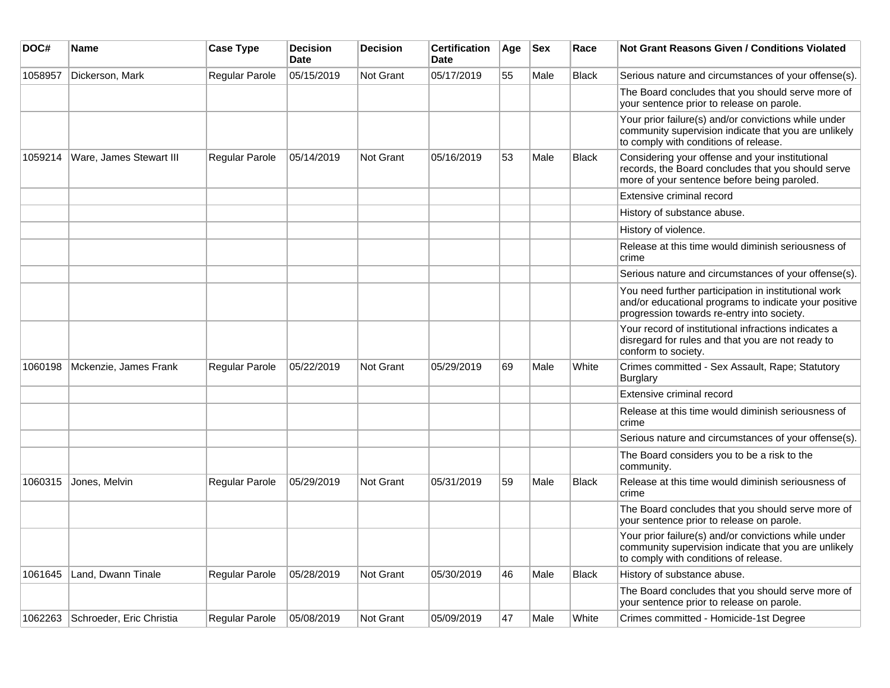| DOC# | Name | Case Type | Decision Date | Decision | Certification Date | Age | Sex | Race | Not Grant Reasons Given / Conditions Violated |
|---|---|---|---|---|---|---|---|---|---|
| 1058957 | Dickerson, Mark | Regular Parole | 05/15/2019 | Not Grant | 05/17/2019 | 55 | Male | Black | Serious nature and circumstances of your offense(s). |
| | | | | | | | | | The Board concludes that you should serve more of your sentence prior to release on parole. |
| | | | | | | | | | Your prior failure(s) and/or convictions while under community supervision indicate that you are unlikely to comply with conditions of release. |
| 1059214 | Ware, James Stewart III | Regular Parole | 05/14/2019 | Not Grant | 05/16/2019 | 53 | Male | Black | Considering your offense and your institutional records, the Board concludes that you should serve more of your sentence before being paroled. |
| | | | | | | | | | Extensive criminal record |
| | | | | | | | | | History of substance abuse. |
| | | | | | | | | | History of violence. |
| | | | | | | | | | Release at this time would diminish seriousness of crime |
| | | | | | | | | | Serious nature and circumstances of your offense(s). |
| | | | | | | | | | You need further participation in institutional work and/or educational programs to indicate your positive progression towards re-entry into society. |
| | | | | | | | | | Your record of institutional infractions indicates a disregard for rules and that you are not ready to conform to society. |
| 1060198 | Mckenzie, James Frank | Regular Parole | 05/22/2019 | Not Grant | 05/29/2019 | 69 | Male | White | Crimes committed - Sex Assault, Rape; Statutory Burglary |
| | | | | | | | | | Extensive criminal record |
| | | | | | | | | | Release at this time would diminish seriousness of crime |
| | | | | | | | | | Serious nature and circumstances of your offense(s). |
| | | | | | | | | | The Board considers you to be a risk to the community. |
| 1060315 | Jones, Melvin | Regular Parole | 05/29/2019 | Not Grant | 05/31/2019 | 59 | Male | Black | Release at this time would diminish seriousness of crime |
| | | | | | | | | | The Board concludes that you should serve more of your sentence prior to release on parole. |
| | | | | | | | | | Your prior failure(s) and/or convictions while under community supervision indicate that you are unlikely to comply with conditions of release. |
| 1061645 | Land, Dwann Tinale | Regular Parole | 05/28/2019 | Not Grant | 05/30/2019 | 46 | Male | Black | History of substance abuse. |
| | | | | | | | | | The Board concludes that you should serve more of your sentence prior to release on parole. |
| 1062263 | Schroeder, Eric Christia | Regular Parole | 05/08/2019 | Not Grant | 05/09/2019 | 47 | Male | White | Crimes committed - Homicide-1st Degree |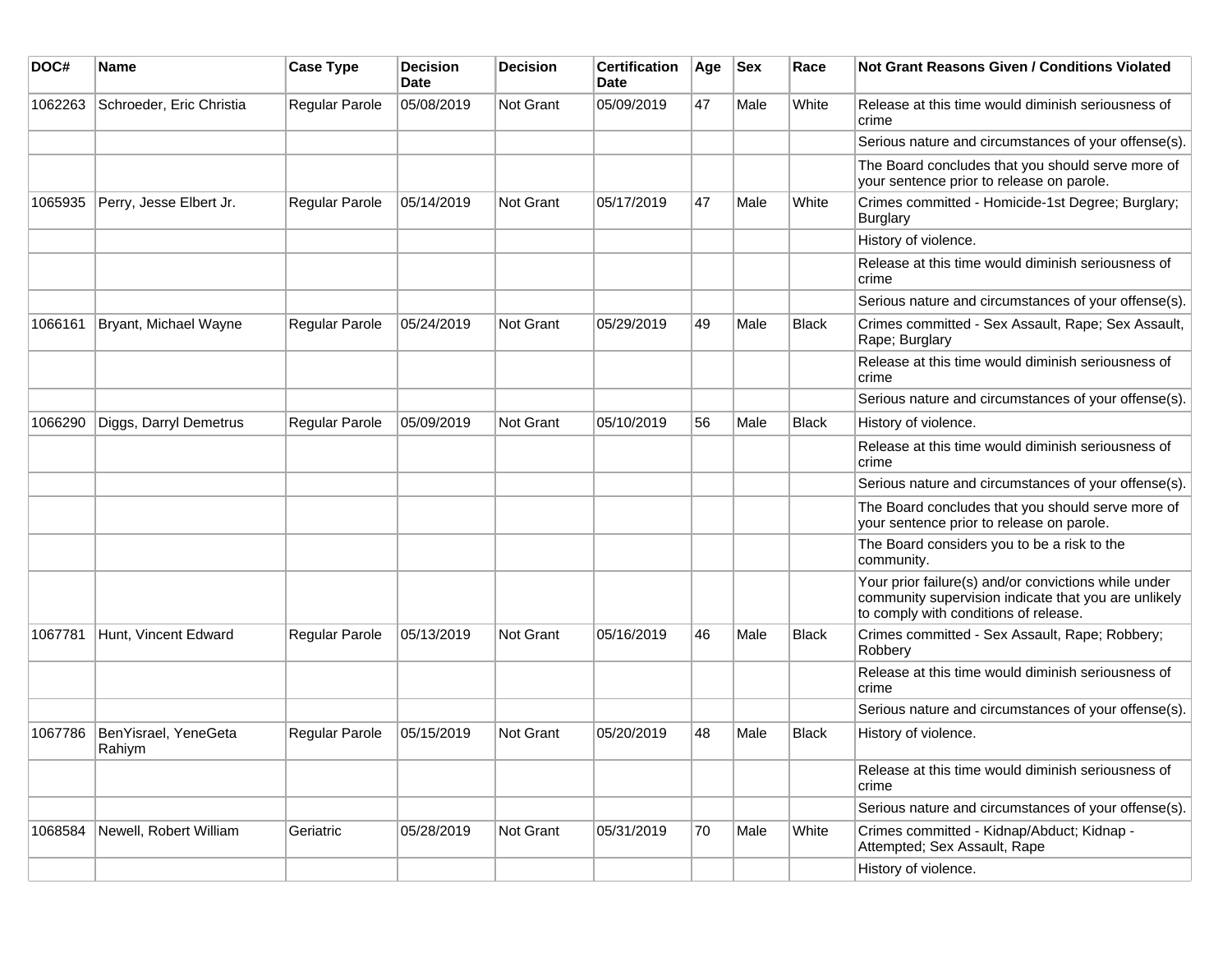| DOC# | Name | Case Type | Decision Date | Decision | Certification Date | Age | Sex | Race | Not Grant Reasons Given / Conditions Violated |
|---|---|---|---|---|---|---|---|---|---|
| 1062263 | Schroeder, Eric Christia | Regular Parole | 05/08/2019 | Not Grant | 05/09/2019 | 47 | Male | White | Release at this time would diminish seriousness of crime |
| | | | | | | | | | Serious nature and circumstances of your offense(s). |
| | | | | | | | | | The Board concludes that you should serve more of your sentence prior to release on parole. |
| 1065935 | Perry, Jesse Elbert Jr. | Regular Parole | 05/14/2019 | Not Grant | 05/17/2019 | 47 | Male | White | Crimes committed - Homicide-1st Degree; Burglary; Burglary |
| | | | | | | | | | History of violence. |
| | | | | | | | | | Release at this time would diminish seriousness of crime |
| | | | | | | | | | Serious nature and circumstances of your offense(s). |
| 1066161 | Bryant, Michael Wayne | Regular Parole | 05/24/2019 | Not Grant | 05/29/2019 | 49 | Male | Black | Crimes committed - Sex Assault, Rape; Sex Assault, Rape; Burglary |
| | | | | | | | | | Release at this time would diminish seriousness of crime |
| | | | | | | | | | Serious nature and circumstances of your offense(s). |
| 1066290 | Diggs, Darryl Demetrus | Regular Parole | 05/09/2019 | Not Grant | 05/10/2019 | 56 | Male | Black | History of violence. |
| | | | | | | | | | Release at this time would diminish seriousness of crime |
| | | | | | | | | | Serious nature and circumstances of your offense(s). |
| | | | | | | | | | The Board concludes that you should serve more of your sentence prior to release on parole. |
| | | | | | | | | | The Board considers you to be a risk to the community. |
| | | | | | | | | | Your prior failure(s) and/or convictions while under community supervision indicate that you are unlikely to comply with conditions of release. |
| 1067781 | Hunt, Vincent Edward | Regular Parole | 05/13/2019 | Not Grant | 05/16/2019 | 46 | Male | Black | Crimes committed - Sex Assault, Rape; Robbery; Robbery |
| | | | | | | | | | Release at this time would diminish seriousness of crime |
| | | | | | | | | | Serious nature and circumstances of your offense(s). |
| 1067786 | BenYisrael, YeneGeta Rahiym | Regular Parole | 05/15/2019 | Not Grant | 05/20/2019 | 48 | Male | Black | History of violence. |
| | | | | | | | | | Release at this time would diminish seriousness of crime |
| | | | | | | | | | Serious nature and circumstances of your offense(s). |
| 1068584 | Newell, Robert William | Geriatric | 05/28/2019 | Not Grant | 05/31/2019 | 70 | Male | White | Crimes committed - Kidnap/Abduct; Kidnap - Attempted; Sex Assault, Rape |
| | | | | | | | | | History of violence. |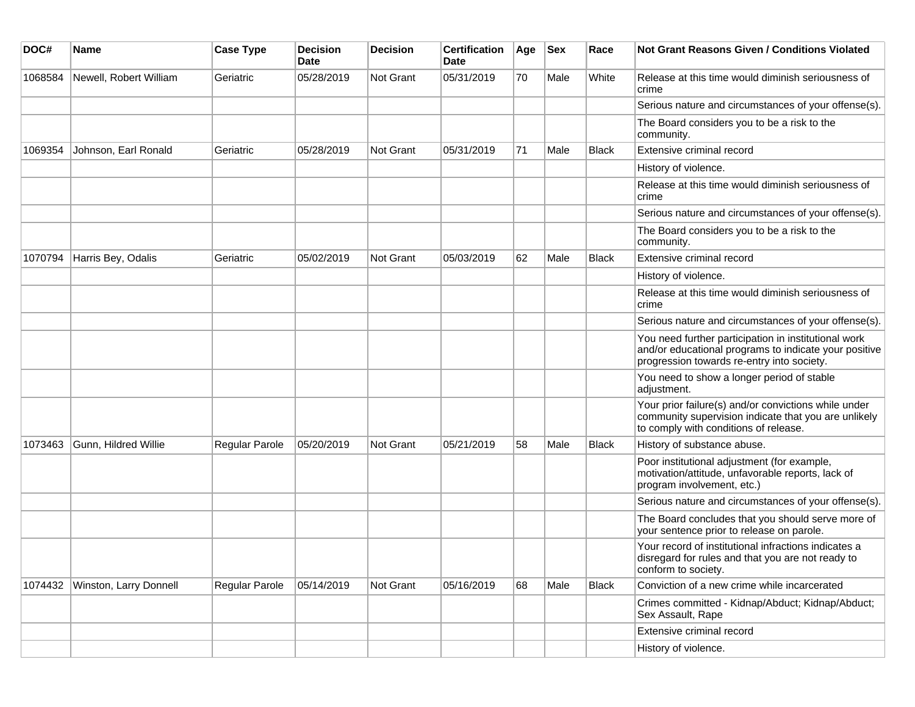| DOC# | Name | Case Type | Decision Date | Decision | Certification Date | Age | Sex | Race | Not Grant Reasons Given / Conditions Violated |
|---|---|---|---|---|---|---|---|---|---|
| 1068584 | Newell, Robert William | Geriatric | 05/28/2019 | Not Grant | 05/31/2019 | 70 | Male | White | Release at this time would diminish seriousness of crime |
| | | | | | | | | | Serious nature and circumstances of your offense(s). |
| | | | | | | | | | The Board considers you to be a risk to the community. |
| 1069354 | Johnson, Earl Ronald | Geriatric | 05/28/2019 | Not Grant | 05/31/2019 | 71 | Male | Black | Extensive criminal record |
| | | | | | | | | | History of violence. |
| | | | | | | | | | Release at this time would diminish seriousness of crime |
| | | | | | | | | | Serious nature and circumstances of your offense(s). |
| | | | | | | | | | The Board considers you to be a risk to the community. |
| 1070794 | Harris Bey, Odalis | Geriatric | 05/02/2019 | Not Grant | 05/03/2019 | 62 | Male | Black | Extensive criminal record |
| | | | | | | | | | History of violence. |
| | | | | | | | | | Release at this time would diminish seriousness of crime |
| | | | | | | | | | Serious nature and circumstances of your offense(s). |
| | | | | | | | | | You need further participation in institutional work and/or educational programs to indicate your positive progression towards re-entry into society. |
| | | | | | | | | | You need to show a longer period of stable adjustment. |
| | | | | | | | | | Your prior failure(s) and/or convictions while under community supervision indicate that you are unlikely to comply with conditions of release. |
| 1073463 | Gunn, Hildred Willie | Regular Parole | 05/20/2019 | Not Grant | 05/21/2019 | 58 | Male | Black | History of substance abuse. |
| | | | | | | | | | Poor institutional adjustment (for example, motivation/attitude, unfavorable reports, lack of program involvement, etc.) |
| | | | | | | | | | Serious nature and circumstances of your offense(s). |
| | | | | | | | | | The Board concludes that you should serve more of your sentence prior to release on parole. |
| | | | | | | | | | Your record of institutional infractions indicates a disregard for rules and that you are not ready to conform to society. |
| 1074432 | Winston, Larry Donnell | Regular Parole | 05/14/2019 | Not Grant | 05/16/2019 | 68 | Male | Black | Conviction of a new crime while incarcerated |
| | | | | | | | | | Crimes committed - Kidnap/Abduct; Kidnap/Abduct; Sex Assault, Rape |
| | | | | | | | | | Extensive criminal record |
| | | | | | | | | | History of violence. |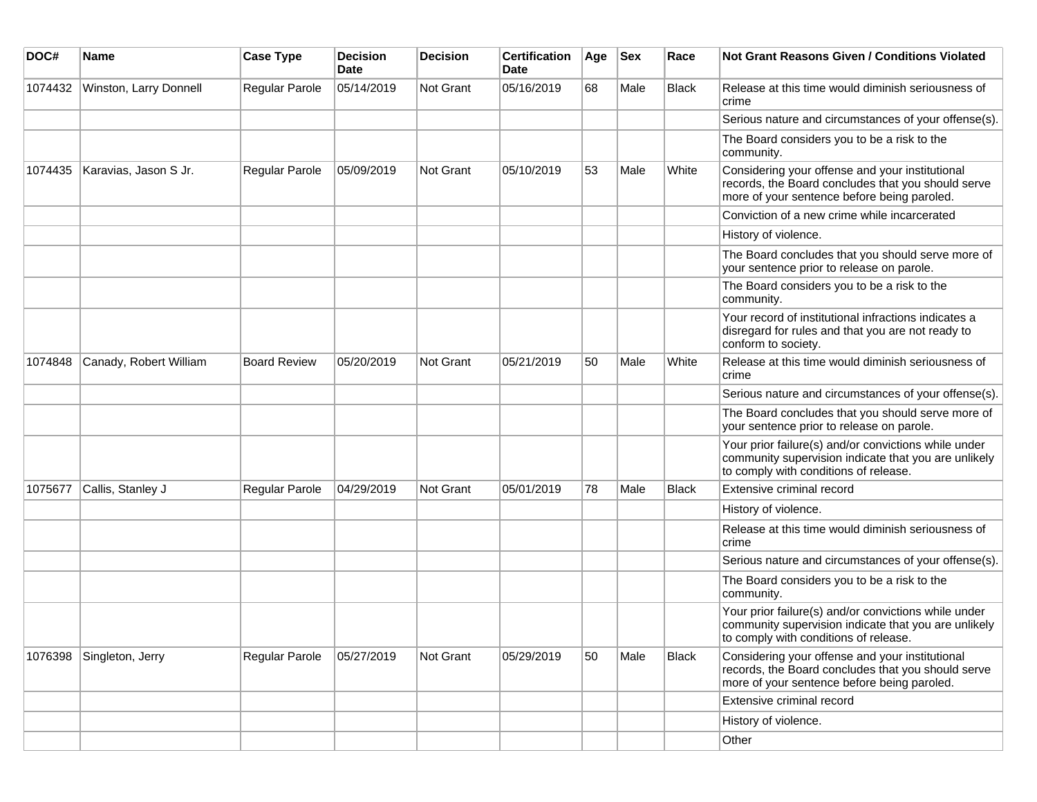| DOC# | Name | Case Type | Decision Date | Decision | Certification Date | Age | Sex | Race | Not Grant Reasons Given / Conditions Violated |
|---|---|---|---|---|---|---|---|---|---|
| 1074432 | Winston, Larry Donnell | Regular Parole | 05/14/2019 | Not Grant | 05/16/2019 | 68 | Male | Black | Release at this time would diminish seriousness of crime |
| | | | | | | | | | Serious nature and circumstances of your offense(s). |
| | | | | | | | | | The Board considers you to be a risk to the community. |
| 1074435 | Karavias, Jason S Jr. | Regular Parole | 05/09/2019 | Not Grant | 05/10/2019 | 53 | Male | White | Considering your offense and your institutional records, the Board concludes that you should serve more of your sentence before being paroled. |
| | | | | | | | | | Conviction of a new crime while incarcerated |
| | | | | | | | | | History of violence. |
| | | | | | | | | | The Board concludes that you should serve more of your sentence prior to release on parole. |
| | | | | | | | | | The Board considers you to be a risk to the community. |
| | | | | | | | | | Your record of institutional infractions indicates a disregard for rules and that you are not ready to conform to society. |
| 1074848 | Canady, Robert William | Board Review | 05/20/2019 | Not Grant | 05/21/2019 | 50 | Male | White | Release at this time would diminish seriousness of crime |
| | | | | | | | | | Serious nature and circumstances of your offense(s). |
| | | | | | | | | | The Board concludes that you should serve more of your sentence prior to release on parole. |
| | | | | | | | | | Your prior failure(s) and/or convictions while under community supervision indicate that you are unlikely to comply with conditions of release. |
| 1075677 | Callis, Stanley J | Regular Parole | 04/29/2019 | Not Grant | 05/01/2019 | 78 | Male | Black | Extensive criminal record |
| | | | | | | | | | History of violence. |
| | | | | | | | | | Release at this time would diminish seriousness of crime |
| | | | | | | | | | Serious nature and circumstances of your offense(s). |
| | | | | | | | | | The Board considers you to be a risk to the community. |
| | | | | | | | | | Your prior failure(s) and/or convictions while under community supervision indicate that you are unlikely to comply with conditions of release. |
| 1076398 | Singleton, Jerry | Regular Parole | 05/27/2019 | Not Grant | 05/29/2019 | 50 | Male | Black | Considering your offense and your institutional records, the Board concludes that you should serve more of your sentence before being paroled. |
| | | | | | | | | | Extensive criminal record |
| | | | | | | | | | History of violence. |
| | | | | | | | | | Other |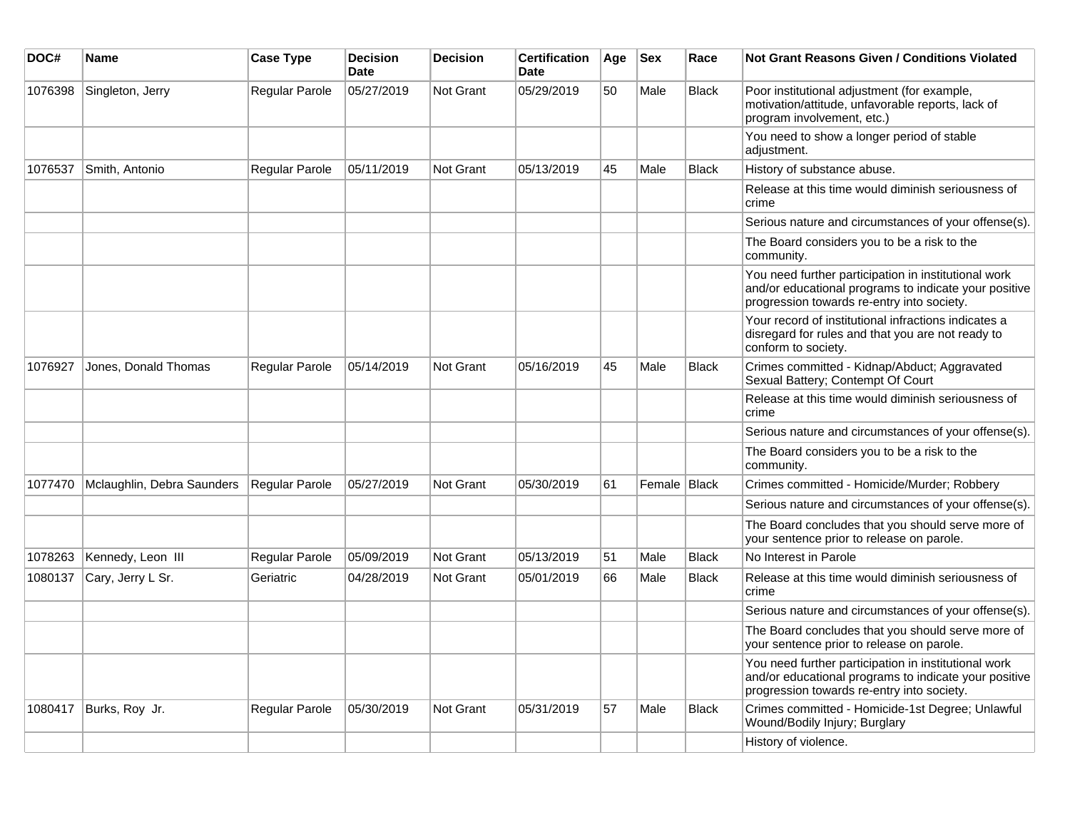| DOC# | Name | Case Type | Decision Date | Decision | Certification Date | Age | Sex | Race | Not Grant Reasons Given / Conditions Violated |
|---|---|---|---|---|---|---|---|---|---|
| 1076398 | Singleton, Jerry | Regular Parole | 05/27/2019 | Not Grant | 05/29/2019 | 50 | Male | Black | Poor institutional adjustment (for example, motivation/attitude, unfavorable reports, lack of program involvement, etc.) |
| | | | | | | | | | You need to show a longer period of stable adjustment. |
| 1076537 | Smith, Antonio | Regular Parole | 05/11/2019 | Not Grant | 05/13/2019 | 45 | Male | Black | History of substance abuse. |
| | | | | | | | | | Release at this time would diminish seriousness of crime |
| | | | | | | | | | Serious nature and circumstances of your offense(s). |
| | | | | | | | | | The Board considers you to be a risk to the community. |
| | | | | | | | | | You need further participation in institutional work and/or educational programs to indicate your positive progression towards re-entry into society. |
| | | | | | | | | | Your record of institutional infractions indicates a disregard for rules and that you are not ready to conform to society. |
| 1076927 | Jones, Donald Thomas | Regular Parole | 05/14/2019 | Not Grant | 05/16/2019 | 45 | Male | Black | Crimes committed - Kidnap/Abduct; Aggravated Sexual Battery; Contempt Of Court |
| | | | | | | | | | Release at this time would diminish seriousness of crime |
| | | | | | | | | | Serious nature and circumstances of your offense(s). |
| | | | | | | | | | The Board considers you to be a risk to the community. |
| 1077470 | Mclaughlin, Debra Saunders | Regular Parole | 05/27/2019 | Not Grant | 05/30/2019 | 61 | Female | Black | Crimes committed - Homicide/Murder; Robbery |
| | | | | | | | | | Serious nature and circumstances of your offense(s). |
| | | | | | | | | | The Board concludes that you should serve more of your sentence prior to release on parole. |
| 1078263 | Kennedy, Leon III | Regular Parole | 05/09/2019 | Not Grant | 05/13/2019 | 51 | Male | Black | No Interest in Parole |
| 1080137 | Cary, Jerry L Sr. | Geriatric | 04/28/2019 | Not Grant | 05/01/2019 | 66 | Male | Black | Release at this time would diminish seriousness of crime |
| | | | | | | | | | Serious nature and circumstances of your offense(s). |
| | | | | | | | | | The Board concludes that you should serve more of your sentence prior to release on parole. |
| | | | | | | | | | You need further participation in institutional work and/or educational programs to indicate your positive progression towards re-entry into society. |
| 1080417 | Burks, Roy Jr. | Regular Parole | 05/30/2019 | Not Grant | 05/31/2019 | 57 | Male | Black | Crimes committed - Homicide-1st Degree; Unlawful Wound/Bodily Injury; Burglary |
| | | | | | | | | | History of violence. |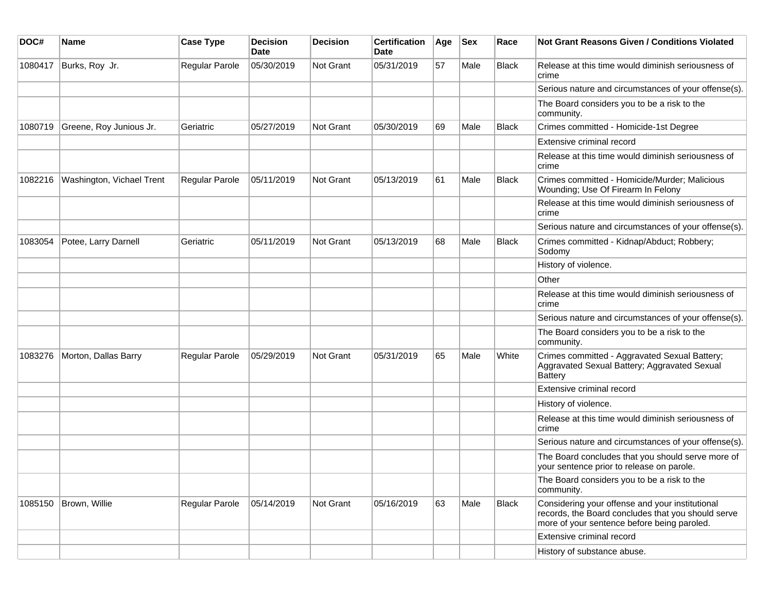| DOC# | Name | Case Type | Decision Date | Decision | Certification Date | Age | Sex | Race | Not Grant Reasons Given / Conditions Violated |
|---|---|---|---|---|---|---|---|---|---|
| 1080417 | Burks, Roy  Jr. | Regular Parole | 05/30/2019 | Not Grant | 05/31/2019 | 57 | Male | Black | Release at this time would diminish seriousness of crime |
| | | | | | | | | | Serious nature and circumstances of your offense(s). |
| | | | | | | | | | The Board considers you to be a risk to the community. |
| 1080719 | Greene, Roy Junious Jr. | Geriatric | 05/27/2019 | Not Grant | 05/30/2019 | 69 | Male | Black | Crimes committed - Homicide-1st Degree |
| | | | | | | | | | Extensive criminal record |
| | | | | | | | | | Release at this time would diminish seriousness of crime |
| 1082216 | Washington, Vichael Trent | Regular Parole | 05/11/2019 | Not Grant | 05/13/2019 | 61 | Male | Black | Crimes committed - Homicide/Murder; Malicious Wounding; Use Of Firearm In Felony |
| | | | | | | | | | Release at this time would diminish seriousness of crime |
| | | | | | | | | | Serious nature and circumstances of your offense(s). |
| 1083054 | Potee, Larry Darnell | Geriatric | 05/11/2019 | Not Grant | 05/13/2019 | 68 | Male | Black | Crimes committed - Kidnap/Abduct; Robbery; Sodomy |
| | | | | | | | | | History of violence. |
| | | | | | | | | | Other |
| | | | | | | | | | Release at this time would diminish seriousness of crime |
| | | | | | | | | | Serious nature and circumstances of your offense(s). |
| | | | | | | | | | The Board considers you to be a risk to the community. |
| 1083276 | Morton, Dallas Barry | Regular Parole | 05/29/2019 | Not Grant | 05/31/2019 | 65 | Male | White | Crimes committed - Aggravated Sexual Battery; Aggravated Sexual Battery; Aggravated Sexual Battery |
| | | | | | | | | | Extensive criminal record |
| | | | | | | | | | History of violence. |
| | | | | | | | | | Release at this time would diminish seriousness of crime |
| | | | | | | | | | Serious nature and circumstances of your offense(s). |
| | | | | | | | | | The Board concludes that you should serve more of your sentence prior to release on parole. |
| | | | | | | | | | The Board considers you to be a risk to the community. |
| 1085150 | Brown, Willie | Regular Parole | 05/14/2019 | Not Grant | 05/16/2019 | 63 | Male | Black | Considering your offense and your institutional records, the Board concludes that you should serve more of your sentence before being paroled. |
| | | | | | | | | | Extensive criminal record |
| | | | | | | | | | History of substance abuse. |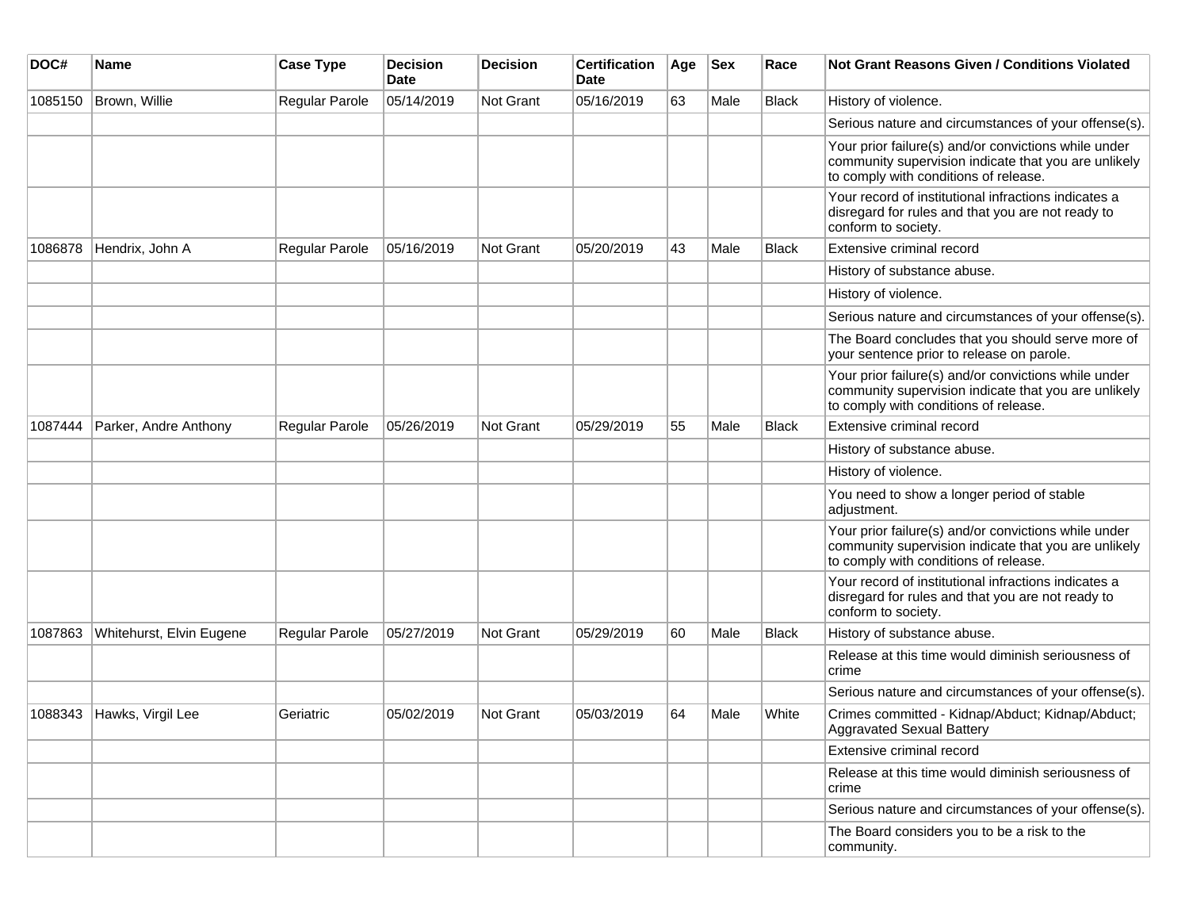| DOC# | Name | Case Type | Decision Date | Decision | Certification Date | Age | Sex | Race | Not Grant Reasons Given / Conditions Violated |
|---|---|---|---|---|---|---|---|---|---|
| 1085150 | Brown, Willie | Regular Parole | 05/14/2019 | Not Grant | 05/16/2019 | 63 | Male | Black | History of violence. |
| | | | | | | | | | Serious nature and circumstances of your offense(s). |
| | | | | | | | | | Your prior failure(s) and/or convictions while under community supervision indicate that you are unlikely to comply with conditions of release. |
| | | | | | | | | | Your record of institutional infractions indicates a disregard for rules and that you are not ready to conform to society. |
| 1086878 | Hendrix, John A | Regular Parole | 05/16/2019 | Not Grant | 05/20/2019 | 43 | Male | Black | Extensive criminal record |
| | | | | | | | | | History of substance abuse. |
| | | | | | | | | | History of violence. |
| | | | | | | | | | Serious nature and circumstances of your offense(s). |
| | | | | | | | | | The Board concludes that you should serve more of your sentence prior to release on parole. |
| | | | | | | | | | Your prior failure(s) and/or convictions while under community supervision indicate that you are unlikely to comply with conditions of release. |
| 1087444 | Parker, Andre Anthony | Regular Parole | 05/26/2019 | Not Grant | 05/29/2019 | 55 | Male | Black | Extensive criminal record |
| | | | | | | | | | History of substance abuse. |
| | | | | | | | | | History of violence. |
| | | | | | | | | | You need to show a longer period of stable adjustment. |
| | | | | | | | | | Your prior failure(s) and/or convictions while under community supervision indicate that you are unlikely to comply with conditions of release. |
| | | | | | | | | | Your record of institutional infractions indicates a disregard for rules and that you are not ready to conform to society. |
| 1087863 | Whitehurst, Elvin Eugene | Regular Parole | 05/27/2019 | Not Grant | 05/29/2019 | 60 | Male | Black | History of substance abuse. |
| | | | | | | | | | Release at this time would diminish seriousness of crime |
| | | | | | | | | | Serious nature and circumstances of your offense(s). |
| 1088343 | Hawks, Virgil Lee | Geriatric | 05/02/2019 | Not Grant | 05/03/2019 | 64 | Male | White | Crimes committed - Kidnap/Abduct; Kidnap/Abduct; Aggravated Sexual Battery |
| | | | | | | | | | Extensive criminal record |
| | | | | | | | | | Release at this time would diminish seriousness of crime |
| | | | | | | | | | Serious nature and circumstances of your offense(s). |
| | | | | | | | | | The Board considers you to be a risk to the community. |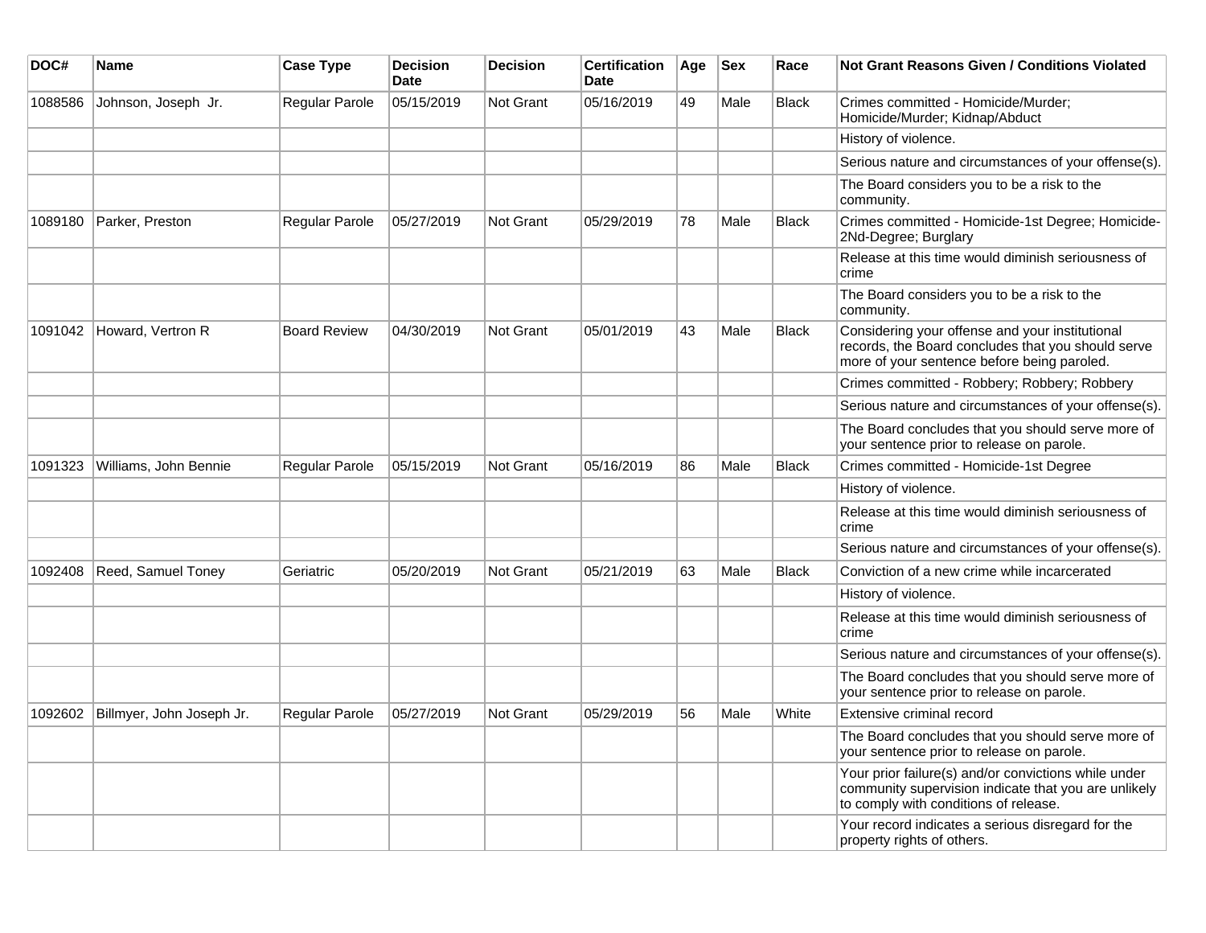| DOC# | Name | Case Type | Decision Date | Decision | Certification Date | Age | Sex | Race | Not Grant Reasons Given / Conditions Violated |
|---|---|---|---|---|---|---|---|---|---|
| 1088586 | Johnson, Joseph Jr. | Regular Parole | 05/15/2019 | Not Grant | 05/16/2019 | 49 | Male | Black | Crimes committed - Homicide/Murder; Homicide/Murder; Kidnap/Abduct |
| | | | | | | | | | History of violence. |
| | | | | | | | | | Serious nature and circumstances of your offense(s). |
| | | | | | | | | | The Board considers you to be a risk to the community. |
| 1089180 | Parker, Preston | Regular Parole | 05/27/2019 | Not Grant | 05/29/2019 | 78 | Male | Black | Crimes committed - Homicide-1st Degree; Homicide-2Nd-Degree; Burglary |
| | | | | | | | | | Release at this time would diminish seriousness of crime |
| | | | | | | | | | The Board considers you to be a risk to the community. |
| 1091042 | Howard, Vertron R | Board Review | 04/30/2019 | Not Grant | 05/01/2019 | 43 | Male | Black | Considering your offense and your institutional records, the Board concludes that you should serve more of your sentence before being paroled. |
| | | | | | | | | | Crimes committed - Robbery; Robbery; Robbery |
| | | | | | | | | | Serious nature and circumstances of your offense(s). |
| | | | | | | | | | The Board concludes that you should serve more of your sentence prior to release on parole. |
| 1091323 | Williams, John Bennie | Regular Parole | 05/15/2019 | Not Grant | 05/16/2019 | 86 | Male | Black | Crimes committed - Homicide-1st Degree |
| | | | | | | | | | History of violence. |
| | | | | | | | | | Release at this time would diminish seriousness of crime |
| | | | | | | | | | Serious nature and circumstances of your offense(s). |
| 1092408 | Reed, Samuel Toney | Geriatric | 05/20/2019 | Not Grant | 05/21/2019 | 63 | Male | Black | Conviction of a new crime while incarcerated |
| | | | | | | | | | History of violence. |
| | | | | | | | | | Release at this time would diminish seriousness of crime |
| | | | | | | | | | Serious nature and circumstances of your offense(s). |
| | | | | | | | | | The Board concludes that you should serve more of your sentence prior to release on parole. |
| 1092602 | Billmyer, John Joseph Jr. | Regular Parole | 05/27/2019 | Not Grant | 05/29/2019 | 56 | Male | White | Extensive criminal record |
| | | | | | | | | | The Board concludes that you should serve more of your sentence prior to release on parole. |
| | | | | | | | | | Your prior failure(s) and/or convictions while under community supervision indicate that you are unlikely to comply with conditions of release. |
| | | | | | | | | | Your record indicates a serious disregard for the property rights of others. |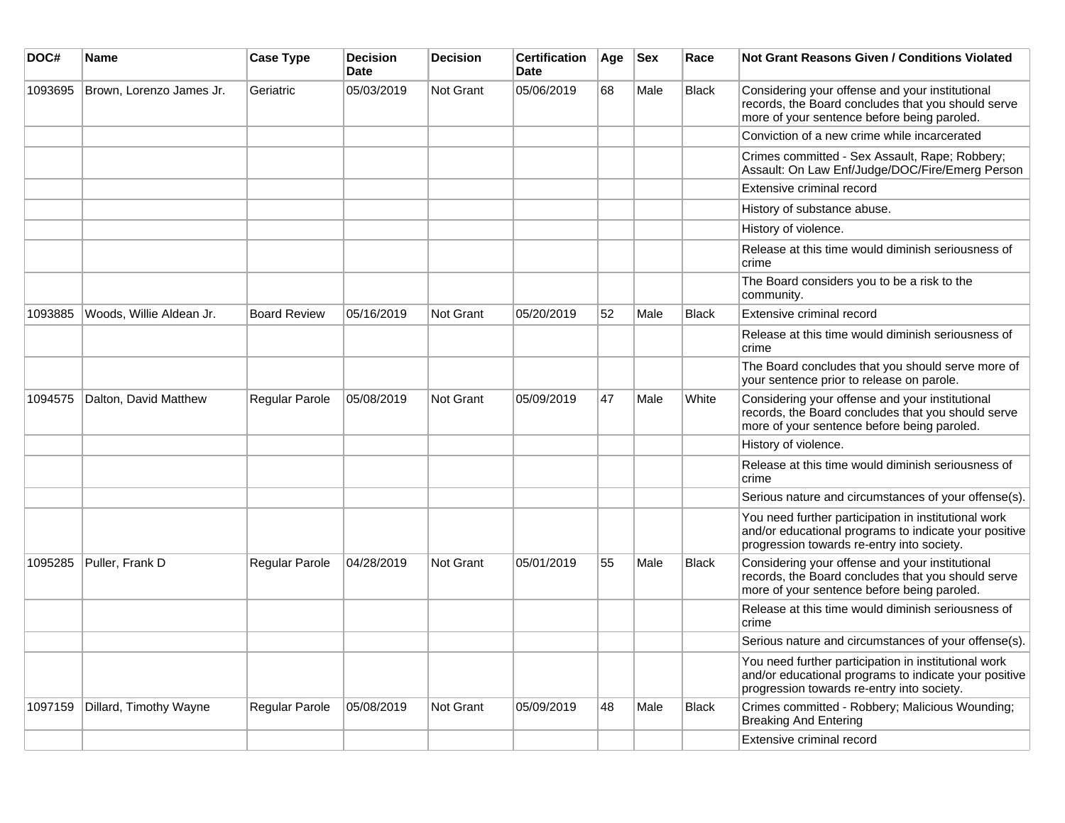| DOC# | Name | Case Type | Decision Date | Decision | Certification Date | Age | Sex | Race | Not Grant Reasons Given / Conditions Violated |
|---|---|---|---|---|---|---|---|---|---|
| 1093695 | Brown, Lorenzo James Jr. | Geriatric | 05/03/2019 | Not Grant | 05/06/2019 | 68 | Male | Black | Considering your offense and your institutional records, the Board concludes that you should serve more of your sentence before being paroled. |
| | | | | | | | | | Conviction of a new crime while incarcerated |
| | | | | | | | | | Crimes committed - Sex Assault, Rape; Robbery; Assault: On Law Enf/Judge/DOC/Fire/Emerg Person |
| | | | | | | | | | Extensive criminal record |
| | | | | | | | | | History of substance abuse. |
| | | | | | | | | | History of violence. |
| | | | | | | | | | Release at this time would diminish seriousness of crime |
| | | | | | | | | | The Board considers you to be a risk to the community. |
| 1093885 | Woods, Willie Aldean Jr. | Board Review | 05/16/2019 | Not Grant | 05/20/2019 | 52 | Male | Black | Extensive criminal record |
| | | | | | | | | | Release at this time would diminish seriousness of crime |
| | | | | | | | | | The Board concludes that you should serve more of your sentence prior to release on parole. |
| 1094575 | Dalton, David Matthew | Regular Parole | 05/08/2019 | Not Grant | 05/09/2019 | 47 | Male | White | Considering your offense and your institutional records, the Board concludes that you should serve more of your sentence before being paroled. |
| | | | | | | | | | History of violence. |
| | | | | | | | | | Release at this time would diminish seriousness of crime |
| | | | | | | | | | Serious nature and circumstances of your offense(s). |
| | | | | | | | | | You need further participation in institutional work and/or educational programs to indicate your positive progression towards re-entry into society. |
| 1095285 | Puller, Frank D | Regular Parole | 04/28/2019 | Not Grant | 05/01/2019 | 55 | Male | Black | Considering your offense and your institutional records, the Board concludes that you should serve more of your sentence before being paroled. |
| | | | | | | | | | Release at this time would diminish seriousness of crime |
| | | | | | | | | | Serious nature and circumstances of your offense(s). |
| | | | | | | | | | You need further participation in institutional work and/or educational programs to indicate your positive progression towards re-entry into society. |
| 1097159 | Dillard, Timothy Wayne | Regular Parole | 05/08/2019 | Not Grant | 05/09/2019 | 48 | Male | Black | Crimes committed - Robbery; Malicious Wounding; Breaking And Entering |
| | | | | | | | | | Extensive criminal record |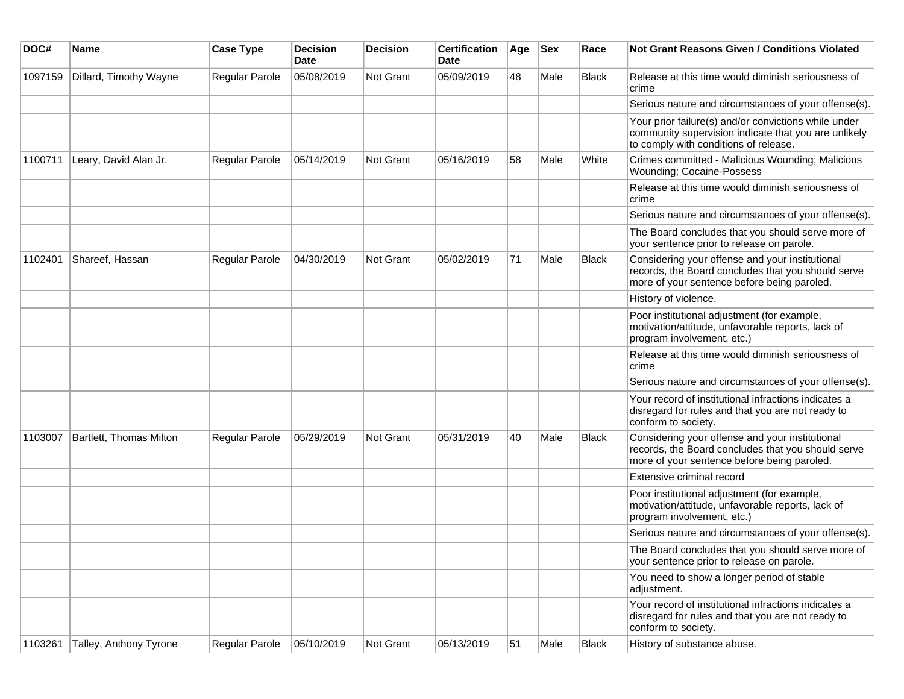| DOC# | Name | Case Type | Decision Date | Decision | Certification Date | Age | Sex | Race | Not Grant Reasons Given / Conditions Violated |
|---|---|---|---|---|---|---|---|---|---|
| 1097159 | Dillard, Timothy Wayne | Regular Parole | 05/08/2019 | Not Grant | 05/09/2019 | 48 | Male | Black | Release at this time would diminish seriousness of crime |
| | | | | | | | | | Serious nature and circumstances of your offense(s). |
| | | | | | | | | | Your prior failure(s) and/or convictions while under community supervision indicate that you are unlikely to comply with conditions of release. |
| 1100711 | Leary, David Alan Jr. | Regular Parole | 05/14/2019 | Not Grant | 05/16/2019 | 58 | Male | White | Crimes committed - Malicious Wounding; Malicious Wounding; Cocaine-Possess |
| | | | | | | | | | Release at this time would diminish seriousness of crime |
| | | | | | | | | | Serious nature and circumstances of your offense(s). |
| | | | | | | | | | The Board concludes that you should serve more of your sentence prior to release on parole. |
| 1102401 | Shareef, Hassan | Regular Parole | 04/30/2019 | Not Grant | 05/02/2019 | 71 | Male | Black | Considering your offense and your institutional records, the Board concludes that you should serve more of your sentence before being paroled. |
| | | | | | | | | | History of violence. |
| | | | | | | | | | Poor institutional adjustment (for example, motivation/attitude, unfavorable reports, lack of program involvement, etc.) |
| | | | | | | | | | Release at this time would diminish seriousness of crime |
| | | | | | | | | | Serious nature and circumstances of your offense(s). |
| | | | | | | | | | Your record of institutional infractions indicates a disregard for rules and that you are not ready to conform to society. |
| 1103007 | Bartlett, Thomas Milton | Regular Parole | 05/29/2019 | Not Grant | 05/31/2019 | 40 | Male | Black | Considering your offense and your institutional records, the Board concludes that you should serve more of your sentence before being paroled. |
| | | | | | | | | | Extensive criminal record |
| | | | | | | | | | Poor institutional adjustment (for example, motivation/attitude, unfavorable reports, lack of program involvement, etc.) |
| | | | | | | | | | Serious nature and circumstances of your offense(s). |
| | | | | | | | | | The Board concludes that you should serve more of your sentence prior to release on parole. |
| | | | | | | | | | You need to show a longer period of stable adjustment. |
| | | | | | | | | | Your record of institutional infractions indicates a disregard for rules and that you are not ready to conform to society. |
| 1103261 | Talley, Anthony Tyrone | Regular Parole | 05/10/2019 | Not Grant | 05/13/2019 | 51 | Male | Black | History of substance abuse. |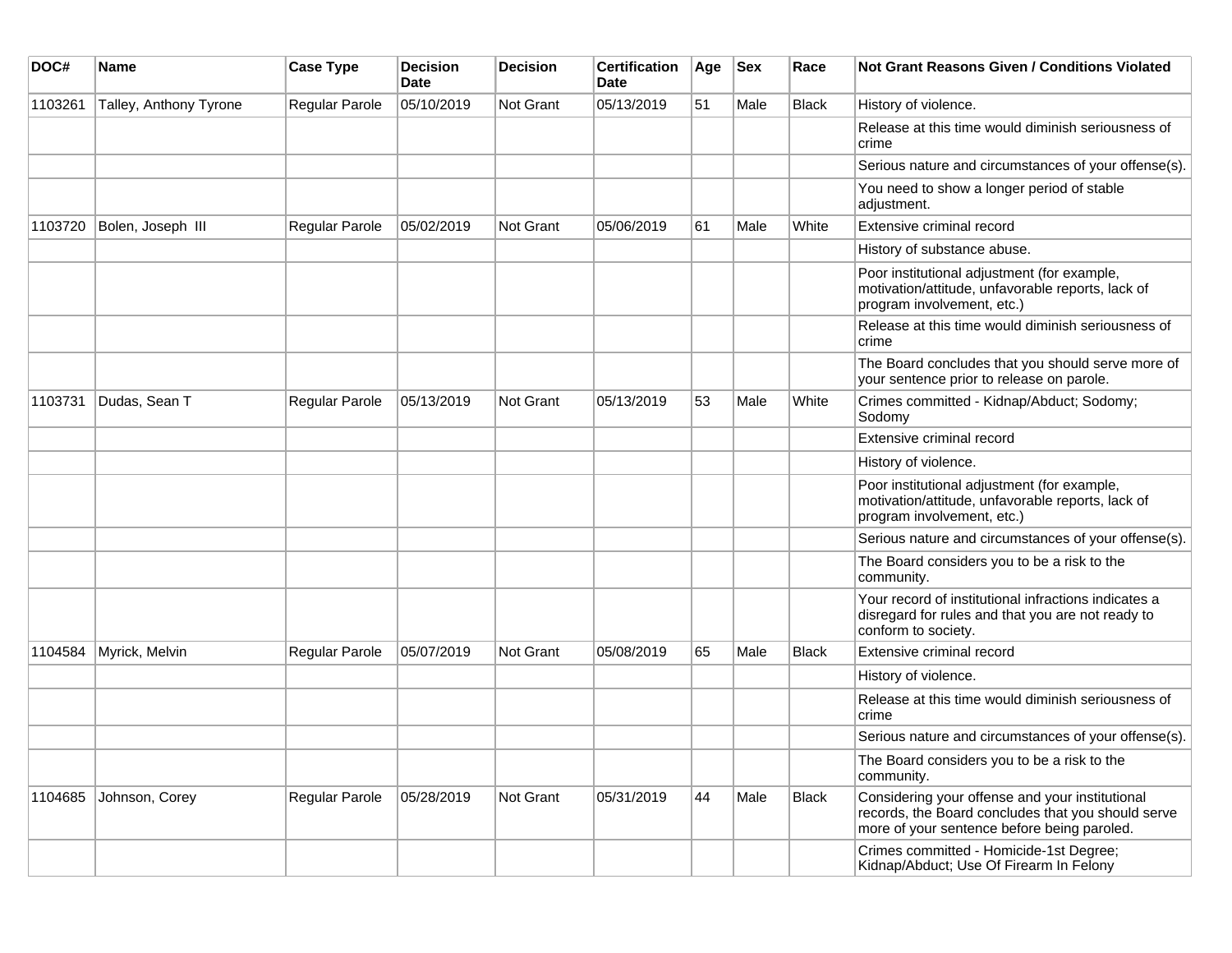| DOC# | Name | Case Type | Decision Date | Decision | Certification Date | Age | Sex | Race | Not Grant Reasons Given / Conditions Violated |
|---|---|---|---|---|---|---|---|---|---|
| 1103261 | Talley, Anthony Tyrone | Regular Parole | 05/10/2019 | Not Grant | 05/13/2019 | 51 | Male | Black | History of violence. |
| | | | | | | | | | Release at this time would diminish seriousness of crime |
| | | | | | | | | | Serious nature and circumstances of your offense(s). |
| | | | | | | | | | You need to show a longer period of stable adjustment. |
| 1103720 | Bolen, Joseph III | Regular Parole | 05/02/2019 | Not Grant | 05/06/2019 | 61 | Male | White | Extensive criminal record |
| | | | | | | | | | History of substance abuse. |
| | | | | | | | | | Poor institutional adjustment (for example, motivation/attitude, unfavorable reports, lack of program involvement, etc.) |
| | | | | | | | | | Release at this time would diminish seriousness of crime |
| | | | | | | | | | The Board concludes that you should serve more of your sentence prior to release on parole. |
| 1103731 | Dudas, Sean T | Regular Parole | 05/13/2019 | Not Grant | 05/13/2019 | 53 | Male | White | Crimes committed - Kidnap/Abduct; Sodomy; Sodomy |
| | | | | | | | | | Extensive criminal record |
| | | | | | | | | | History of violence. |
| | | | | | | | | | Poor institutional adjustment (for example, motivation/attitude, unfavorable reports, lack of program involvement, etc.) |
| | | | | | | | | | Serious nature and circumstances of your offense(s). |
| | | | | | | | | | The Board considers you to be a risk to the community. |
| | | | | | | | | | Your record of institutional infractions indicates a disregard for rules and that you are not ready to conform to society. |
| 1104584 | Myrick, Melvin | Regular Parole | 05/07/2019 | Not Grant | 05/08/2019 | 65 | Male | Black | Extensive criminal record |
| | | | | | | | | | History of violence. |
| | | | | | | | | | Release at this time would diminish seriousness of crime |
| | | | | | | | | | Serious nature and circumstances of your offense(s). |
| | | | | | | | | | The Board considers you to be a risk to the community. |
| 1104685 | Johnson, Corey | Regular Parole | 05/28/2019 | Not Grant | 05/31/2019 | 44 | Male | Black | Considering your offense and your institutional records, the Board concludes that you should serve more of your sentence before being paroled. |
| | | | | | | | | | Crimes committed - Homicide-1st Degree; Kidnap/Abduct; Use Of Firearm In Felony |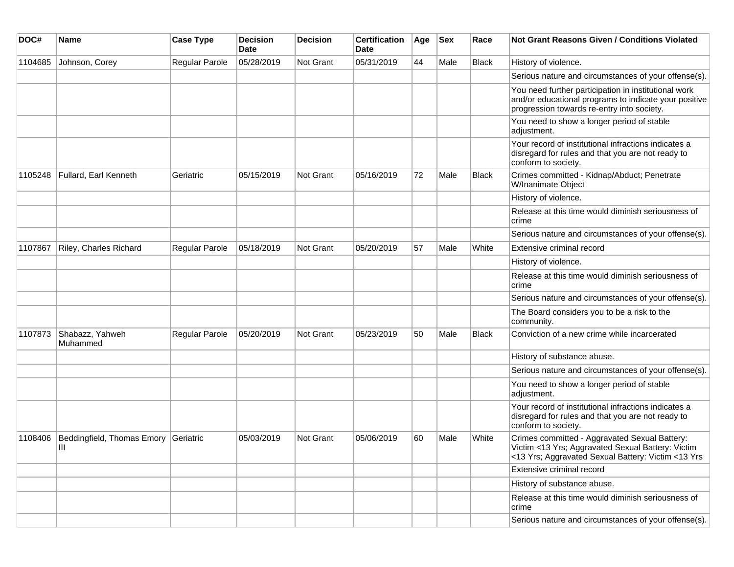| DOC# | Name | Case Type | Decision Date | Decision | Certification Date | Age | Sex | Race | Not Grant Reasons Given / Conditions Violated |
|---|---|---|---|---|---|---|---|---|---|
| 1104685 | Johnson, Corey | Regular Parole | 05/28/2019 | Not Grant | 05/31/2019 | 44 | Male | Black | History of violence. |
| | | | | | | | | | Serious nature and circumstances of your offense(s). |
| | | | | | | | | | You need further participation in institutional work and/or educational programs to indicate your positive progression towards re-entry into society. |
| | | | | | | | | | You need to show a longer period of stable adjustment. |
| | | | | | | | | | Your record of institutional infractions indicates a disregard for rules and that you are not ready to conform to society. |
| 1105248 | Fullard, Earl Kenneth | Geriatric | 05/15/2019 | Not Grant | 05/16/2019 | 72 | Male | Black | Crimes committed - Kidnap/Abduct; Penetrate W/Inanimate Object |
| | | | | | | | | | History of violence. |
| | | | | | | | | | Release at this time would diminish seriousness of crime |
| | | | | | | | | | Serious nature and circumstances of your offense(s). |
| 1107867 | Riley, Charles Richard | Regular Parole | 05/18/2019 | Not Grant | 05/20/2019 | 57 | Male | White | Extensive criminal record |
| | | | | | | | | | History of violence. |
| | | | | | | | | | Release at this time would diminish seriousness of crime |
| | | | | | | | | | Serious nature and circumstances of your offense(s). |
| | | | | | | | | | The Board considers you to be a risk to the community. |
| 1107873 | Shabazz, Yahweh Muhammed | Regular Parole | 05/20/2019 | Not Grant | 05/23/2019 | 50 | Male | Black | Conviction of a new crime while incarcerated |
| | | | | | | | | | History of substance abuse. |
| | | | | | | | | | Serious nature and circumstances of your offense(s). |
| | | | | | | | | | You need to show a longer period of stable adjustment. |
| | | | | | | | | | Your record of institutional infractions indicates a disregard for rules and that you are not ready to conform to society. |
| 1108406 | Beddingfield, Thomas Emory III | Geriatric | 05/03/2019 | Not Grant | 05/06/2019 | 60 | Male | White | Crimes committed - Aggravated Sexual Battery: Victim <13 Yrs; Aggravated Sexual Battery: Victim <13 Yrs; Aggravated Sexual Battery: Victim <13 Yrs |
| | | | | | | | | | Extensive criminal record |
| | | | | | | | | | History of substance abuse. |
| | | | | | | | | | Release at this time would diminish seriousness of crime |
| | | | | | | | | | Serious nature and circumstances of your offense(s). |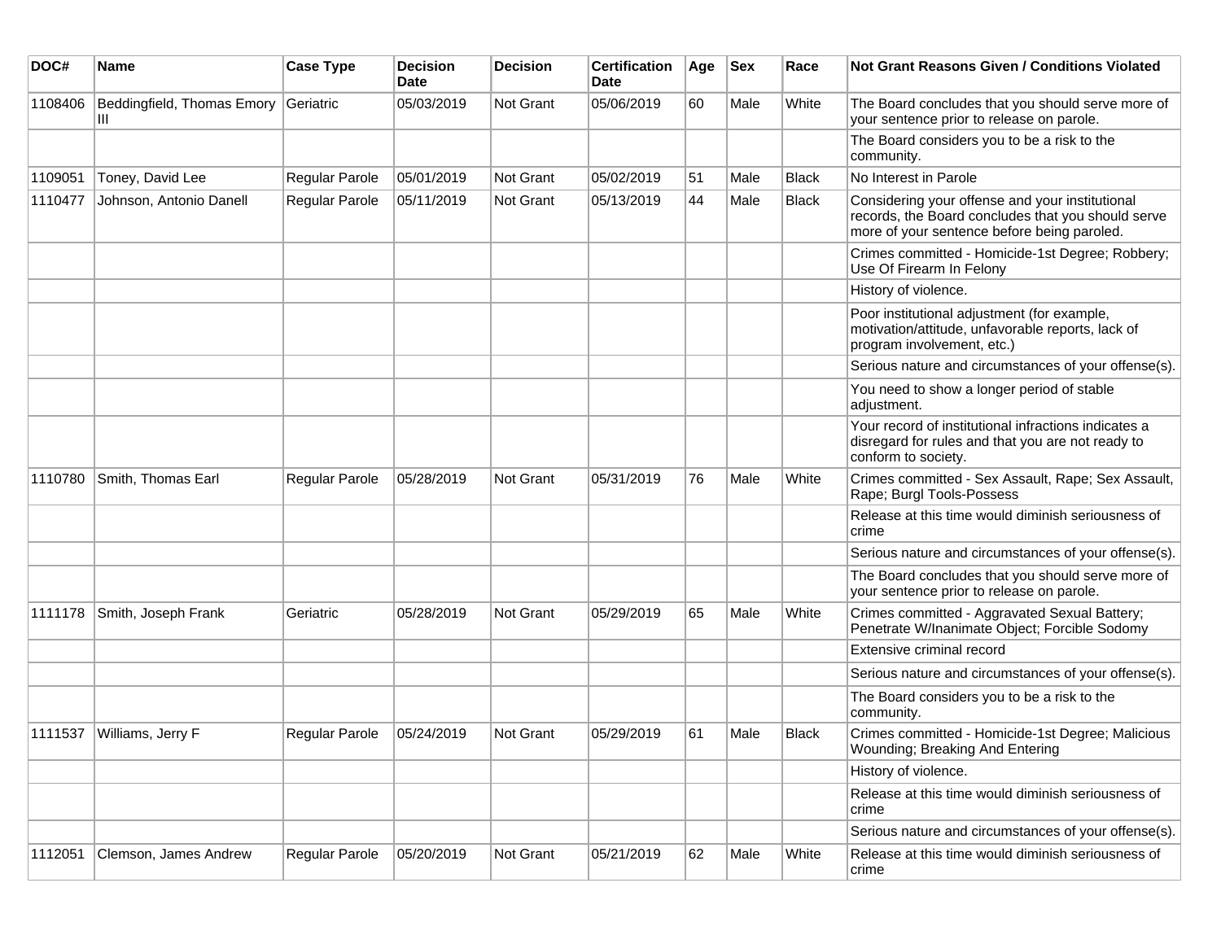| DOC# | Name | Case Type | Decision Date | Decision | Certification Date | Age | Sex | Race | Not Grant Reasons Given / Conditions Violated |
|---|---|---|---|---|---|---|---|---|---|
| 1108406 | Beddingfield, Thomas Emory III | Geriatric | 05/03/2019 | Not Grant | 05/06/2019 | 60 | Male | White | The Board concludes that you should serve more of your sentence prior to release on parole. |
| | | | | | | | | | The Board considers you to be a risk to the community. |
| 1109051 | Toney, David Lee | Regular Parole | 05/01/2019 | Not Grant | 05/02/2019 | 51 | Male | Black | No Interest in Parole |
| 1110477 | Johnson, Antonio Danell | Regular Parole | 05/11/2019 | Not Grant | 05/13/2019 | 44 | Male | Black | Considering your offense and your institutional records, the Board concludes that you should serve more of your sentence before being paroled. |
| | | | | | | | | | Crimes committed - Homicide-1st Degree; Robbery; Use Of Firearm In Felony |
| | | | | | | | | | History of violence. |
| | | | | | | | | | Poor institutional adjustment (for example, motivation/attitude, unfavorable reports, lack of program involvement, etc.) |
| | | | | | | | | | Serious nature and circumstances of your offense(s). |
| | | | | | | | | | You need to show a longer period of stable adjustment. |
| | | | | | | | | | Your record of institutional infractions indicates a disregard for rules and that you are not ready to conform to society. |
| 1110780 | Smith, Thomas Earl | Regular Parole | 05/28/2019 | Not Grant | 05/31/2019 | 76 | Male | White | Crimes committed - Sex Assault, Rape; Sex Assault, Rape; Burgl Tools-Possess |
| | | | | | | | | | Release at this time would diminish seriousness of crime |
| | | | | | | | | | Serious nature and circumstances of your offense(s). |
| | | | | | | | | | The Board concludes that you should serve more of your sentence prior to release on parole. |
| 1111178 | Smith, Joseph Frank | Geriatric | 05/28/2019 | Not Grant | 05/29/2019 | 65 | Male | White | Crimes committed - Aggravated Sexual Battery; Penetrate W/Inanimate Object; Forcible Sodomy |
| | | | | | | | | | Extensive criminal record |
| | | | | | | | | | Serious nature and circumstances of your offense(s). |
| | | | | | | | | | The Board considers you to be a risk to the community. |
| 1111537 | Williams, Jerry F | Regular Parole | 05/24/2019 | Not Grant | 05/29/2019 | 61 | Male | Black | Crimes committed - Homicide-1st Degree; Malicious Wounding; Breaking And Entering |
| | | | | | | | | | History of violence. |
| | | | | | | | | | Release at this time would diminish seriousness of crime |
| | | | | | | | | | Serious nature and circumstances of your offense(s). |
| 1112051 | Clemson, James Andrew | Regular Parole | 05/20/2019 | Not Grant | 05/21/2019 | 62 | Male | White | Release at this time would diminish seriousness of crime |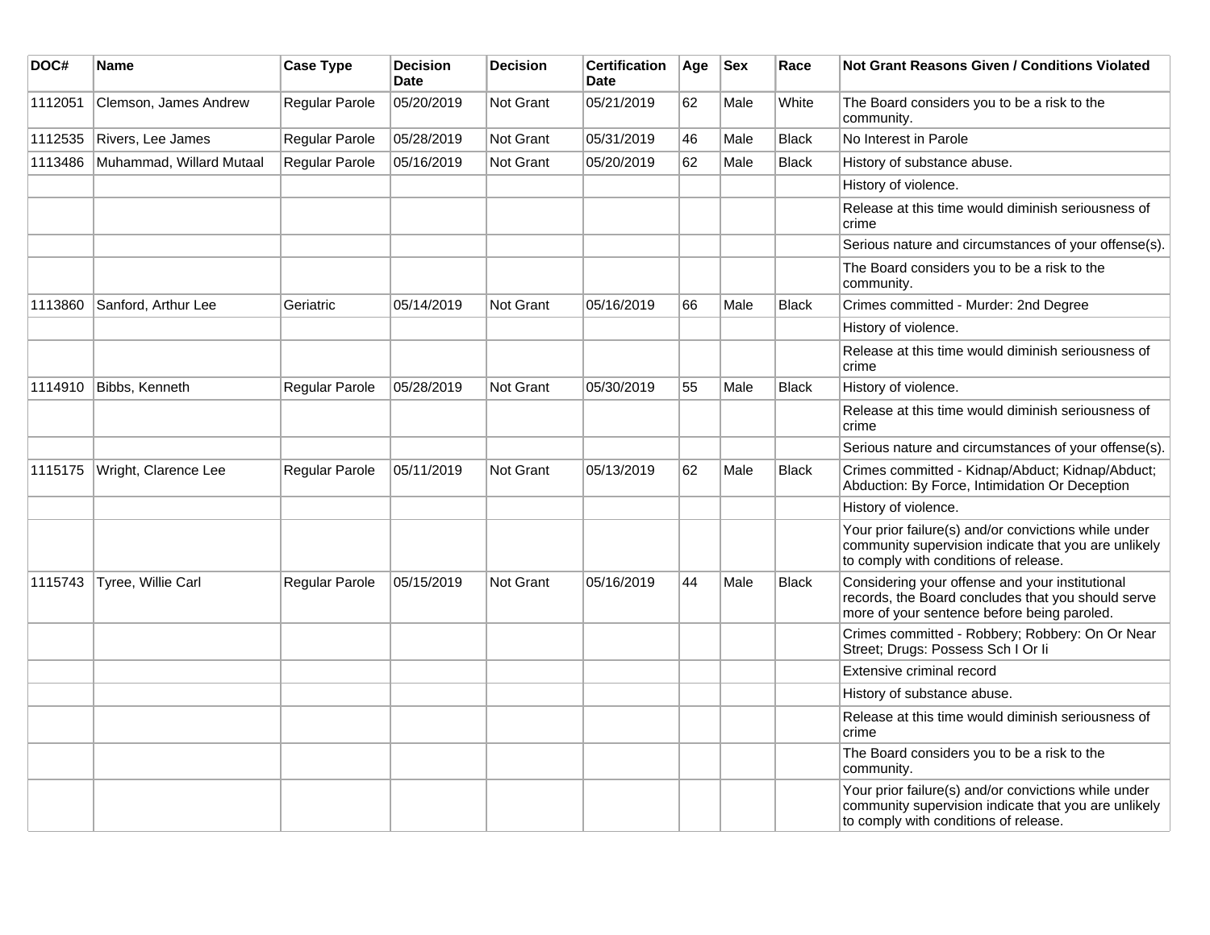| DOC# | Name | Case Type | Decision Date | Decision | Certification Date | Age | Sex | Race | Not Grant Reasons Given / Conditions Violated |
|---|---|---|---|---|---|---|---|---|---|
| 1112051 | Clemson, James Andrew | Regular Parole | 05/20/2019 | Not Grant | 05/21/2019 | 62 | Male | White | The Board considers you to be a risk to the community. |
| 1112535 | Rivers, Lee James | Regular Parole | 05/28/2019 | Not Grant | 05/31/2019 | 46 | Male | Black | No Interest in Parole |
| 1113486 | Muhammad, Willard Mutaal | Regular Parole | 05/16/2019 | Not Grant | 05/20/2019 | 62 | Male | Black | History of substance abuse. |
| | | | | | | | | | History of violence. |
| | | | | | | | | | Release at this time would diminish seriousness of crime |
| | | | | | | | | | Serious nature and circumstances of your offense(s). |
| | | | | | | | | | The Board considers you to be a risk to the community. |
| 1113860 | Sanford, Arthur Lee | Geriatric | 05/14/2019 | Not Grant | 05/16/2019 | 66 | Male | Black | Crimes committed - Murder: 2nd Degree |
| | | | | | | | | | History of violence. |
| | | | | | | | | | Release at this time would diminish seriousness of crime |
| 1114910 | Bibbs, Kenneth | Regular Parole | 05/28/2019 | Not Grant | 05/30/2019 | 55 | Male | Black | History of violence. |
| | | | | | | | | | Release at this time would diminish seriousness of crime |
| | | | | | | | | | Serious nature and circumstances of your offense(s). |
| 1115175 | Wright, Clarence Lee | Regular Parole | 05/11/2019 | Not Grant | 05/13/2019 | 62 | Male | Black | Crimes committed - Kidnap/Abduct; Kidnap/Abduct; Abduction: By Force, Intimidation Or Deception |
| | | | | | | | | | History of violence. |
| | | | | | | | | | Your prior failure(s) and/or convictions while under community supervision indicate that you are unlikely to comply with conditions of release. |
| 1115743 | Tyree, Willie Carl | Regular Parole | 05/15/2019 | Not Grant | 05/16/2019 | 44 | Male | Black | Considering your offense and your institutional records, the Board concludes that you should serve more of your sentence before being paroled. |
| | | | | | | | | | Crimes committed - Robbery; Robbery: On Or Near Street; Drugs: Possess Sch I Or Ii |
| | | | | | | | | | Extensive criminal record |
| | | | | | | | | | History of substance abuse. |
| | | | | | | | | | Release at this time would diminish seriousness of crime |
| | | | | | | | | | The Board considers you to be a risk to the community. |
| | | | | | | | | | Your prior failure(s) and/or convictions while under community supervision indicate that you are unlikely to comply with conditions of release. |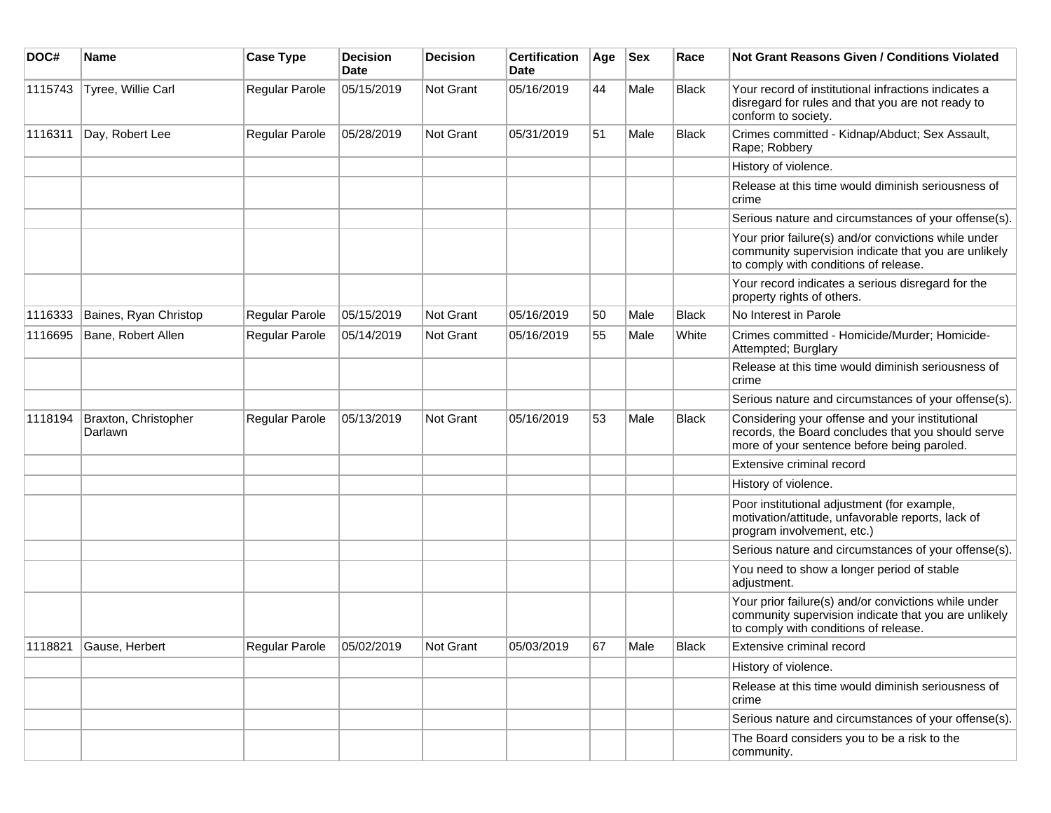| DOC# | Name | Case Type | Decision Date | Decision | Certification Date | Age | Sex | Race | Not Grant Reasons Given / Conditions Violated |
|---|---|---|---|---|---|---|---|---|---|
| 1115743 | Tyree, Willie Carl | Regular Parole | 05/15/2019 | Not Grant | 05/16/2019 | 44 | Male | Black | Your record of institutional infractions indicates a disregard for rules and that you are not ready to conform to society. |
| 1116311 | Day, Robert Lee | Regular Parole | 05/28/2019 | Not Grant | 05/31/2019 | 51 | Male | Black | Crimes committed - Kidnap/Abduct; Sex Assault, Rape; Robbery |
| | | | | | | | | | History of violence. |
| | | | | | | | | | Release at this time would diminish seriousness of crime |
| | | | | | | | | | Serious nature and circumstances of your offense(s). |
| | | | | | | | | | Your prior failure(s) and/or convictions while under community supervision indicate that you are unlikely to comply with conditions of release. |
| | | | | | | | | | Your record indicates a serious disregard for the property rights of others. |
| 1116333 | Baines, Ryan Christop | Regular Parole | 05/15/2019 | Not Grant | 05/16/2019 | 50 | Male | Black | No Interest in Parole |
| 1116695 | Bane, Robert Allen | Regular Parole | 05/14/2019 | Not Grant | 05/16/2019 | 55 | Male | White | Crimes committed - Homicide/Murder; Homicide-Attempted; Burglary |
| | | | | | | | | | Release at this time would diminish seriousness of crime |
| | | | | | | | | | Serious nature and circumstances of your offense(s). |
| 1118194 | Braxton, Christopher Darlawn | Regular Parole | 05/13/2019 | Not Grant | 05/16/2019 | 53 | Male | Black | Considering your offense and your institutional records, the Board concludes that you should serve more of your sentence before being paroled. |
| | | | | | | | | | Extensive criminal record |
| | | | | | | | | | History of violence. |
| | | | | | | | | | Poor institutional adjustment (for example, motivation/attitude, unfavorable reports, lack of program involvement, etc.) |
| | | | | | | | | | Serious nature and circumstances of your offense(s). |
| | | | | | | | | | You need to show a longer period of stable adjustment. |
| | | | | | | | | | Your prior failure(s) and/or convictions while under community supervision indicate that you are unlikely to comply with conditions of release. |
| 1118821 | Gause, Herbert | Regular Parole | 05/02/2019 | Not Grant | 05/03/2019 | 67 | Male | Black | Extensive criminal record |
| | | | | | | | | | History of violence. |
| | | | | | | | | | Release at this time would diminish seriousness of crime |
| | | | | | | | | | Serious nature and circumstances of your offense(s). |
| | | | | | | | | | The Board considers you to be a risk to the community. |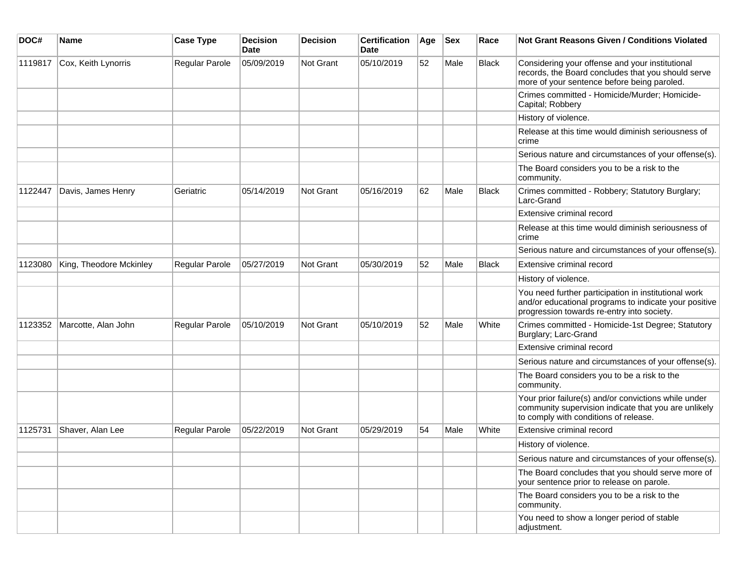| DOC# | Name | Case Type | Decision Date | Decision | Certification Date | Age | Sex | Race | Not Grant Reasons Given / Conditions Violated |
|---|---|---|---|---|---|---|---|---|---|
| 1119817 | Cox, Keith Lynorris | Regular Parole | 05/09/2019 | Not Grant | 05/10/2019 | 52 | Male | Black | Considering your offense and your institutional records, the Board concludes that you should serve more of your sentence before being paroled. |
| | | | | | | | | | Crimes committed - Homicide/Murder; Homicide-Capital; Robbery |
| | | | | | | | | | History of violence. |
| | | | | | | | | | Release at this time would diminish seriousness of crime |
| | | | | | | | | | Serious nature and circumstances of your offense(s). |
| | | | | | | | | | The Board considers you to be a risk to the community. |
| 1122447 | Davis, James Henry | Geriatric | 05/14/2019 | Not Grant | 05/16/2019 | 62 | Male | Black | Crimes committed - Robbery; Statutory Burglary; Larc-Grand |
| | | | | | | | | | Extensive criminal record |
| | | | | | | | | | Release at this time would diminish seriousness of crime |
| | | | | | | | | | Serious nature and circumstances of your offense(s). |
| 1123080 | King, Theodore Mckinley | Regular Parole | 05/27/2019 | Not Grant | 05/30/2019 | 52 | Male | Black | Extensive criminal record |
| | | | | | | | | | History of violence. |
| | | | | | | | | | You need further participation in institutional work and/or educational programs to indicate your positive progression towards re-entry into society. |
| 1123352 | Marcotte, Alan John | Regular Parole | 05/10/2019 | Not Grant | 05/10/2019 | 52 | Male | White | Crimes committed - Homicide-1st Degree; Statutory Burglary; Larc-Grand |
| | | | | | | | | | Extensive criminal record |
| | | | | | | | | | Serious nature and circumstances of your offense(s). |
| | | | | | | | | | The Board considers you to be a risk to the community. |
| | | | | | | | | | Your prior failure(s) and/or convictions while under community supervision indicate that you are unlikely to comply with conditions of release. |
| 1125731 | Shaver, Alan Lee | Regular Parole | 05/22/2019 | Not Grant | 05/29/2019 | 54 | Male | White | Extensive criminal record |
| | | | | | | | | | History of violence. |
| | | | | | | | | | Serious nature and circumstances of your offense(s). |
| | | | | | | | | | The Board concludes that you should serve more of your sentence prior to release on parole. |
| | | | | | | | | | The Board considers you to be a risk to the community. |
| | | | | | | | | | You need to show a longer period of stable adjustment. |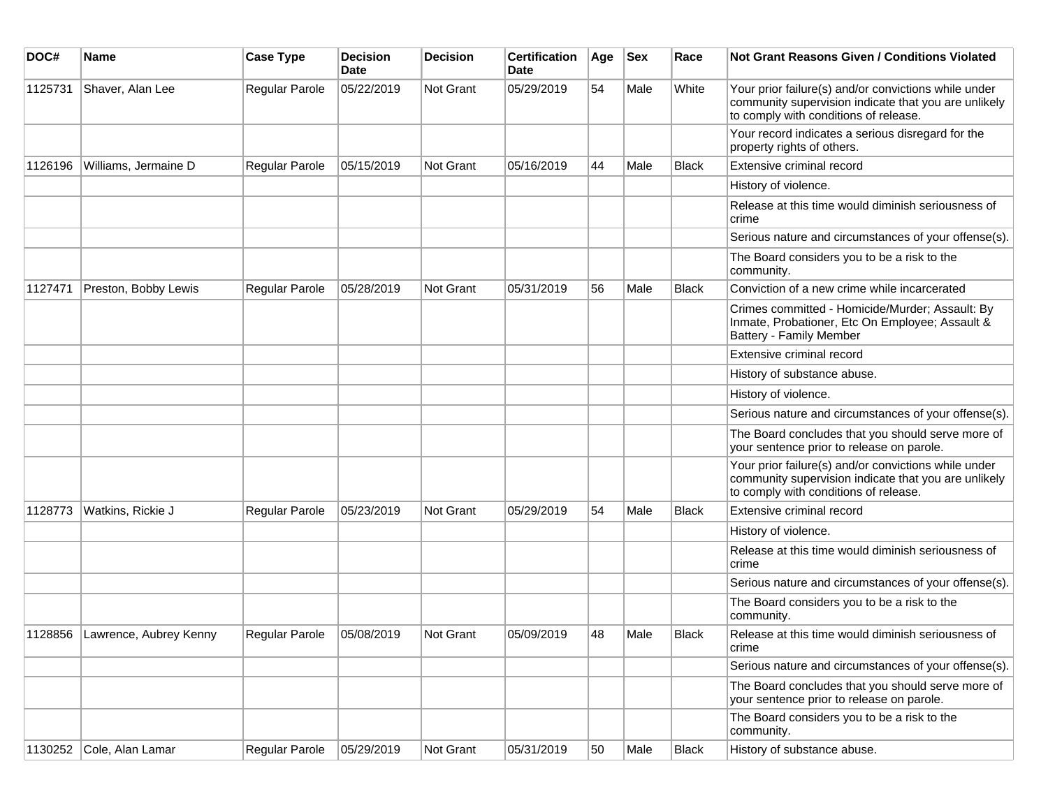| DOC# | Name | Case Type | Decision Date | Decision | Certification Date | Age | Sex | Race | Not Grant Reasons Given / Conditions Violated |
|---|---|---|---|---|---|---|---|---|---|
| 1125731 | Shaver, Alan Lee | Regular Parole | 05/22/2019 | Not Grant | 05/29/2019 | 54 | Male | White | Your prior failure(s) and/or convictions while under community supervision indicate that you are unlikely to comply with conditions of release. |
| | | | | | | | | | Your record indicates a serious disregard for the property rights of others. |
| 1126196 | Williams, Jermaine D | Regular Parole | 05/15/2019 | Not Grant | 05/16/2019 | 44 | Male | Black | Extensive criminal record |
| | | | | | | | | | History of violence. |
| | | | | | | | | | Release at this time would diminish seriousness of crime |
| | | | | | | | | | Serious nature and circumstances of your offense(s). |
| | | | | | | | | | The Board considers you to be a risk to the community. |
| 1127471 | Preston, Bobby Lewis | Regular Parole | 05/28/2019 | Not Grant | 05/31/2019 | 56 | Male | Black | Conviction of a new crime while incarcerated |
| | | | | | | | | | Crimes committed - Homicide/Murder; Assault: By Inmate, Probationer, Etc On Employee; Assault & Battery - Family Member |
| | | | | | | | | | Extensive criminal record |
| | | | | | | | | | History of substance abuse. |
| | | | | | | | | | History of violence. |
| | | | | | | | | | Serious nature and circumstances of your offense(s). |
| | | | | | | | | | The Board concludes that you should serve more of your sentence prior to release on parole. |
| | | | | | | | | | Your prior failure(s) and/or convictions while under community supervision indicate that you are unlikely to comply with conditions of release. |
| 1128773 | Watkins, Rickie J | Regular Parole | 05/23/2019 | Not Grant | 05/29/2019 | 54 | Male | Black | Extensive criminal record |
| | | | | | | | | | History of violence. |
| | | | | | | | | | Release at this time would diminish seriousness of crime |
| | | | | | | | | | Serious nature and circumstances of your offense(s). |
| | | | | | | | | | The Board considers you to be a risk to the community. |
| 1128856 | Lawrence, Aubrey Kenny | Regular Parole | 05/08/2019 | Not Grant | 05/09/2019 | 48 | Male | Black | Release at this time would diminish seriousness of crime |
| | | | | | | | | | Serious nature and circumstances of your offense(s). |
| | | | | | | | | | The Board concludes that you should serve more of your sentence prior to release on parole. |
| | | | | | | | | | The Board considers you to be a risk to the community. |
| 1130252 | Cole, Alan Lamar | Regular Parole | 05/29/2019 | Not Grant | 05/31/2019 | 50 | Male | Black | History of substance abuse. |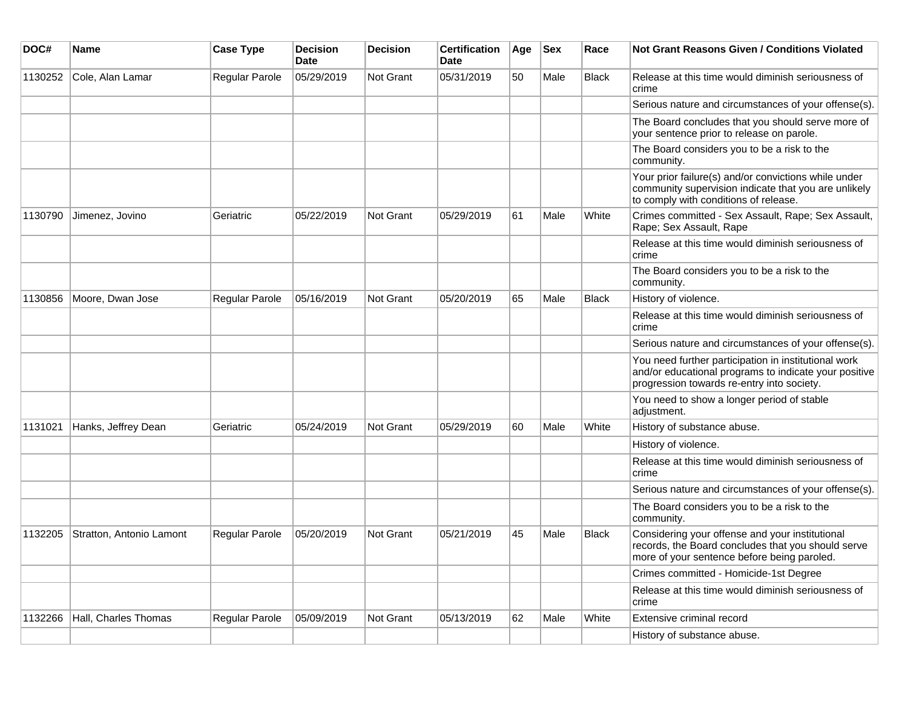| DOC# | Name | Case Type | Decision Date | Decision | Certification Date | Age | Sex | Race | Not Grant Reasons Given / Conditions Violated |
|---|---|---|---|---|---|---|---|---|---|
| 1130252 | Cole, Alan Lamar | Regular Parole | 05/29/2019 | Not Grant | 05/31/2019 | 50 | Male | Black | Release at this time would diminish seriousness of crime |
| | | | | | | | | | Serious nature and circumstances of your offense(s). |
| | | | | | | | | | The Board concludes that you should serve more of your sentence prior to release on parole. |
| | | | | | | | | | The Board considers you to be a risk to the community. |
| | | | | | | | | | Your prior failure(s) and/or convictions while under community supervision indicate that you are unlikely to comply with conditions of release. |
| 1130790 | Jimenez, Jovino | Geriatric | 05/22/2019 | Not Grant | 05/29/2019 | 61 | Male | White | Crimes committed - Sex Assault, Rape; Sex Assault, Rape; Sex Assault, Rape |
| | | | | | | | | | Release at this time would diminish seriousness of crime |
| | | | | | | | | | The Board considers you to be a risk to the community. |
| 1130856 | Moore, Dwan Jose | Regular Parole | 05/16/2019 | Not Grant | 05/20/2019 | 65 | Male | Black | History of violence. |
| | | | | | | | | | Release at this time would diminish seriousness of crime |
| | | | | | | | | | Serious nature and circumstances of your offense(s). |
| | | | | | | | | | You need further participation in institutional work and/or educational programs to indicate your positive progression towards re-entry into society. |
| | | | | | | | | | You need to show a longer period of stable adjustment. |
| 1131021 | Hanks, Jeffrey Dean | Geriatric | 05/24/2019 | Not Grant | 05/29/2019 | 60 | Male | White | History of substance abuse. |
| | | | | | | | | | History of violence. |
| | | | | | | | | | Release at this time would diminish seriousness of crime |
| | | | | | | | | | Serious nature and circumstances of your offense(s). |
| | | | | | | | | | The Board considers you to be a risk to the community. |
| 1132205 | Stratton, Antonio Lamont | Regular Parole | 05/20/2019 | Not Grant | 05/21/2019 | 45 | Male | Black | Considering your offense and your institutional records, the Board concludes that you should serve more of your sentence before being paroled. |
| | | | | | | | | | Crimes committed - Homicide-1st Degree |
| | | | | | | | | | Release at this time would diminish seriousness of crime |
| 1132266 | Hall, Charles Thomas | Regular Parole | 05/09/2019 | Not Grant | 05/13/2019 | 62 | Male | White | Extensive criminal record |
| | | | | | | | | | History of substance abuse. |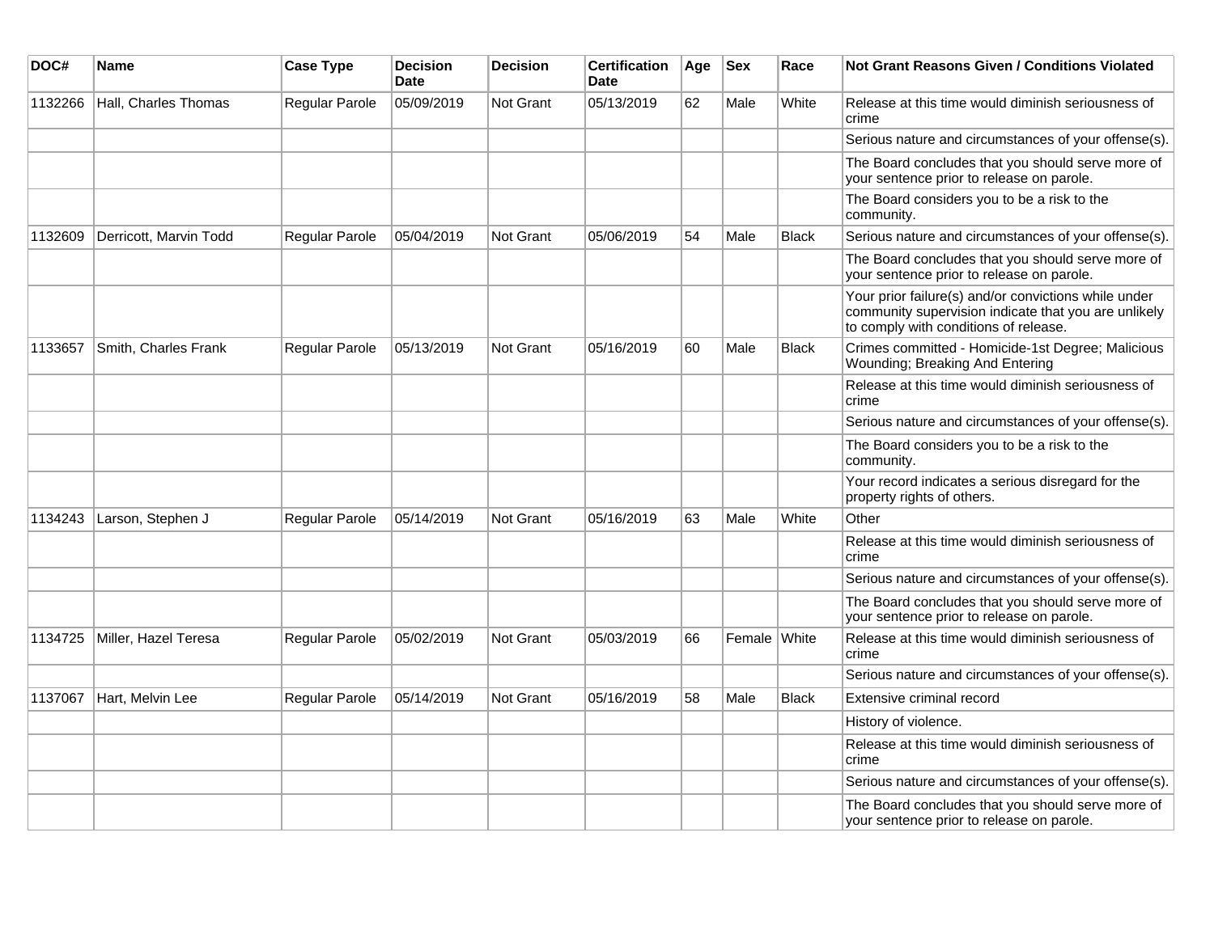| DOC# | Name | Case Type | Decision Date | Decision | Certification Date | Age | Sex | Race | Not Grant Reasons Given / Conditions Violated |
|---|---|---|---|---|---|---|---|---|---|
| 1132266 | Hall, Charles Thomas | Regular Parole | 05/09/2019 | Not Grant | 05/13/2019 | 62 | Male | White | Release at this time would diminish seriousness of crime |
| | | | | | | | | | Serious nature and circumstances of your offense(s). |
| | | | | | | | | | The Board concludes that you should serve more of your sentence prior to release on parole. |
| | | | | | | | | | The Board considers you to be a risk to the community. |
| 1132609 | Derricott, Marvin Todd | Regular Parole | 05/04/2019 | Not Grant | 05/06/2019 | 54 | Male | Black | Serious nature and circumstances of your offense(s). |
| | | | | | | | | | The Board concludes that you should serve more of your sentence prior to release on parole. |
| | | | | | | | | | Your prior failure(s) and/or convictions while under community supervision indicate that you are unlikely to comply with conditions of release. |
| 1133657 | Smith, Charles Frank | Regular Parole | 05/13/2019 | Not Grant | 05/16/2019 | 60 | Male | Black | Crimes committed - Homicide-1st Degree; Malicious Wounding; Breaking And Entering |
| | | | | | | | | | Release at this time would diminish seriousness of crime |
| | | | | | | | | | Serious nature and circumstances of your offense(s). |
| | | | | | | | | | The Board considers you to be a risk to the community. |
| | | | | | | | | | Your record indicates a serious disregard for the property rights of others. |
| 1134243 | Larson, Stephen J | Regular Parole | 05/14/2019 | Not Grant | 05/16/2019 | 63 | Male | White | Other |
| | | | | | | | | | Release at this time would diminish seriousness of crime |
| | | | | | | | | | Serious nature and circumstances of your offense(s). |
| | | | | | | | | | The Board concludes that you should serve more of your sentence prior to release on parole. |
| 1134725 | Miller, Hazel Teresa | Regular Parole | 05/02/2019 | Not Grant | 05/03/2019 | 66 | Female | White | Release at this time would diminish seriousness of crime |
| | | | | | | | | | Serious nature and circumstances of your offense(s). |
| 1137067 | Hart, Melvin Lee | Regular Parole | 05/14/2019 | Not Grant | 05/16/2019 | 58 | Male | Black | Extensive criminal record |
| | | | | | | | | | History of violence. |
| | | | | | | | | | Release at this time would diminish seriousness of crime |
| | | | | | | | | | Serious nature and circumstances of your offense(s). |
| | | | | | | | | | The Board concludes that you should serve more of your sentence prior to release on parole. |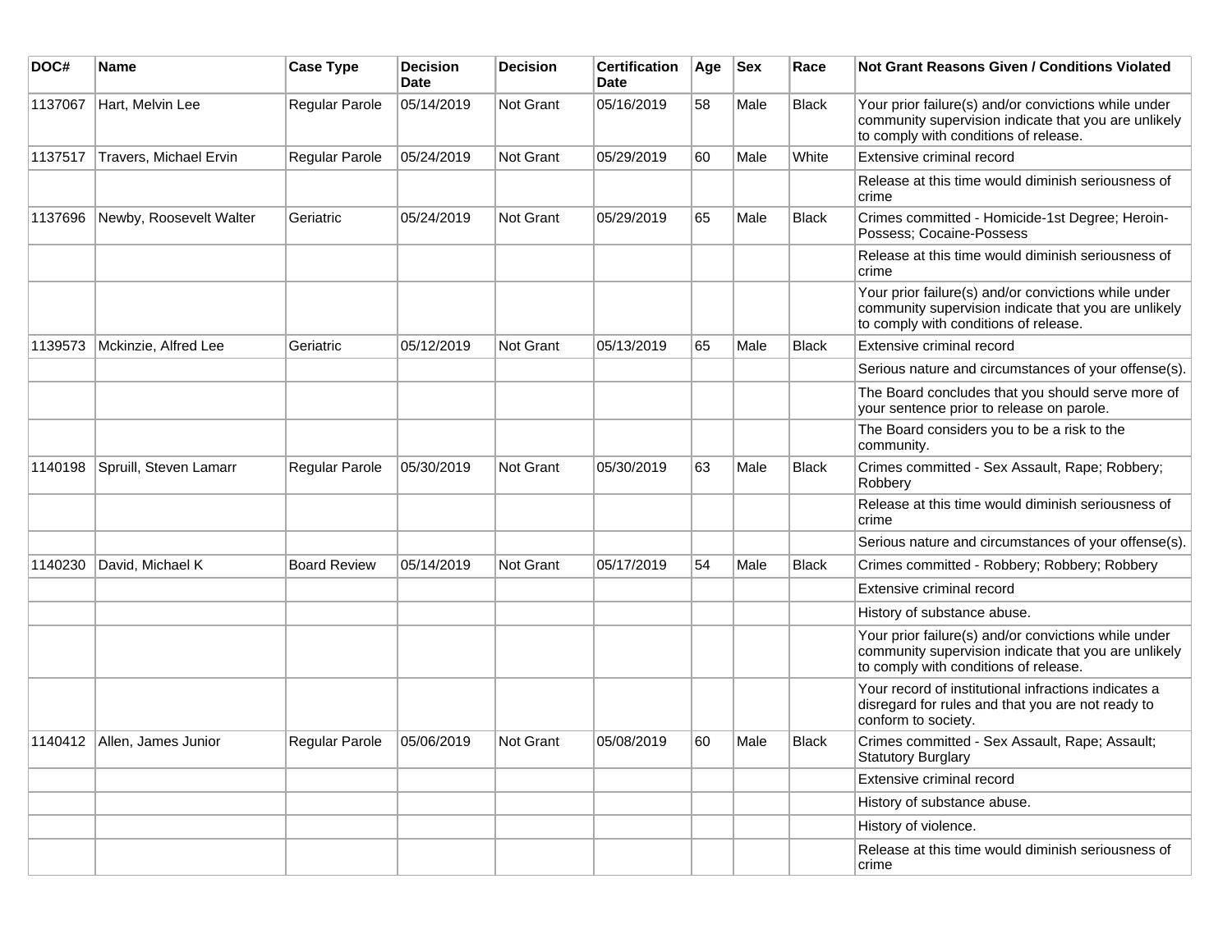| DOC# | Name | Case Type | Decision Date | Decision | Certification Date | Age | Sex | Race | Not Grant Reasons Given / Conditions Violated |
| --- | --- | --- | --- | --- | --- | --- | --- | --- | --- |
| 1137067 | Hart, Melvin Lee | Regular Parole | 05/14/2019 | Not Grant | 05/16/2019 | 58 | Male | Black | Your prior failure(s) and/or convictions while under community supervision indicate that you are unlikely to comply with conditions of release. |
| 1137517 | Travers, Michael Ervin | Regular Parole | 05/24/2019 | Not Grant | 05/29/2019 | 60 | Male | White | Extensive criminal record |
| | | | | | | | | | Release at this time would diminish seriousness of crime |
| 1137696 | Newby, Roosevelt Walter | Geriatric | 05/24/2019 | Not Grant | 05/29/2019 | 65 | Male | Black | Crimes committed - Homicide-1st Degree; Heroin-Possess; Cocaine-Possess |
| | | | | | | | | | Release at this time would diminish seriousness of crime |
| | | | | | | | | | Your prior failure(s) and/or convictions while under community supervision indicate that you are unlikely to comply with conditions of release. |
| 1139573 | Mckinzie, Alfred Lee | Geriatric | 05/12/2019 | Not Grant | 05/13/2019 | 65 | Male | Black | Extensive criminal record |
| | | | | | | | | | Serious nature and circumstances of your offense(s). |
| | | | | | | | | | The Board concludes that you should serve more of your sentence prior to release on parole. |
| | | | | | | | | | The Board considers you to be a risk to the community. |
| 1140198 | Spruill, Steven Lamarr | Regular Parole | 05/30/2019 | Not Grant | 05/30/2019 | 63 | Male | Black | Crimes committed - Sex Assault, Rape; Robbery; Robbery |
| | | | | | | | | | Release at this time would diminish seriousness of crime |
| | | | | | | | | | Serious nature and circumstances of your offense(s). |
| 1140230 | David, Michael K | Board Review | 05/14/2019 | Not Grant | 05/17/2019 | 54 | Male | Black | Crimes committed - Robbery; Robbery; Robbery |
| | | | | | | | | | Extensive criminal record |
| | | | | | | | | | History of substance abuse. |
| | | | | | | | | | Your prior failure(s) and/or convictions while under community supervision indicate that you are unlikely to comply with conditions of release. |
| | | | | | | | | | Your record of institutional infractions indicates a disregard for rules and that you are not ready to conform to society. |
| 1140412 | Allen, James Junior | Regular Parole | 05/06/2019 | Not Grant | 05/08/2019 | 60 | Male | Black | Crimes committed - Sex Assault, Rape; Assault; Statutory Burglary |
| | | | | | | | | | Extensive criminal record |
| | | | | | | | | | History of substance abuse. |
| | | | | | | | | | History of violence. |
| | | | | | | | | | Release at this time would diminish seriousness of crime |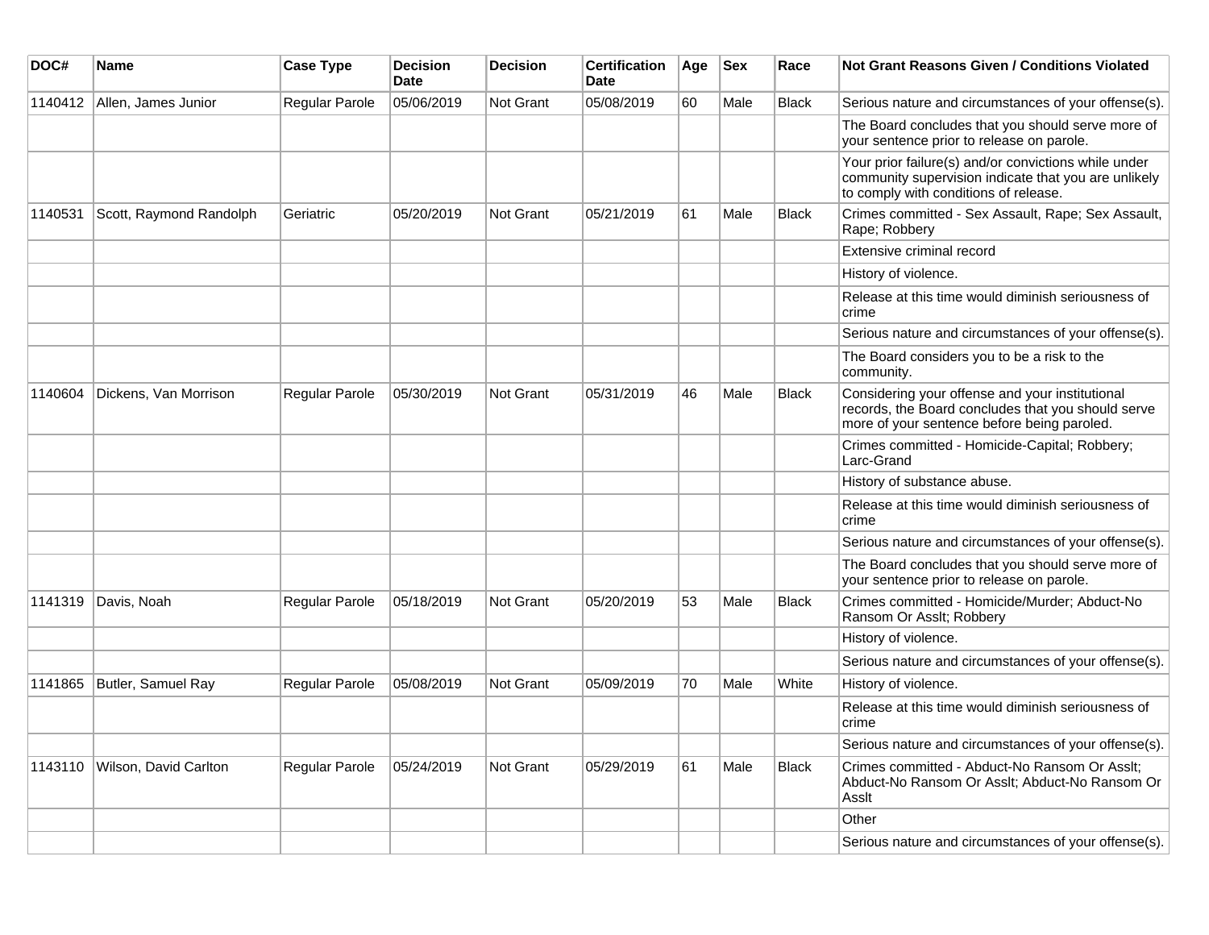| DOC# | Name | Case Type | Decision Date | Decision | Certification Date | Age | Sex | Race | Not Grant Reasons Given / Conditions Violated |
|---|---|---|---|---|---|---|---|---|---|
| 1140412 | Allen, James Junior | Regular Parole | 05/06/2019 | Not Grant | 05/08/2019 | 60 | Male | Black | Serious nature and circumstances of your offense(s). |
| | | | | | | | | | The Board concludes that you should serve more of your sentence prior to release on parole. |
| | | | | | | | | | Your prior failure(s) and/or convictions while under community supervision indicate that you are unlikely to comply with conditions of release. |
| 1140531 | Scott, Raymond Randolph | Geriatric | 05/20/2019 | Not Grant | 05/21/2019 | 61 | Male | Black | Crimes committed - Sex Assault, Rape; Sex Assault, Rape; Robbery |
| | | | | | | | | | Extensive criminal record |
| | | | | | | | | | History of violence. |
| | | | | | | | | | Release at this time would diminish seriousness of crime |
| | | | | | | | | | Serious nature and circumstances of your offense(s). |
| | | | | | | | | | The Board considers you to be a risk to the community. |
| 1140604 | Dickens, Van Morrison | Regular Parole | 05/30/2019 | Not Grant | 05/31/2019 | 46 | Male | Black | Considering your offense and your institutional records, the Board concludes that you should serve more of your sentence before being paroled. |
| | | | | | | | | | Crimes committed - Homicide-Capital; Robbery; Larc-Grand |
| | | | | | | | | | History of substance abuse. |
| | | | | | | | | | Release at this time would diminish seriousness of crime |
| | | | | | | | | | Serious nature and circumstances of your offense(s). |
| | | | | | | | | | The Board concludes that you should serve more of your sentence prior to release on parole. |
| 1141319 | Davis, Noah | Regular Parole | 05/18/2019 | Not Grant | 05/20/2019 | 53 | Male | Black | Crimes committed - Homicide/Murder; Abduct-No Ransom Or Asslt; Robbery |
| | | | | | | | | | History of violence. |
| | | | | | | | | | Serious nature and circumstances of your offense(s). |
| 1141865 | Butler, Samuel Ray | Regular Parole | 05/08/2019 | Not Grant | 05/09/2019 | 70 | Male | White | History of violence. |
| | | | | | | | | | Release at this time would diminish seriousness of crime |
| | | | | | | | | | Serious nature and circumstances of your offense(s). |
| 1143110 | Wilson, David Carlton | Regular Parole | 05/24/2019 | Not Grant | 05/29/2019 | 61 | Male | Black | Crimes committed - Abduct-No Ransom Or Asslt; Abduct-No Ransom Or Asslt; Abduct-No Ransom Or Asslt |
| | | | | | | | | | Other |
| | | | | | | | | | Serious nature and circumstances of your offense(s). |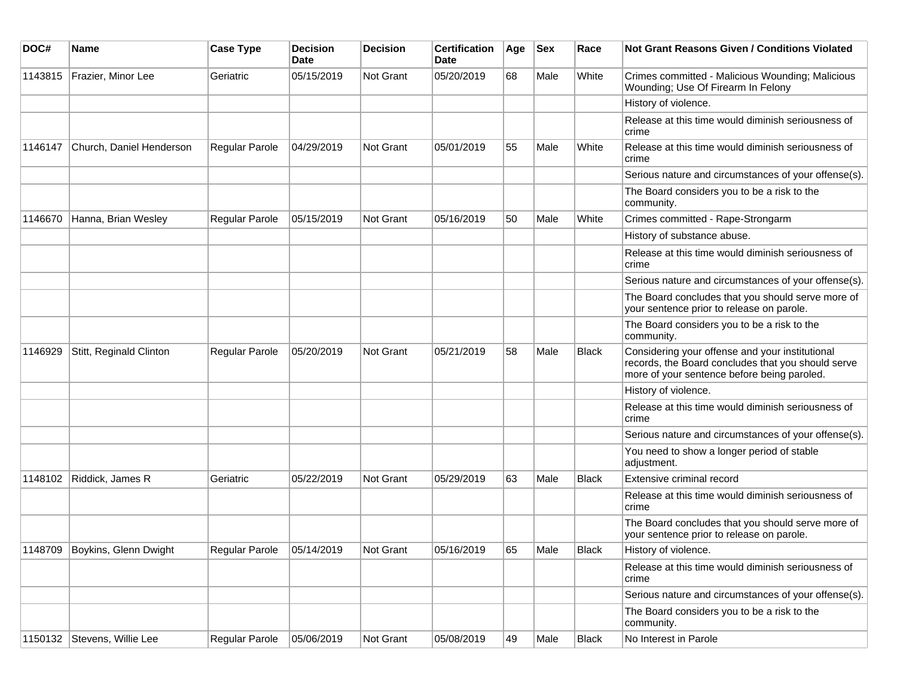| DOC# | Name | Case Type | Decision Date | Decision | Certification Date | Age | Sex | Race | Not Grant Reasons Given / Conditions Violated |
|---|---|---|---|---|---|---|---|---|---|
| 1143815 | Frazier, Minor Lee | Geriatric | 05/15/2019 | Not Grant | 05/20/2019 | 68 | Male | White | Crimes committed - Malicious Wounding; Malicious Wounding; Use Of Firearm In Felony |
| | | | | | | | | | History of violence. |
| | | | | | | | | | Release at this time would diminish seriousness of crime |
| 1146147 | Church, Daniel Henderson | Regular Parole | 04/29/2019 | Not Grant | 05/01/2019 | 55 | Male | White | Release at this time would diminish seriousness of crime |
| | | | | | | | | | Serious nature and circumstances of your offense(s). |
| | | | | | | | | | The Board considers you to be a risk to the community. |
| 1146670 | Hanna, Brian Wesley | Regular Parole | 05/15/2019 | Not Grant | 05/16/2019 | 50 | Male | White | Crimes committed - Rape-Strongarm |
| | | | | | | | | | History of substance abuse. |
| | | | | | | | | | Release at this time would diminish seriousness of crime |
| | | | | | | | | | Serious nature and circumstances of your offense(s). |
| | | | | | | | | | The Board concludes that you should serve more of your sentence prior to release on parole. |
| | | | | | | | | | The Board considers you to be a risk to the community. |
| 1146929 | Stitt, Reginald Clinton | Regular Parole | 05/20/2019 | Not Grant | 05/21/2019 | 58 | Male | Black | Considering your offense and your institutional records, the Board concludes that you should serve more of your sentence before being paroled. |
| | | | | | | | | | History of violence. |
| | | | | | | | | | Release at this time would diminish seriousness of crime |
| | | | | | | | | | Serious nature and circumstances of your offense(s). |
| | | | | | | | | | You need to show a longer period of stable adjustment. |
| 1148102 | Riddick, James R | Geriatric | 05/22/2019 | Not Grant | 05/29/2019 | 63 | Male | Black | Extensive criminal record |
| | | | | | | | | | Release at this time would diminish seriousness of crime |
| | | | | | | | | | The Board concludes that you should serve more of your sentence prior to release on parole. |
| 1148709 | Boykins, Glenn Dwight | Regular Parole | 05/14/2019 | Not Grant | 05/16/2019 | 65 | Male | Black | History of violence. |
| | | | | | | | | | Release at this time would diminish seriousness of crime |
| | | | | | | | | | Serious nature and circumstances of your offense(s). |
| | | | | | | | | | The Board considers you to be a risk to the community. |
| 1150132 | Stevens, Willie Lee | Regular Parole | 05/06/2019 | Not Grant | 05/08/2019 | 49 | Male | Black | No Interest in Parole |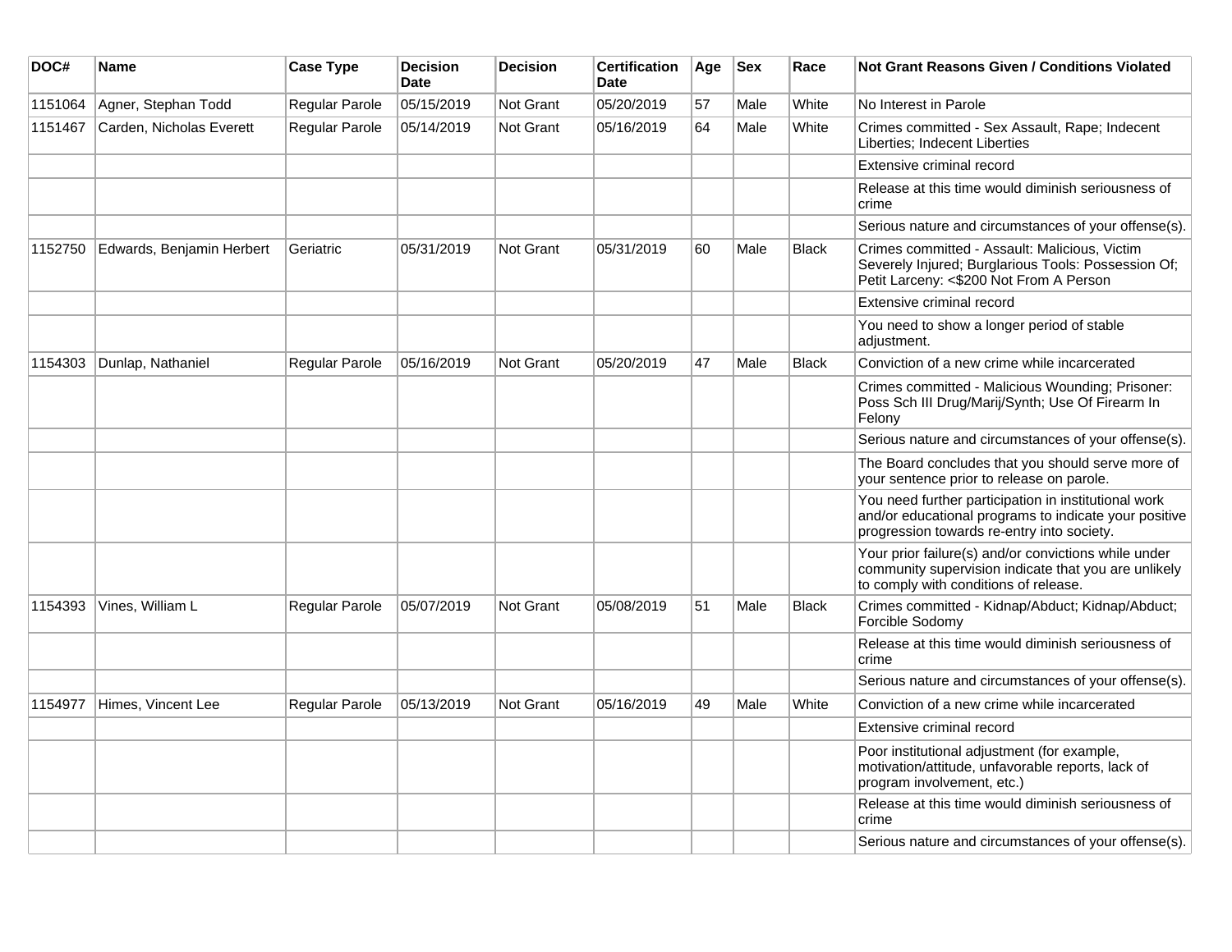| DOC# | Name | Case Type | Decision Date | Decision | Certification Date | Age | Sex | Race | Not Grant Reasons Given / Conditions Violated |
|---|---|---|---|---|---|---|---|---|---|
| 1151064 | Agner, Stephan Todd | Regular Parole | 05/15/2019 | Not Grant | 05/20/2019 | 57 | Male | White | No Interest in Parole |
| 1151467 | Carden, Nicholas Everett | Regular Parole | 05/14/2019 | Not Grant | 05/16/2019 | 64 | Male | White | Crimes committed - Sex Assault, Rape; Indecent Liberties; Indecent Liberties |
| | | | | | | | | | Extensive criminal record |
| | | | | | | | | | Release at this time would diminish seriousness of crime |
| | | | | | | | | | Serious nature and circumstances of your offense(s). |
| 1152750 | Edwards, Benjamin Herbert | Geriatric | 05/31/2019 | Not Grant | 05/31/2019 | 60 | Male | Black | Crimes committed - Assault: Malicious, Victim Severely Injured; Burglarious Tools: Possession Of; Petit Larceny: <$200 Not From A Person |
| | | | | | | | | | Extensive criminal record |
| | | | | | | | | | You need to show a longer period of stable adjustment. |
| 1154303 | Dunlap, Nathaniel | Regular Parole | 05/16/2019 | Not Grant | 05/20/2019 | 47 | Male | Black | Conviction of a new crime while incarcerated |
| | | | | | | | | | Crimes committed - Malicious Wounding; Prisoner: Poss Sch III Drug/Marij/Synth; Use Of Firearm In Felony |
| | | | | | | | | | Serious nature and circumstances of your offense(s). |
| | | | | | | | | | The Board concludes that you should serve more of your sentence prior to release on parole. |
| | | | | | | | | | You need further participation in institutional work and/or educational programs to indicate your positive progression towards re-entry into society. |
| | | | | | | | | | Your prior failure(s) and/or convictions while under community supervision indicate that you are unlikely to comply with conditions of release. |
| 1154393 | Vines, William L | Regular Parole | 05/07/2019 | Not Grant | 05/08/2019 | 51 | Male | Black | Crimes committed - Kidnap/Abduct; Kidnap/Abduct; Forcible Sodomy |
| | | | | | | | | | Release at this time would diminish seriousness of crime |
| | | | | | | | | | Serious nature and circumstances of your offense(s). |
| 1154977 | Himes, Vincent Lee | Regular Parole | 05/13/2019 | Not Grant | 05/16/2019 | 49 | Male | White | Conviction of a new crime while incarcerated |
| | | | | | | | | | Extensive criminal record |
| | | | | | | | | | Poor institutional adjustment (for example, motivation/attitude, unfavorable reports, lack of program involvement, etc.) |
| | | | | | | | | | Release at this time would diminish seriousness of crime |
| | | | | | | | | | Serious nature and circumstances of your offense(s). |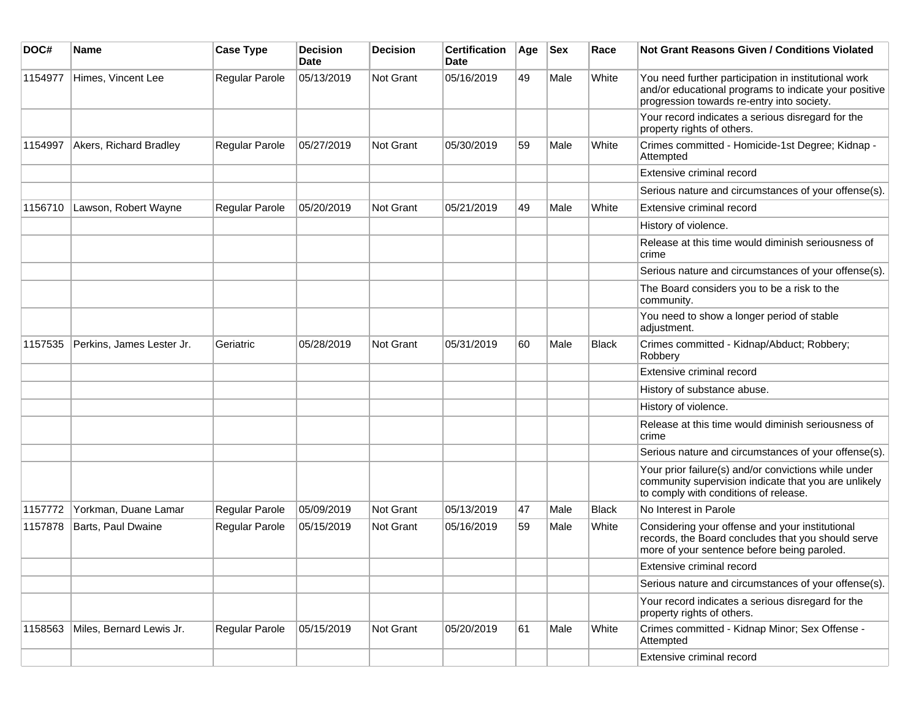| DOC# | Name | Case Type | Decision Date | Decision | Certification Date | Age | Sex | Race | Not Grant Reasons Given / Conditions Violated |
|---|---|---|---|---|---|---|---|---|---|
| 1154977 | Himes, Vincent Lee | Regular Parole | 05/13/2019 | Not Grant | 05/16/2019 | 49 | Male | White | You need further participation in institutional work and/or educational programs to indicate your positive progression towards re-entry into society. |
| | | | | | | | | | Your record indicates a serious disregard for the property rights of others. |
| 1154997 | Akers, Richard Bradley | Regular Parole | 05/27/2019 | Not Grant | 05/30/2019 | 59 | Male | White | Crimes committed - Homicide-1st Degree; Kidnap - Attempted |
| | | | | | | | | | Extensive criminal record |
| | | | | | | | | | Serious nature and circumstances of your offense(s). |
| 1156710 | Lawson, Robert Wayne | Regular Parole | 05/20/2019 | Not Grant | 05/21/2019 | 49 | Male | White | Extensive criminal record |
| | | | | | | | | | History of violence. |
| | | | | | | | | | Release at this time would diminish seriousness of crime |
| | | | | | | | | | Serious nature and circumstances of your offense(s). |
| | | | | | | | | | The Board considers you to be a risk to the community. |
| | | | | | | | | | You need to show a longer period of stable adjustment. |
| 1157535 | Perkins, James Lester Jr. | Geriatric | 05/28/2019 | Not Grant | 05/31/2019 | 60 | Male | Black | Crimes committed - Kidnap/Abduct; Robbery; Robbery |
| | | | | | | | | | Extensive criminal record |
| | | | | | | | | | History of substance abuse. |
| | | | | | | | | | History of violence. |
| | | | | | | | | | Release at this time would diminish seriousness of crime |
| | | | | | | | | | Serious nature and circumstances of your offense(s). |
| | | | | | | | | | Your prior failure(s) and/or convictions while under community supervision indicate that you are unlikely to comply with conditions of release. |
| 1157772 | Yorkman, Duane Lamar | Regular Parole | 05/09/2019 | Not Grant | 05/13/2019 | 47 | Male | Black | No Interest in Parole |
| 1157878 | Barts, Paul Dwaine | Regular Parole | 05/15/2019 | Not Grant | 05/16/2019 | 59 | Male | White | Considering your offense and your institutional records, the Board concludes that you should serve more of your sentence before being paroled. |
| | | | | | | | | | Extensive criminal record |
| | | | | | | | | | Serious nature and circumstances of your offense(s). |
| | | | | | | | | | Your record indicates a serious disregard for the property rights of others. |
| 1158563 | Miles, Bernard Lewis Jr. | Regular Parole | 05/15/2019 | Not Grant | 05/20/2019 | 61 | Male | White | Crimes committed - Kidnap Minor; Sex Offense - Attempted |
| | | | | | | | | | Extensive criminal record |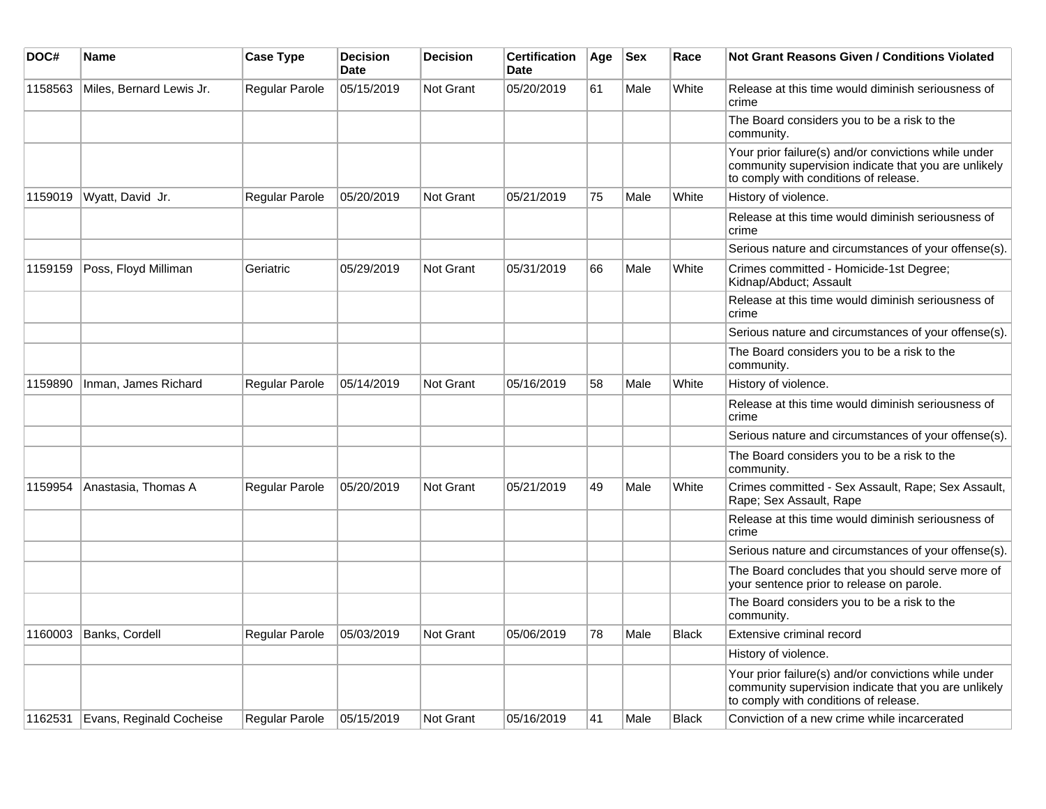| DOC# | Name | Case Type | Decision Date | Decision | Certification Date | Age | Sex | Race | Not Grant Reasons Given / Conditions Violated |
|---|---|---|---|---|---|---|---|---|---|
| 1158563 | Miles, Bernard Lewis Jr. | Regular Parole | 05/15/2019 | Not Grant | 05/20/2019 | 61 | Male | White | Release at this time would diminish seriousness of crime |
| | | | | | | | | | The Board considers you to be a risk to the community. |
| | | | | | | | | | Your prior failure(s) and/or convictions while under community supervision indicate that you are unlikely to comply with conditions of release. |
| 1159019 | Wyatt, David Jr. | Regular Parole | 05/20/2019 | Not Grant | 05/21/2019 | 75 | Male | White | History of violence. |
| | | | | | | | | | Release at this time would diminish seriousness of crime |
| | | | | | | | | | Serious nature and circumstances of your offense(s). |
| 1159159 | Poss, Floyd Milliman | Geriatric | 05/29/2019 | Not Grant | 05/31/2019 | 66 | Male | White | Crimes committed - Homicide-1st Degree; Kidnap/Abduct; Assault |
| | | | | | | | | | Release at this time would diminish seriousness of crime |
| | | | | | | | | | Serious nature and circumstances of your offense(s). |
| | | | | | | | | | The Board considers you to be a risk to the community. |
| 1159890 | Inman, James Richard | Regular Parole | 05/14/2019 | Not Grant | 05/16/2019 | 58 | Male | White | History of violence. |
| | | | | | | | | | Release at this time would diminish seriousness of crime |
| | | | | | | | | | Serious nature and circumstances of your offense(s). |
| | | | | | | | | | The Board considers you to be a risk to the community. |
| 1159954 | Anastasia, Thomas A | Regular Parole | 05/20/2019 | Not Grant | 05/21/2019 | 49 | Male | White | Crimes committed - Sex Assault, Rape; Sex Assault, Rape; Sex Assault, Rape |
| | | | | | | | | | Release at this time would diminish seriousness of crime |
| | | | | | | | | | Serious nature and circumstances of your offense(s). |
| | | | | | | | | | The Board concludes that you should serve more of your sentence prior to release on parole. |
| | | | | | | | | | The Board considers you to be a risk to the community. |
| 1160003 | Banks, Cordell | Regular Parole | 05/03/2019 | Not Grant | 05/06/2019 | 78 | Male | Black | Extensive criminal record |
| | | | | | | | | | History of violence. |
| | | | | | | | | | Your prior failure(s) and/or convictions while under community supervision indicate that you are unlikely to comply with conditions of release. |
| 1162531 | Evans, Reginald Cocheise | Regular Parole | 05/15/2019 | Not Grant | 05/16/2019 | 41 | Male | Black | Conviction of a new crime while incarcerated |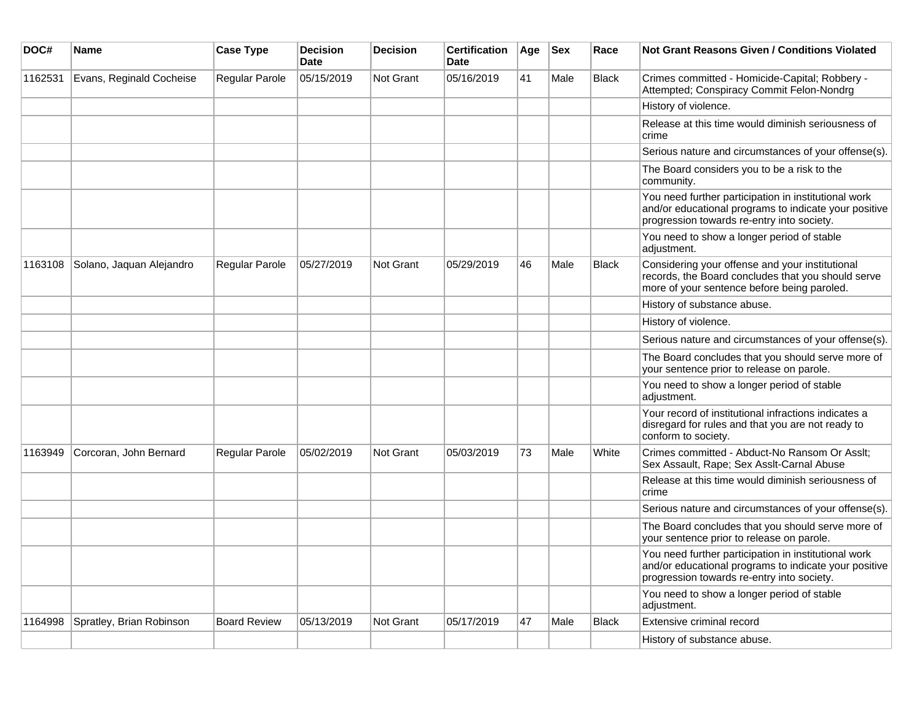| DOC# | Name | Case Type | Decision Date | Decision | Certification Date | Age | Sex | Race | Not Grant Reasons Given / Conditions Violated |
|---|---|---|---|---|---|---|---|---|---|
| 1162531 | Evans, Reginald Cocheise | Regular Parole | 05/15/2019 | Not Grant | 05/16/2019 | 41 | Male | Black | Crimes committed - Homicide-Capital; Robbery - Attempted; Conspiracy Commit Felon-Nondrg |
| | | | | | | | | | History of violence. |
| | | | | | | | | | Release at this time would diminish seriousness of crime |
| | | | | | | | | | Serious nature and circumstances of your offense(s). |
| | | | | | | | | | The Board considers you to be a risk to the community. |
| | | | | | | | | | You need further participation in institutional work and/or educational programs to indicate your positive progression towards re-entry into society. |
| | | | | | | | | | You need to show a longer period of stable adjustment. |
| 1163108 | Solano, Jaquan Alejandro | Regular Parole | 05/27/2019 | Not Grant | 05/29/2019 | 46 | Male | Black | Considering your offense and your institutional records, the Board concludes that you should serve more of your sentence before being paroled. |
| | | | | | | | | | History of substance abuse. |
| | | | | | | | | | History of violence. |
| | | | | | | | | | Serious nature and circumstances of your offense(s). |
| | | | | | | | | | The Board concludes that you should serve more of your sentence prior to release on parole. |
| | | | | | | | | | You need to show a longer period of stable adjustment. |
| | | | | | | | | | Your record of institutional infractions indicates a disregard for rules and that you are not ready to conform to society. |
| 1163949 | Corcoran, John Bernard | Regular Parole | 05/02/2019 | Not Grant | 05/03/2019 | 73 | Male | White | Crimes committed - Abduct-No Ransom Or Asslt; Sex Assault, Rape; Sex Asslt-Carnal Abuse |
| | | | | | | | | | Release at this time would diminish seriousness of crime |
| | | | | | | | | | Serious nature and circumstances of your offense(s). |
| | | | | | | | | | The Board concludes that you should serve more of your sentence prior to release on parole. |
| | | | | | | | | | You need further participation in institutional work and/or educational programs to indicate your positive progression towards re-entry into society. |
| | | | | | | | | | You need to show a longer period of stable adjustment. |
| 1164998 | Spratley, Brian Robinson | Board Review | 05/13/2019 | Not Grant | 05/17/2019 | 47 | Male | Black | Extensive criminal record |
| | | | | | | | | | History of substance abuse. |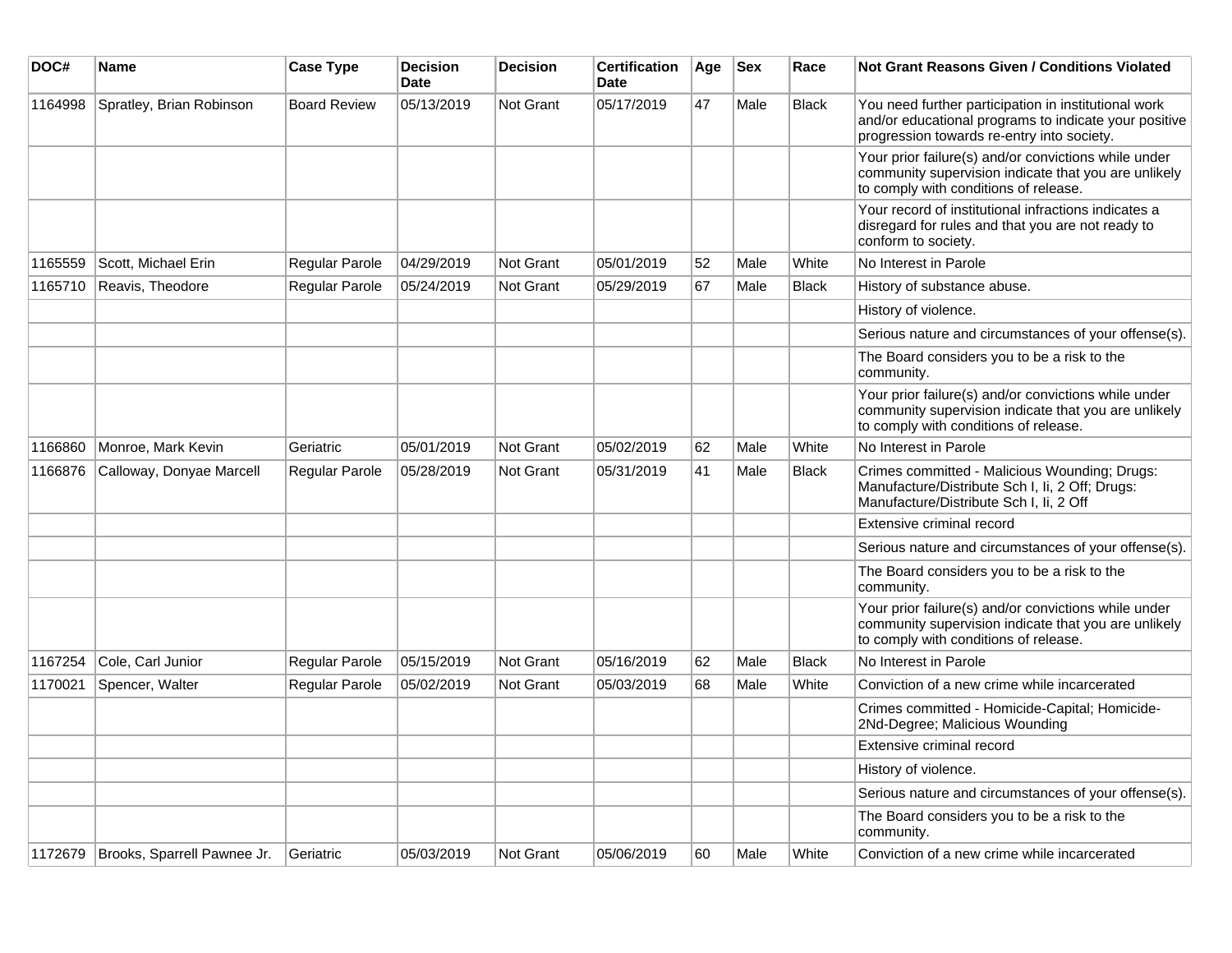| DOC# | Name | Case Type | Decision Date | Decision | Certification Date | Age | Sex | Race | Not Grant Reasons Given / Conditions Violated |
|---|---|---|---|---|---|---|---|---|---|
| 1164998 | Spratley, Brian Robinson | Board Review | 05/13/2019 | Not Grant | 05/17/2019 | 47 | Male | Black | You need further participation in institutional work and/or educational programs to indicate your positive progression towards re-entry into society. |
| | | | | | | | | | Your prior failure(s) and/or convictions while under community supervision indicate that you are unlikely to comply with conditions of release. |
| | | | | | | | | | Your record of institutional infractions indicates a disregard for rules and that you are not ready to conform to society. |
| 1165559 | Scott, Michael Erin | Regular Parole | 04/29/2019 | Not Grant | 05/01/2019 | 52 | Male | White | No Interest in Parole |
| 1165710 | Reavis, Theodore | Regular Parole | 05/24/2019 | Not Grant | 05/29/2019 | 67 | Male | Black | History of substance abuse. |
| | | | | | | | | | History of violence. |
| | | | | | | | | | Serious nature and circumstances of your offense(s). |
| | | | | | | | | | The Board considers you to be a risk to the community. |
| | | | | | | | | | Your prior failure(s) and/or convictions while under community supervision indicate that you are unlikely to comply with conditions of release. |
| 1166860 | Monroe, Mark Kevin | Geriatric | 05/01/2019 | Not Grant | 05/02/2019 | 62 | Male | White | No Interest in Parole |
| 1166876 | Calloway, Donyae Marcell | Regular Parole | 05/28/2019 | Not Grant | 05/31/2019 | 41 | Male | Black | Crimes committed - Malicious Wounding; Drugs: Manufacture/Distribute Sch I, Ii, 2 Off; Drugs: Manufacture/Distribute Sch I, Ii, 2 Off |
| | | | | | | | | | Extensive criminal record |
| | | | | | | | | | Serious nature and circumstances of your offense(s). |
| | | | | | | | | | The Board considers you to be a risk to the community. |
| | | | | | | | | | Your prior failure(s) and/or convictions while under community supervision indicate that you are unlikely to comply with conditions of release. |
| 1167254 | Cole, Carl Junior | Regular Parole | 05/15/2019 | Not Grant | 05/16/2019 | 62 | Male | Black | No Interest in Parole |
| 1170021 | Spencer, Walter | Regular Parole | 05/02/2019 | Not Grant | 05/03/2019 | 68 | Male | White | Conviction of a new crime while incarcerated |
| | | | | | | | | | Crimes committed - Homicide-Capital; Homicide-2Nd-Degree; Malicious Wounding |
| | | | | | | | | | Extensive criminal record |
| | | | | | | | | | History of violence. |
| | | | | | | | | | Serious nature and circumstances of your offense(s). |
| | | | | | | | | | The Board considers you to be a risk to the community. |
| 1172679 | Brooks, Sparrell Pawnee Jr. | Geriatric | 05/03/2019 | Not Grant | 05/06/2019 | 60 | Male | White | Conviction of a new crime while incarcerated |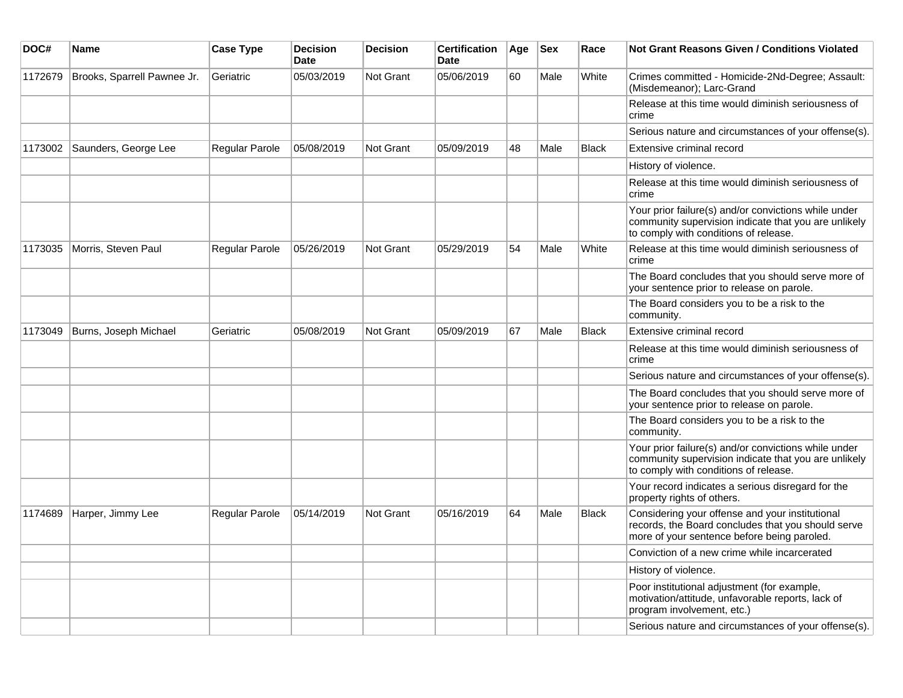| DOC# | Name | Case Type | Decision Date | Decision | Certification Date | Age | Sex | Race | Not Grant Reasons Given / Conditions Violated |
|---|---|---|---|---|---|---|---|---|---|
| 1172679 | Brooks, Sparrell Pawnee Jr. | Geriatric | 05/03/2019 | Not Grant | 05/06/2019 | 60 | Male | White | Crimes committed - Homicide-2Nd-Degree; Assault: (Misdemeanor); Larc-Grand |
| | | | | | | | | | Release at this time would diminish seriousness of crime |
| | | | | | | | | | Serious nature and circumstances of your offense(s). |
| 1173002 | Saunders, George Lee | Regular Parole | 05/08/2019 | Not Grant | 05/09/2019 | 48 | Male | Black | Extensive criminal record |
| | | | | | | | | | History of violence. |
| | | | | | | | | | Release at this time would diminish seriousness of crime |
| | | | | | | | | | Your prior failure(s) and/or convictions while under community supervision indicate that you are unlikely to comply with conditions of release. |
| 1173035 | Morris, Steven Paul | Regular Parole | 05/26/2019 | Not Grant | 05/29/2019 | 54 | Male | White | Release at this time would diminish seriousness of crime |
| | | | | | | | | | The Board concludes that you should serve more of your sentence prior to release on parole. |
| | | | | | | | | | The Board considers you to be a risk to the community. |
| 1173049 | Burns, Joseph Michael | Geriatric | 05/08/2019 | Not Grant | 05/09/2019 | 67 | Male | Black | Extensive criminal record |
| | | | | | | | | | Release at this time would diminish seriousness of crime |
| | | | | | | | | | Serious nature and circumstances of your offense(s). |
| | | | | | | | | | The Board concludes that you should serve more of your sentence prior to release on parole. |
| | | | | | | | | | The Board considers you to be a risk to the community. |
| | | | | | | | | | Your prior failure(s) and/or convictions while under community supervision indicate that you are unlikely to comply with conditions of release. |
| | | | | | | | | | Your record indicates a serious disregard for the property rights of others. |
| 1174689 | Harper, Jimmy Lee | Regular Parole | 05/14/2019 | Not Grant | 05/16/2019 | 64 | Male | Black | Considering your offense and your institutional records, the Board concludes that you should serve more of your sentence before being paroled. |
| | | | | | | | | | Conviction of a new crime while incarcerated |
| | | | | | | | | | History of violence. |
| | | | | | | | | | Poor institutional adjustment (for example, motivation/attitude, unfavorable reports, lack of program involvement, etc.) |
| | | | | | | | | | Serious nature and circumstances of your offense(s). |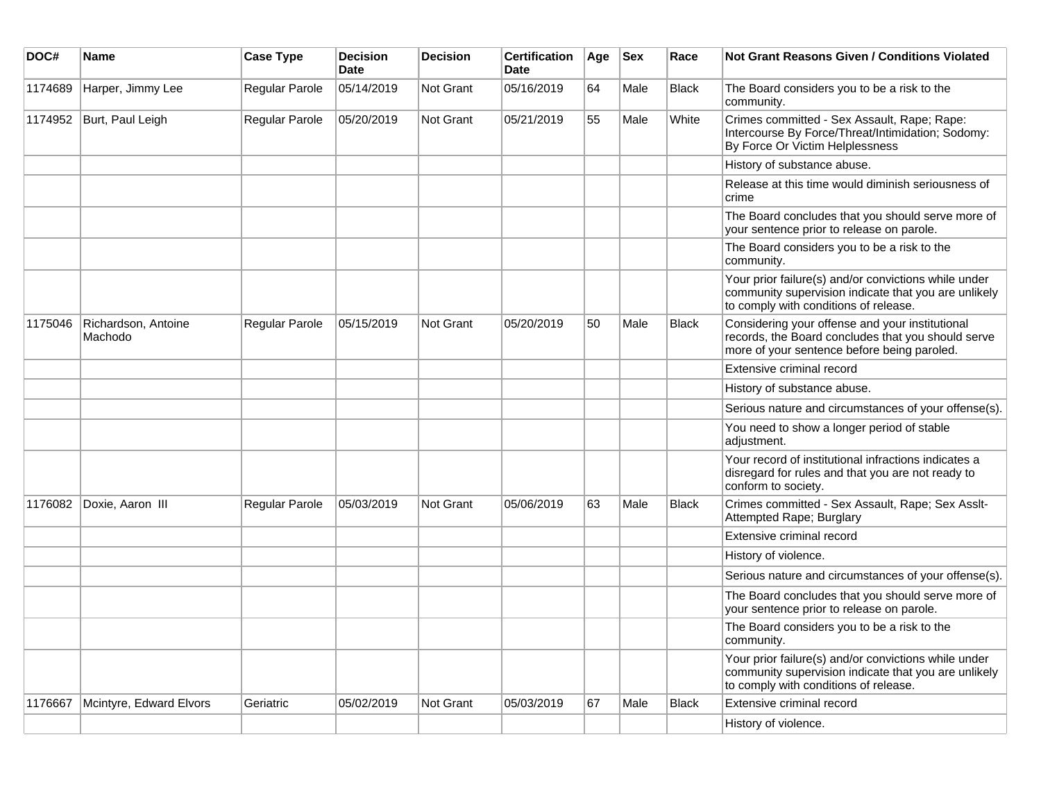| DOC# | Name | Case Type | Decision Date | Decision | Certification Date | Age | Sex | Race | Not Grant Reasons Given / Conditions Violated |
|---|---|---|---|---|---|---|---|---|---|
| 1174689 | Harper, Jimmy Lee | Regular Parole | 05/14/2019 | Not Grant | 05/16/2019 | 64 | Male | Black | The Board considers you to be a risk to the community. |
| 1174952 | Burt, Paul Leigh | Regular Parole | 05/20/2019 | Not Grant | 05/21/2019 | 55 | Male | White | Crimes committed - Sex Assault, Rape; Rape: Intercourse By Force/Threat/Intimidation; Sodomy: By Force Or Victim Helplessness |
| | | | | | | | | | History of substance abuse. |
| | | | | | | | | | Release at this time would diminish seriousness of crime |
| | | | | | | | | | The Board concludes that you should serve more of your sentence prior to release on parole. |
| | | | | | | | | | The Board considers you to be a risk to the community. |
| | | | | | | | | | Your prior failure(s) and/or convictions while under community supervision indicate that you are unlikely to comply with conditions of release. |
| 1175046 | Richardson, Antoine Machodo | Regular Parole | 05/15/2019 | Not Grant | 05/20/2019 | 50 | Male | Black | Considering your offense and your institutional records, the Board concludes that you should serve more of your sentence before being paroled. |
| | | | | | | | | | Extensive criminal record |
| | | | | | | | | | History of substance abuse. |
| | | | | | | | | | Serious nature and circumstances of your offense(s). |
| | | | | | | | | | You need to show a longer period of stable adjustment. |
| | | | | | | | | | Your record of institutional infractions indicates a disregard for rules and that you are not ready to conform to society. |
| 1176082 | Doxie, Aaron III | Regular Parole | 05/03/2019 | Not Grant | 05/06/2019 | 63 | Male | Black | Crimes committed - Sex Assault, Rape; Sex Asslt-Attempted Rape; Burglary |
| | | | | | | | | | Extensive criminal record |
| | | | | | | | | | History of violence. |
| | | | | | | | | | Serious nature and circumstances of your offense(s). |
| | | | | | | | | | The Board concludes that you should serve more of your sentence prior to release on parole. |
| | | | | | | | | | The Board considers you to be a risk to the community. |
| | | | | | | | | | Your prior failure(s) and/or convictions while under community supervision indicate that you are unlikely to comply with conditions of release. |
| 1176667 | Mcintyre, Edward Elvors | Geriatric | 05/02/2019 | Not Grant | 05/03/2019 | 67 | Male | Black | Extensive criminal record |
| | | | | | | | | | History of violence. |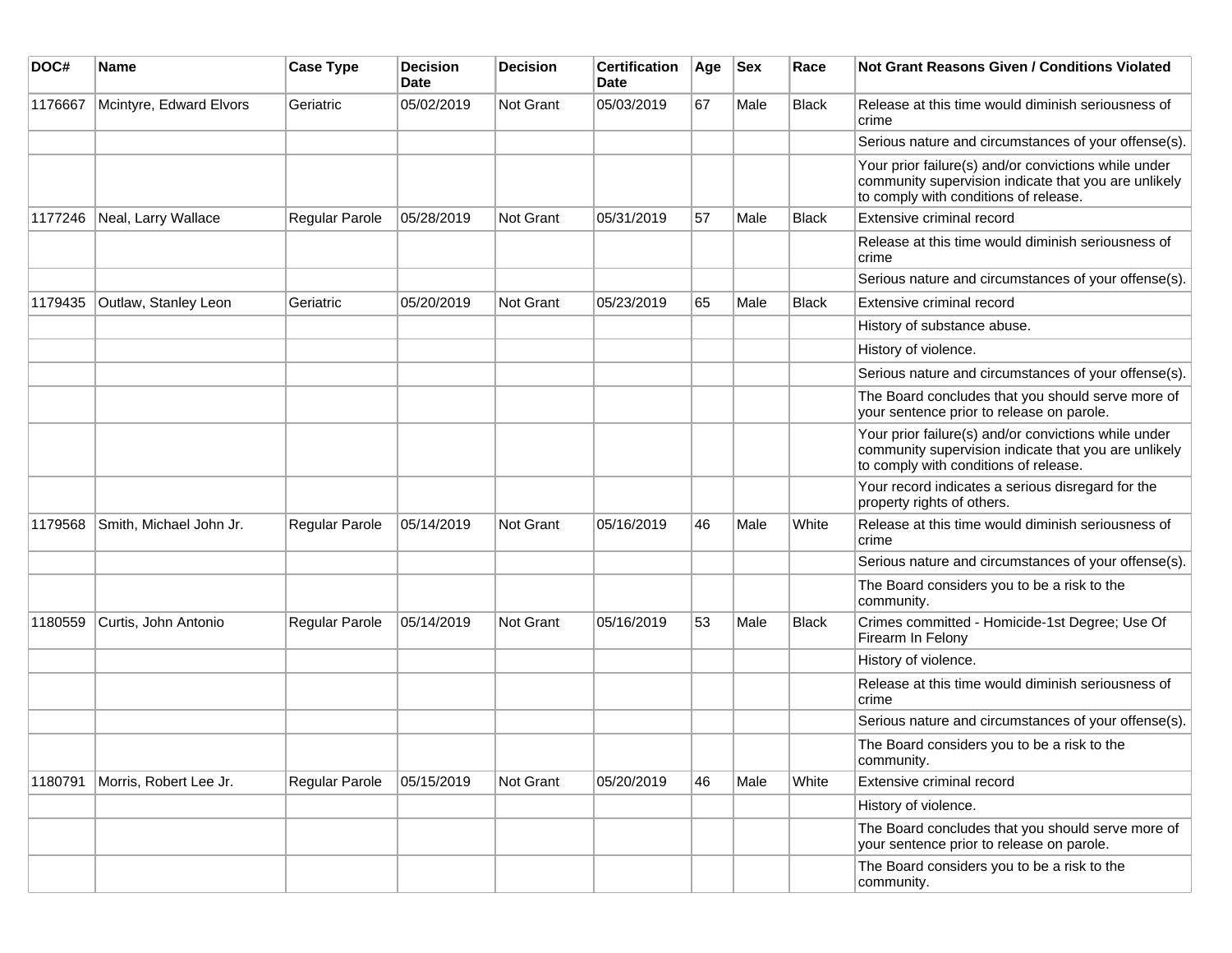| DOC# | Name | Case Type | Decision Date | Decision | Certification Date | Age | Sex | Race | Not Grant Reasons Given / Conditions Violated |
|---|---|---|---|---|---|---|---|---|---|
| 1176667 | Mcintyre, Edward Elvors | Geriatric | 05/02/2019 | Not Grant | 05/03/2019 | 67 | Male | Black | Release at this time would diminish seriousness of crime |
| | | | | | | | | | Serious nature and circumstances of your offense(s). |
| | | | | | | | | | Your prior failure(s) and/or convictions while under community supervision indicate that you are unlikely to comply with conditions of release. |
| 1177246 | Neal, Larry Wallace | Regular Parole | 05/28/2019 | Not Grant | 05/31/2019 | 57 | Male | Black | Extensive criminal record |
| | | | | | | | | | Release at this time would diminish seriousness of crime |
| | | | | | | | | | Serious nature and circumstances of your offense(s). |
| 1179435 | Outlaw, Stanley Leon | Geriatric | 05/20/2019 | Not Grant | 05/23/2019 | 65 | Male | Black | Extensive criminal record |
| | | | | | | | | | History of substance abuse. |
| | | | | | | | | | History of violence. |
| | | | | | | | | | Serious nature and circumstances of your offense(s). |
| | | | | | | | | | The Board concludes that you should serve more of your sentence prior to release on parole. |
| | | | | | | | | | Your prior failure(s) and/or convictions while under community supervision indicate that you are unlikely to comply with conditions of release. |
| | | | | | | | | | Your record indicates a serious disregard for the property rights of others. |
| 1179568 | Smith, Michael John Jr. | Regular Parole | 05/14/2019 | Not Grant | 05/16/2019 | 46 | Male | White | Release at this time would diminish seriousness of crime |
| | | | | | | | | | Serious nature and circumstances of your offense(s). |
| | | | | | | | | | The Board considers you to be a risk to the community. |
| 1180559 | Curtis, John Antonio | Regular Parole | 05/14/2019 | Not Grant | 05/16/2019 | 53 | Male | Black | Crimes committed - Homicide-1st Degree; Use Of Firearm In Felony |
| | | | | | | | | | History of violence. |
| | | | | | | | | | Release at this time would diminish seriousness of crime |
| | | | | | | | | | Serious nature and circumstances of your offense(s). |
| | | | | | | | | | The Board considers you to be a risk to the community. |
| 1180791 | Morris, Robert Lee Jr. | Regular Parole | 05/15/2019 | Not Grant | 05/20/2019 | 46 | Male | White | Extensive criminal record |
| | | | | | | | | | History of violence. |
| | | | | | | | | | The Board concludes that you should serve more of your sentence prior to release on parole. |
| | | | | | | | | | The Board considers you to be a risk to the community. |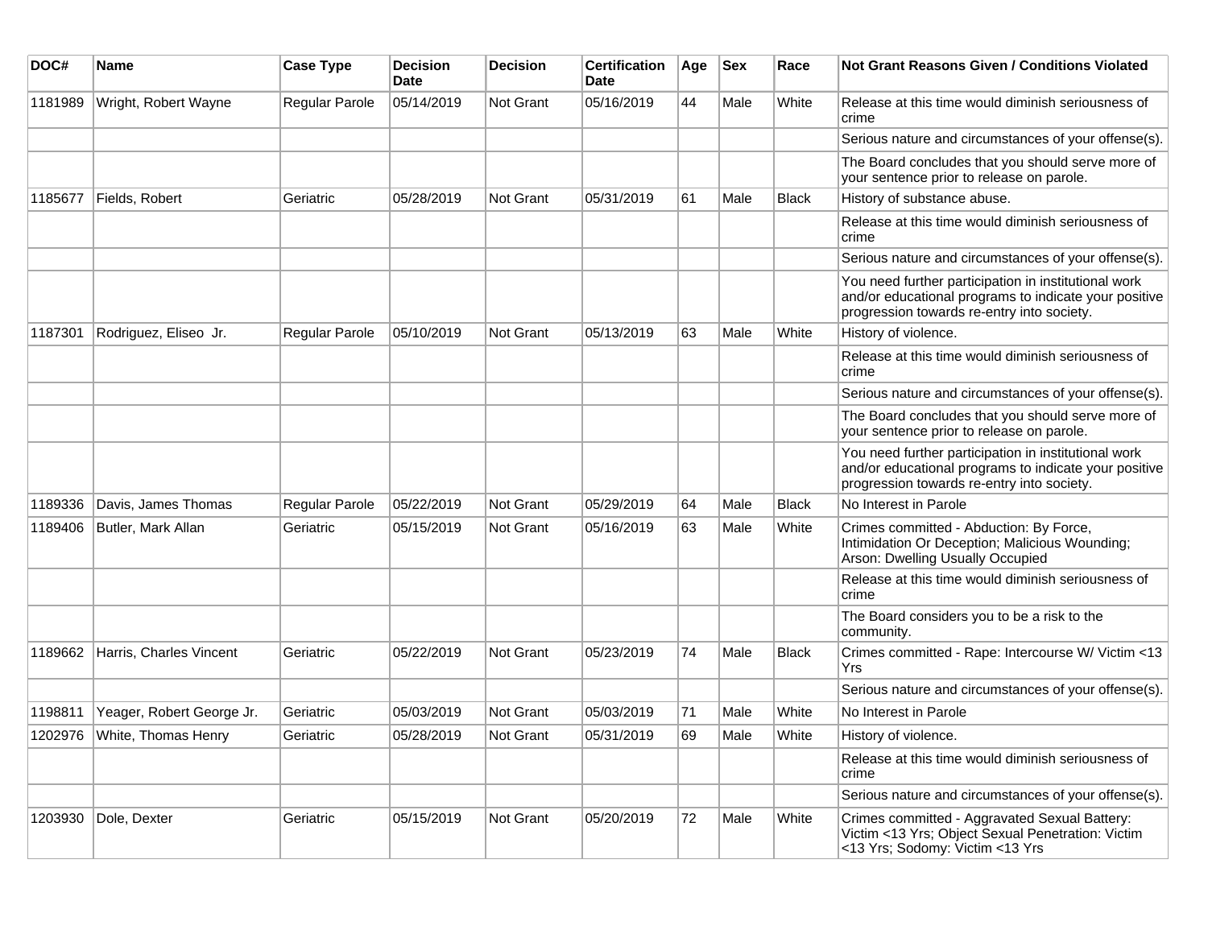| DOC# | Name | Case Type | Decision Date | Decision | Certification Date | Age | Sex | Race | Not Grant Reasons Given / Conditions Violated |
|---|---|---|---|---|---|---|---|---|---|
| 1181989 | Wright, Robert Wayne | Regular Parole | 05/14/2019 | Not Grant | 05/16/2019 | 44 | Male | White | Release at this time would diminish seriousness of crime |
| | | | | | | | | | Serious nature and circumstances of your offense(s). |
| | | | | | | | | | The Board concludes that you should serve more of your sentence prior to release on parole. |
| 1185677 | Fields, Robert | Geriatric | 05/28/2019 | Not Grant | 05/31/2019 | 61 | Male | Black | History of substance abuse. |
| | | | | | | | | | Release at this time would diminish seriousness of crime |
| | | | | | | | | | Serious nature and circumstances of your offense(s). |
| | | | | | | | | | You need further participation in institutional work and/or educational programs to indicate your positive progression towards re-entry into society. |
| 1187301 | Rodriguez, Eliseo Jr. | Regular Parole | 05/10/2019 | Not Grant | 05/13/2019 | 63 | Male | White | History of violence. |
| | | | | | | | | | Release at this time would diminish seriousness of crime |
| | | | | | | | | | Serious nature and circumstances of your offense(s). |
| | | | | | | | | | The Board concludes that you should serve more of your sentence prior to release on parole. |
| | | | | | | | | | You need further participation in institutional work and/or educational programs to indicate your positive progression towards re-entry into society. |
| 1189336 | Davis, James Thomas | Regular Parole | 05/22/2019 | Not Grant | 05/29/2019 | 64 | Male | Black | No Interest in Parole |
| 1189406 | Butler, Mark Allan | Geriatric | 05/15/2019 | Not Grant | 05/16/2019 | 63 | Male | White | Crimes committed - Abduction: By Force, Intimidation Or Deception; Malicious Wounding; Arson: Dwelling Usually Occupied |
| | | | | | | | | | Release at this time would diminish seriousness of crime |
| | | | | | | | | | The Board considers you to be a risk to the community. |
| 1189662 | Harris, Charles Vincent | Geriatric | 05/22/2019 | Not Grant | 05/23/2019 | 74 | Male | Black | Crimes committed - Rape: Intercourse W/ Victim <13 Yrs |
| | | | | | | | | | Serious nature and circumstances of your offense(s). |
| 1198811 | Yeager, Robert George Jr. | Geriatric | 05/03/2019 | Not Grant | 05/03/2019 | 71 | Male | White | No Interest in Parole |
| 1202976 | White, Thomas Henry | Geriatric | 05/28/2019 | Not Grant | 05/31/2019 | 69 | Male | White | History of violence. |
| | | | | | | | | | Release at this time would diminish seriousness of crime |
| | | | | | | | | | Serious nature and circumstances of your offense(s). |
| 1203930 | Dole, Dexter | Geriatric | 05/15/2019 | Not Grant | 05/20/2019 | 72 | Male | White | Crimes committed - Aggravated Sexual Battery: Victim <13 Yrs; Object Sexual Penetration: Victim <13 Yrs; Sodomy: Victim <13 Yrs |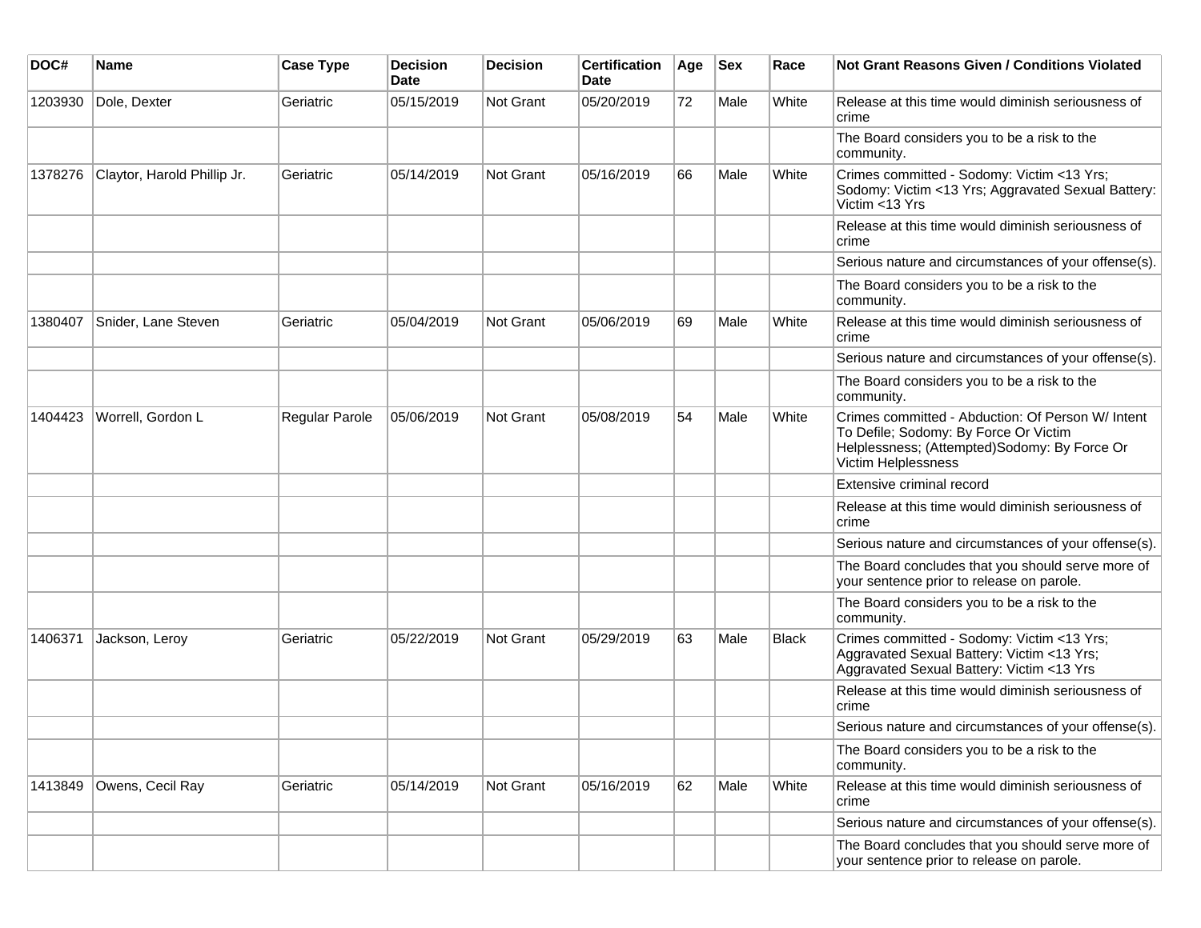| DOC# | Name | Case Type | Decision Date | Decision | Certification Date | Age | Sex | Race | Not Grant Reasons Given / Conditions Violated |
|---|---|---|---|---|---|---|---|---|---|
| 1203930 | Dole, Dexter | Geriatric | 05/15/2019 | Not Grant | 05/20/2019 | 72 | Male | White | Release at this time would diminish seriousness of crime |
| | | | | | | | | | The Board considers you to be a risk to the community. |
| 1378276 | Claytor, Harold Phillip Jr. | Geriatric | 05/14/2019 | Not Grant | 05/16/2019 | 66 | Male | White | Crimes committed - Sodomy: Victim <13 Yrs; Sodomy: Victim <13 Yrs; Aggravated Sexual Battery: Victim <13 Yrs |
| | | | | | | | | | Release at this time would diminish seriousness of crime |
| | | | | | | | | | Serious nature and circumstances of your offense(s). |
| | | | | | | | | | The Board considers you to be a risk to the community. |
| 1380407 | Snider, Lane Steven | Geriatric | 05/04/2019 | Not Grant | 05/06/2019 | 69 | Male | White | Release at this time would diminish seriousness of crime |
| | | | | | | | | | Serious nature and circumstances of your offense(s). |
| | | | | | | | | | The Board considers you to be a risk to the community. |
| 1404423 | Worrell, Gordon L | Regular Parole | 05/06/2019 | Not Grant | 05/08/2019 | 54 | Male | White | Crimes committed - Abduction: Of Person W/ Intent To Defile; Sodomy: By Force Or Victim Helplessness; (Attempted)Sodomy: By Force Or Victim Helplessness |
| | | | | | | | | | Extensive criminal record |
| | | | | | | | | | Release at this time would diminish seriousness of crime |
| | | | | | | | | | Serious nature and circumstances of your offense(s). |
| | | | | | | | | | The Board concludes that you should serve more of your sentence prior to release on parole. |
| | | | | | | | | | The Board considers you to be a risk to the community. |
| 1406371 | Jackson, Leroy | Geriatric | 05/22/2019 | Not Grant | 05/29/2019 | 63 | Male | Black | Crimes committed - Sodomy: Victim <13 Yrs; Aggravated Sexual Battery: Victim <13 Yrs; Aggravated Sexual Battery: Victim <13 Yrs |
| | | | | | | | | | Release at this time would diminish seriousness of crime |
| | | | | | | | | | Serious nature and circumstances of your offense(s). |
| | | | | | | | | | The Board considers you to be a risk to the community. |
| 1413849 | Owens, Cecil Ray | Geriatric | 05/14/2019 | Not Grant | 05/16/2019 | 62 | Male | White | Release at this time would diminish seriousness of crime |
| | | | | | | | | | Serious nature and circumstances of your offense(s). |
| | | | | | | | | | The Board concludes that you should serve more of your sentence prior to release on parole. |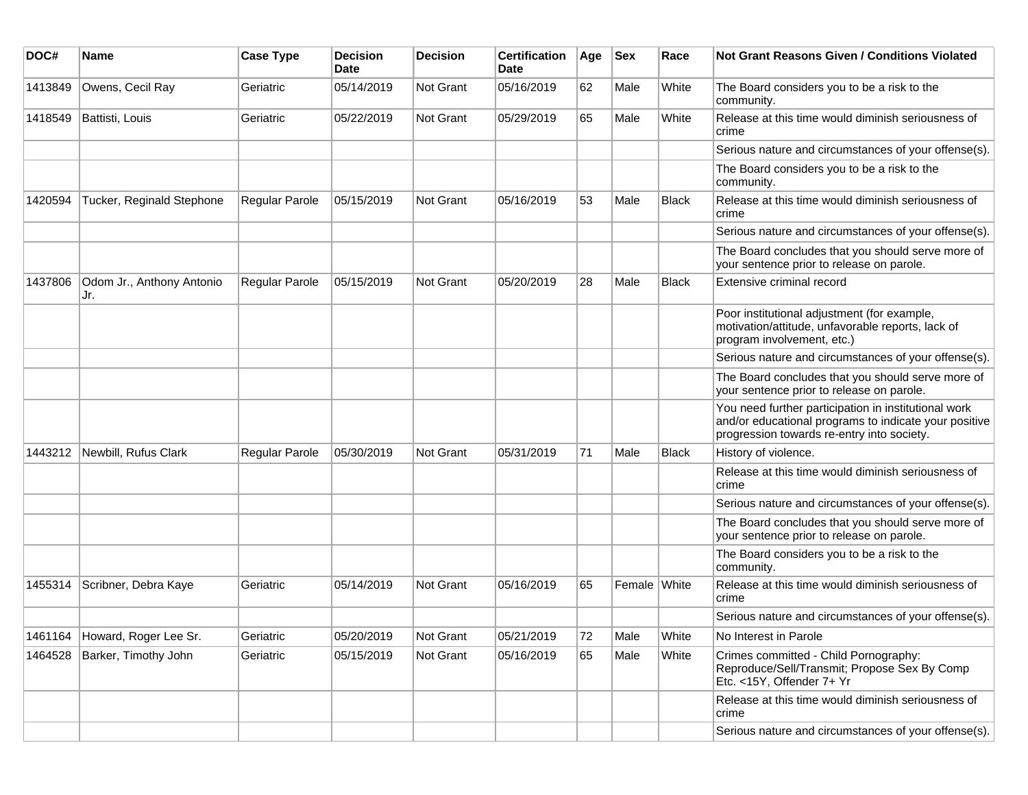| DOC# | Name | Case Type | Decision Date | Decision | Certification Date | Age | Sex | Race | Not Grant Reasons Given / Conditions Violated |
|---|---|---|---|---|---|---|---|---|---|
| 1413849 | Owens, Cecil Ray | Geriatric | 05/14/2019 | Not Grant | 05/16/2019 | 62 | Male | White | The Board considers you to be a risk to the community. |
| 1418549 | Battisti, Louis | Geriatric | 05/22/2019 | Not Grant | 05/29/2019 | 65 | Male | White | Release at this time would diminish seriousness of crime |
| | | | | | | | | | Serious nature and circumstances of your offense(s). |
| | | | | | | | | | The Board considers you to be a risk to the community. |
| 1420594 | Tucker, Reginald Stephone | Regular Parole | 05/15/2019 | Not Grant | 05/16/2019 | 53 | Male | Black | Release at this time would diminish seriousness of crime |
| | | | | | | | | | Serious nature and circumstances of your offense(s). |
| | | | | | | | | | The Board concludes that you should serve more of your sentence prior to release on parole. |
| 1437806 | Odom Jr., Anthony Antonio Jr. | Regular Parole | 05/15/2019 | Not Grant | 05/20/2019 | 28 | Male | Black | Extensive criminal record |
| | | | | | | | | | Poor institutional adjustment (for example, motivation/attitude, unfavorable reports, lack of program involvement, etc.) |
| | | | | | | | | | Serious nature and circumstances of your offense(s). |
| | | | | | | | | | The Board concludes that you should serve more of your sentence prior to release on parole. |
| | | | | | | | | | You need further participation in institutional work and/or educational programs to indicate your positive progression towards re-entry into society. |
| 1443212 | Newbill, Rufus Clark | Regular Parole | 05/30/2019 | Not Grant | 05/31/2019 | 71 | Male | Black | History of violence. |
| | | | | | | | | | Release at this time would diminish seriousness of crime |
| | | | | | | | | | Serious nature and circumstances of your offense(s). |
| | | | | | | | | | The Board concludes that you should serve more of your sentence prior to release on parole. |
| | | | | | | | | | The Board considers you to be a risk to the community. |
| 1455314 | Scribner, Debra Kaye | Geriatric | 05/14/2019 | Not Grant | 05/16/2019 | 65 | Female | White | Release at this time would diminish seriousness of crime |
| | | | | | | | | | Serious nature and circumstances of your offense(s). |
| 1461164 | Howard, Roger Lee Sr. | Geriatric | 05/20/2019 | Not Grant | 05/21/2019 | 72 | Male | White | No Interest in Parole |
| 1464528 | Barker, Timothy John | Geriatric | 05/15/2019 | Not Grant | 05/16/2019 | 65 | Male | White | Crimes committed - Child Pornography: Reproduce/Sell/Transmit; Propose Sex By Comp Etc. <15Y, Offender 7+ Yr |
| | | | | | | | | | Release at this time would diminish seriousness of crime |
| | | | | | | | | | Serious nature and circumstances of your offense(s). |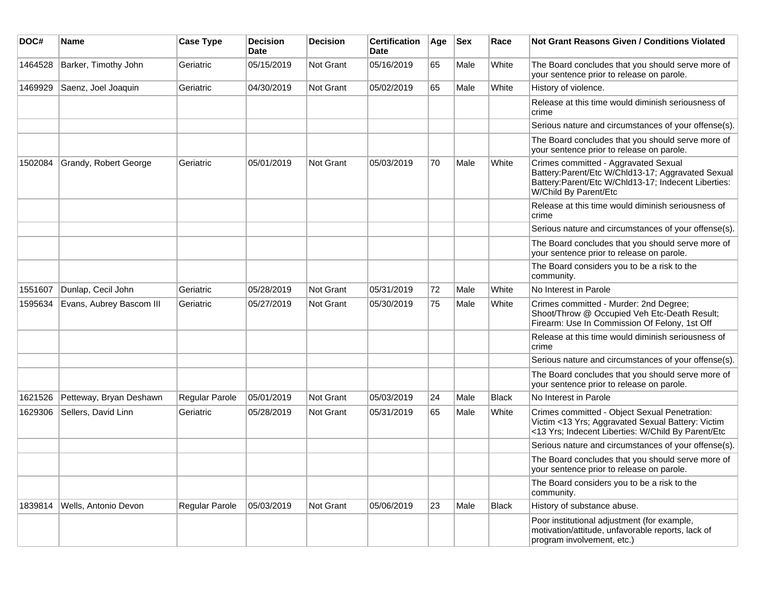| DOC# | Name | Case Type | Decision Date | Decision | Certification Date | Age | Sex | Race | Not Grant Reasons Given / Conditions Violated |
|---|---|---|---|---|---|---|---|---|---|
| 1464528 | Barker, Timothy John | Geriatric | 05/15/2019 | Not Grant | 05/16/2019 | 65 | Male | White | The Board concludes that you should serve more of your sentence prior to release on parole. |
| 1469929 | Saenz, Joel Joaquin | Geriatric | 04/30/2019 | Not Grant | 05/02/2019 | 65 | Male | White | History of violence. |
| | | | | | | | | | Release at this time would diminish seriousness of crime |
| | | | | | | | | | Serious nature and circumstances of your offense(s). |
| | | | | | | | | | The Board concludes that you should serve more of your sentence prior to release on parole. |
| 1502084 | Grandy, Robert George | Geriatric | 05/01/2019 | Not Grant | 05/03/2019 | 70 | Male | White | Crimes committed - Aggravated Sexual Battery:Parent/Etc W/Chld13-17; Aggravated Sexual Battery:Parent/Etc W/Chld13-17; Indecent Liberties: W/Child By Parent/Etc |
| | | | | | | | | | Release at this time would diminish seriousness of crime |
| | | | | | | | | | Serious nature and circumstances of your offense(s). |
| | | | | | | | | | The Board concludes that you should serve more of your sentence prior to release on parole. |
| | | | | | | | | | The Board considers you to be a risk to the community. |
| 1551607 | Dunlap, Cecil John | Geriatric | 05/28/2019 | Not Grant | 05/31/2019 | 72 | Male | White | No Interest in Parole |
| 1595634 | Evans, Aubrey Bascom III | Geriatric | 05/27/2019 | Not Grant | 05/30/2019 | 75 | Male | White | Crimes committed - Murder: 2nd Degree; Shoot/Throw @ Occupied Veh Etc-Death Result; Firearm: Use In Commission Of Felony, 1st Off |
| | | | | | | | | | Release at this time would diminish seriousness of crime |
| | | | | | | | | | Serious nature and circumstances of your offense(s). |
| | | | | | | | | | The Board concludes that you should serve more of your sentence prior to release on parole. |
| 1621526 | Petteway, Bryan Deshawn | Regular Parole | 05/01/2019 | Not Grant | 05/03/2019 | 24 | Male | Black | No Interest in Parole |
| 1629306 | Sellers, David Linn | Geriatric | 05/28/2019 | Not Grant | 05/31/2019 | 65 | Male | White | Crimes committed - Object Sexual Penetration: Victim <13 Yrs; Aggravated Sexual Battery: Victim <13 Yrs; Indecent Liberties: W/Child By Parent/Etc |
| | | | | | | | | | Serious nature and circumstances of your offense(s). |
| | | | | | | | | | The Board concludes that you should serve more of your sentence prior to release on parole. |
| | | | | | | | | | The Board considers you to be a risk to the community. |
| 1839814 | Wells, Antonio Devon | Regular Parole | 05/03/2019 | Not Grant | 05/06/2019 | 23 | Male | Black | History of substance abuse. |
| | | | | | | | | | Poor institutional adjustment (for example, motivation/attitude, unfavorable reports, lack of program involvement, etc.) |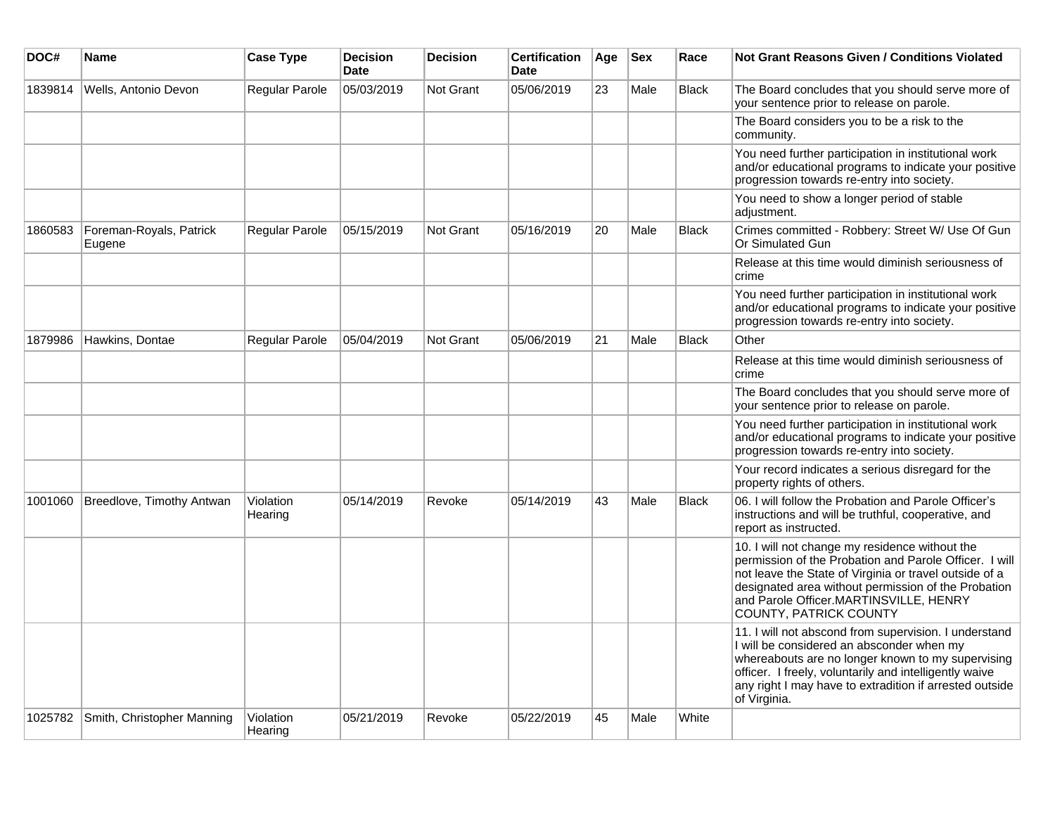| DOC# | Name | Case Type | Decision Date | Decision | Certification Date | Age | Sex | Race | Not Grant Reasons Given / Conditions Violated |
|---|---|---|---|---|---|---|---|---|---|
| 1839814 | Wells, Antonio Devon | Regular Parole | 05/03/2019 | Not Grant | 05/06/2019 | 23 | Male | Black | The Board concludes that you should serve more of your sentence prior to release on parole. |
| | | | | | | | | | The Board considers you to be a risk to the community. |
| | | | | | | | | | You need further participation in institutional work and/or educational programs to indicate your positive progression towards re-entry into society. |
| | | | | | | | | | You need to show a longer period of stable adjustment. |
| 1860583 | Foreman-Royals, Patrick Eugene | Regular Parole | 05/15/2019 | Not Grant | 05/16/2019 | 20 | Male | Black | Crimes committed - Robbery: Street W/ Use Of Gun Or Simulated Gun |
| | | | | | | | | | Release at this time would diminish seriousness of crime |
| | | | | | | | | | You need further participation in institutional work and/or educational programs to indicate your positive progression towards re-entry into society. |
| 1879986 | Hawkins, Dontae | Regular Parole | 05/04/2019 | Not Grant | 05/06/2019 | 21 | Male | Black | Other |
| | | | | | | | | | Release at this time would diminish seriousness of crime |
| | | | | | | | | | The Board concludes that you should serve more of your sentence prior to release on parole. |
| | | | | | | | | | You need further participation in institutional work and/or educational programs to indicate your positive progression towards re-entry into society. |
| | | | | | | | | | Your record indicates a serious disregard for the property rights of others. |
| 1001060 | Breedlove, Timothy Antwan | Violation Hearing | 05/14/2019 | Revoke | 05/14/2019 | 43 | Male | Black | 06. I will follow the Probation and Parole Officer's instructions and will be truthful, cooperative, and report as instructed. |
| | | | | | | | | | 10. I will not change my residence without the permission of the Probation and Parole Officer. I will not leave the State of Virginia or travel outside of a designated area without permission of the Probation and Parole Officer.MARTINSVILLE, HENRY COUNTY, PATRICK COUNTY |
| | | | | | | | | | 11. I will not abscond from supervision. I understand I will be considered an absconder when my whereabouts are no longer known to my supervising officer. I freely, voluntarily and intelligently waive any right I may have to extradition if arrested outside of Virginia. |
| 1025782 | Smith, Christopher Manning | Violation Hearing | 05/21/2019 | Revoke | 05/22/2019 | 45 | Male | White | |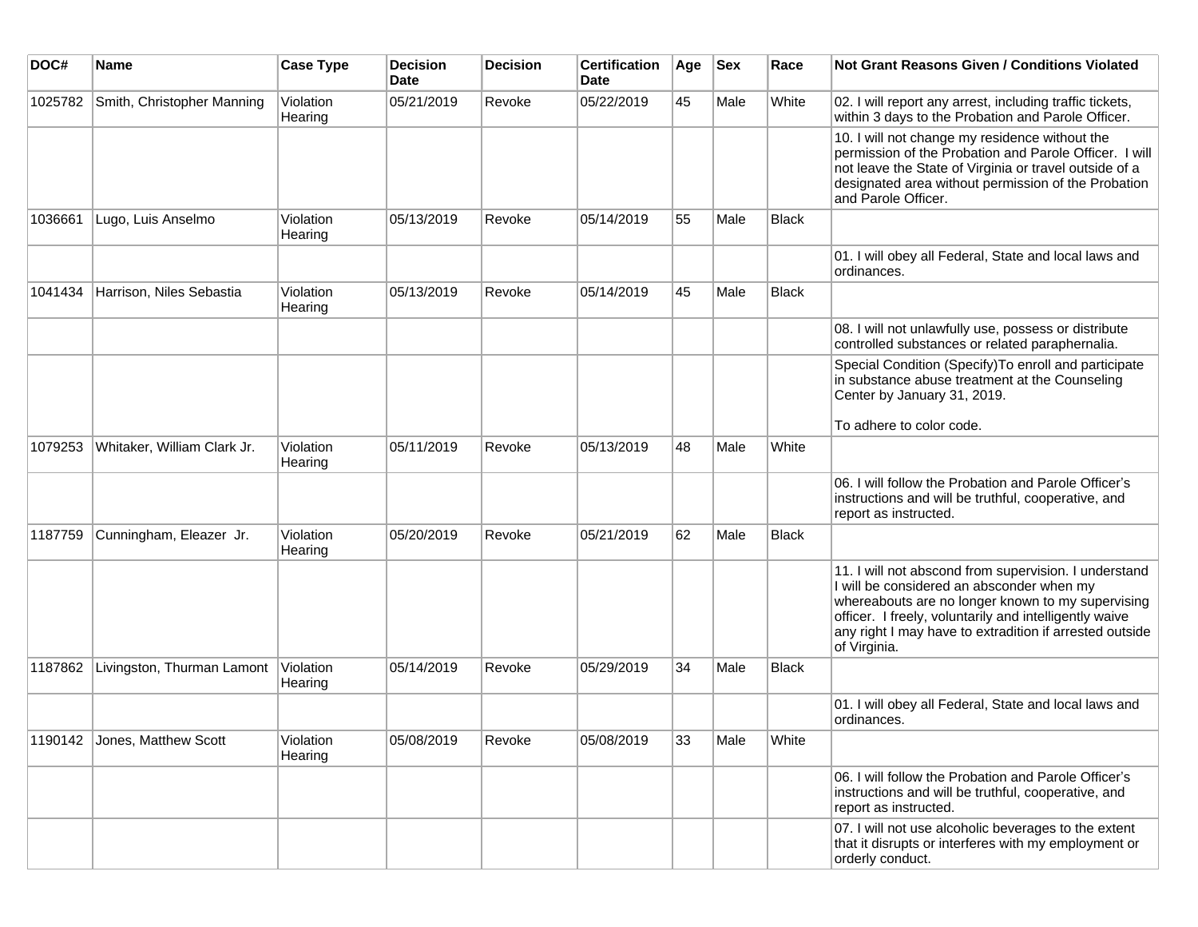| DOC# | Name | Case Type | Decision Date | Decision | Certification Date | Age | Sex | Race | Not Grant Reasons Given / Conditions Violated |
|---|---|---|---|---|---|---|---|---|---|
| 1025782 | Smith, Christopher Manning | Violation Hearing | 05/21/2019 | Revoke | 05/22/2019 | 45 | Male | White | 02. I will report any arrest, including traffic tickets, within 3 days to the Probation and Parole Officer. |
| | | | | | | | | | 10. I will not change my residence without the permission of the Probation and Parole Officer. I will not leave the State of Virginia or travel outside of a designated area without permission of the Probation and Parole Officer. |
| 1036661 | Lugo, Luis Anselmo | Violation Hearing | 05/13/2019 | Revoke | 05/14/2019 | 55 | Male | Black | |
| | | | | | | | | | 01. I will obey all Federal, State and local laws and ordinances. |
| 1041434 | Harrison, Niles Sebastia | Violation Hearing | 05/13/2019 | Revoke | 05/14/2019 | 45 | Male | Black | |
| | | | | | | | | | 08. I will not unlawfully use, possess or distribute controlled substances or related paraphernalia. |
| | | | | | | | | | Special Condition (Specify)To enroll and participate in substance abuse treatment at the Counseling Center by January 31, 2019.<br><br>To adhere to color code. |
| 1079253 | Whitaker, William Clark Jr. | Violation Hearing | 05/11/2019 | Revoke | 05/13/2019 | 48 | Male | White | |
| | | | | | | | | | 06. I will follow the Probation and Parole Officer's instructions and will be truthful, cooperative, and report as instructed. |
| 1187759 | Cunningham, Eleazer Jr. | Violation Hearing | 05/20/2019 | Revoke | 05/21/2019 | 62 | Male | Black | |
| | | | | | | | | | 11. I will not abscond from supervision. I understand I will be considered an absconder when my whereabouts are no longer known to my supervising officer. I freely, voluntarily and intelligently waive any right I may have to extradition if arrested outside of Virginia. |
| 1187862 | Livingston, Thurman Lamont | Violation Hearing | 05/14/2019 | Revoke | 05/29/2019 | 34 | Male | Black | |
| | | | | | | | | | 01. I will obey all Federal, State and local laws and ordinances. |
| 1190142 | Jones, Matthew Scott | Violation Hearing | 05/08/2019 | Revoke | 05/08/2019 | 33 | Male | White | |
| | | | | | | | | | 06. I will follow the Probation and Parole Officer's instructions and will be truthful, cooperative, and report as instructed. |
| | | | | | | | | | 07. I will not use alcoholic beverages to the extent that it disrupts or interferes with my employment or orderly conduct. |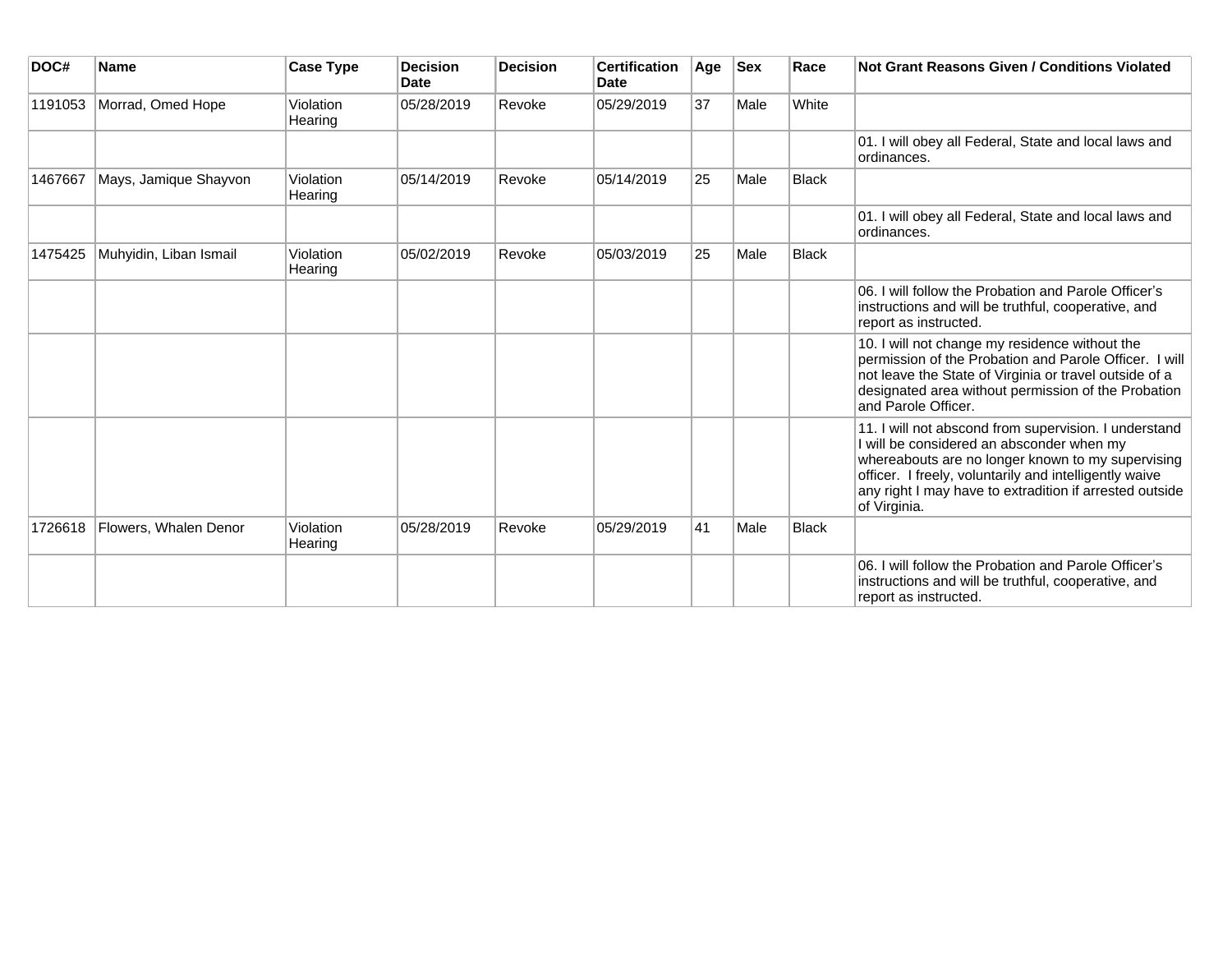| DOC# | Name | Case Type | Decision Date | Decision | Certification Date | Age | Sex | Race | Not Grant Reasons Given / Conditions Violated |
|---|---|---|---|---|---|---|---|---|---|
| 1191053 | Morrad, Omed Hope | Violation Hearing | 05/28/2019 | Revoke | 05/29/2019 | 37 | Male | White | |
| | | | | | | | | | 01. I will obey all Federal, State and local laws and ordinances. |
| 1467667 | Mays, Jamique Shayvon | Violation Hearing | 05/14/2019 | Revoke | 05/14/2019 | 25 | Male | Black | |
| | | | | | | | | | 01. I will obey all Federal, State and local laws and ordinances. |
| 1475425 | Muhyidin, Liban Ismail | Violation Hearing | 05/02/2019 | Revoke | 05/03/2019 | 25 | Male | Black | |
| | | | | | | | | | 06. I will follow the Probation and Parole Officer's instructions and will be truthful, cooperative, and report as instructed. |
| | | | | | | | | | 10. I will not change my residence without the permission of the Probation and Parole Officer. I will not leave the State of Virginia or travel outside of a designated area without permission of the Probation and Parole Officer. |
| | | | | | | | | | 11. I will not abscond from supervision. I understand I will be considered an absconder when my whereabouts are no longer known to my supervising officer. I freely, voluntarily and intelligently waive any right I may have to extradition if arrested outside of Virginia. |
| 1726618 | Flowers, Whalen Denor | Violation Hearing | 05/28/2019 | Revoke | 05/29/2019 | 41 | Male | Black | |
| | | | | | | | | | 06. I will follow the Probation and Parole Officer's instructions and will be truthful, cooperative, and report as instructed. |